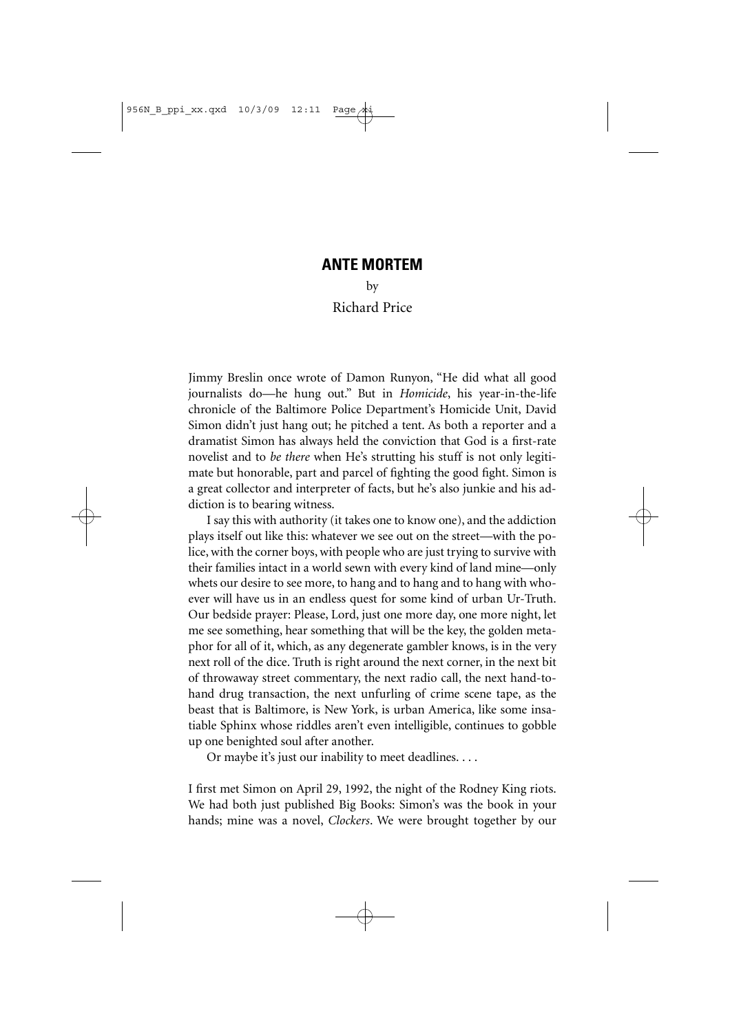# ANTE MORTEM

by

Richard Price

Jimmy Breslin once wrote of Damon Runyon, "He did what all good journalists do—he hung out." But in *Homicide*, his year-in-the-life chronicle of the Baltimore Police Department's Homicide Unit, David Simon didn't just hang out; he pitched a tent. As both a reporter and a dramatist Simon has always held the conviction that God is a first-rate novelist and to *be there* when He's strutting his stuff is not only legitimate but honorable, part and parcel of fighting the good fight. Simon is a great collector and interpreter of facts, but he's also junkie and his addiction is to bearing witness.

I say this with authority (it takes one to know one), and the addiction plays itself out like this: whatever we see out on the street—with the police, with the corner boys, with people who are just trying to survive with their families intact in a world sewn with every kind of land mine—only whets our desire to see more, to hang and to hang and to hang with whoever will have us in an endless quest for some kind of urban Ur-Truth. Our bedside prayer: Please, Lord, just one more day, one more night, let me see something, hear something that will be the key, the golden metaphor for all of it, which, as any degenerate gambler knows, is in the very next roll of the dice. Truth is right around the next corner, in the next bit of throwaway street commentary, the next radio call, the next hand-to-hand drug transaction, the next unfurling of crime scene tape, as the beast that is Baltimore, is New York, is urban America, like some insatiable Sphinx whose riddles aren't even intelligible, continues to gobble up one benighted soul after another.

Or maybe it's just our inability to meet deadlines. . . .

I first met Simon on April 29, 1992, the night of the Rodney King riots. We had both just published Big Books: Simon's was the book in your hands; mine was a novel, *Clockers*. We were brought together by our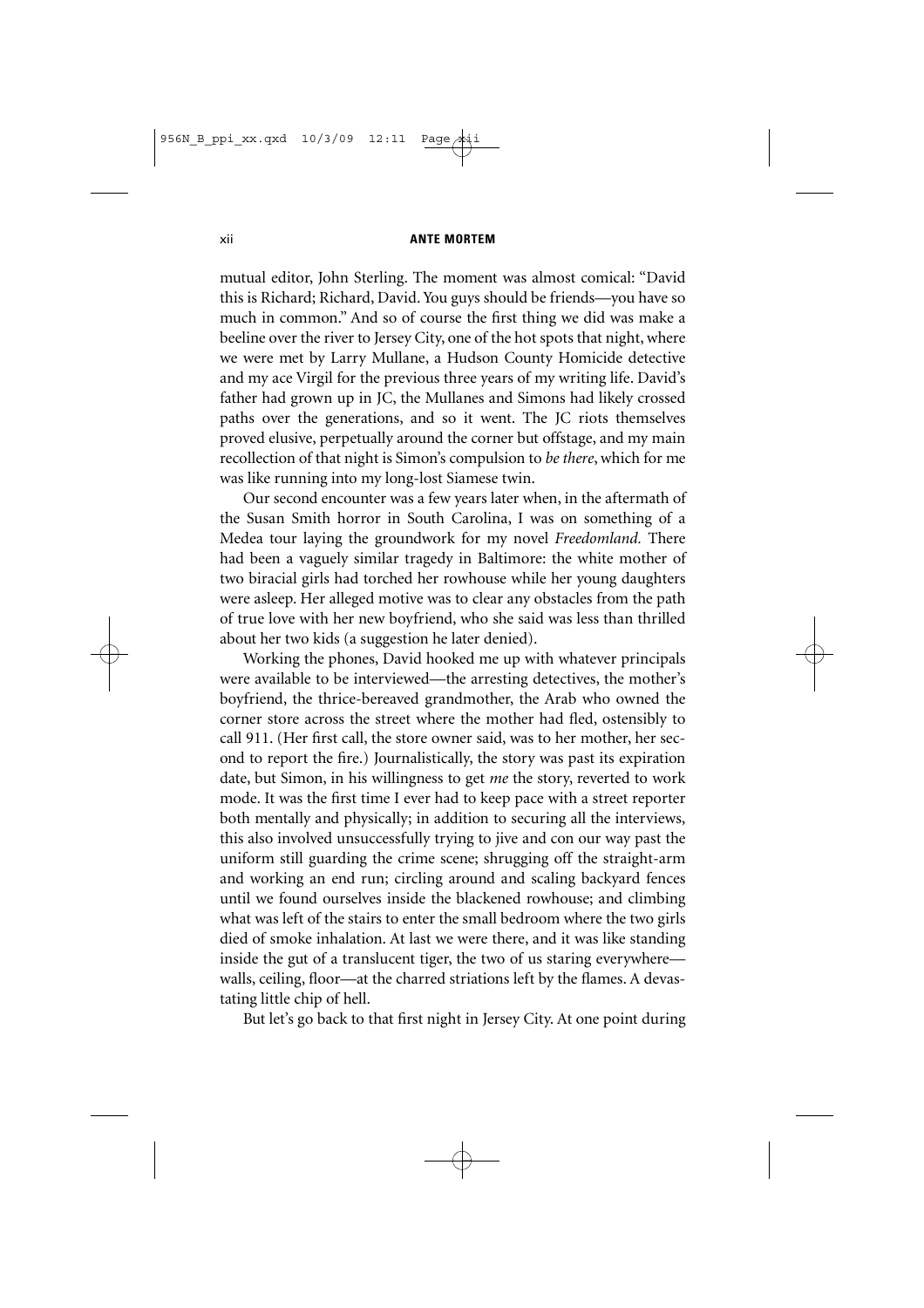mutual editor, John Sterling. The moment was almost comical: "David this is Richard; Richard, David. You guys should be friends—you have so much in common." And so of course the first thing we did was make a beeline over the river to Jersey City, one of the hot spots that night, where we were met by Larry Mullane, a Hudson County Homicide detective and my ace Virgil for the previous three years of my writing life. David's father had grown up in JC, the Mullanes and Simons had likely crossed paths over the generations, and so it went. The JC riots themselves proved elusive, perpetually around the corner but offstage, and my main recollection of that night is Simon's compulsion to *be there*, which for me was like running into my long-lost Siamese twin.

Our second encounter was a few years later when, in the aftermath of the Susan Smith horror in South Carolina, I was on something of a Medea tour laying the groundwork for my novel *Freedomland*. There had been a vaguely similar tragedy in Baltimore: the white mother of two biracial girls had torched her rowhouse while her young daughters were asleep. Her alleged motive was to clear any obstacles from the path of true love with her new boyfriend, who she said was less than thrilled about her two kids (a suggestion he later denied).

Working the phones, David hooked me up with whatever principals were available to be interviewed—the arresting detectives, the mother's boyfriend, the thrice-bereaved grandmother, the Arab who owned the corner store across the street where the mother had fled, ostensibly to call 911. (Her first call, the store owner said, was to her mother, her second to report the fire.) Journalistically, the story was past its expiration date, but Simon, in his willingness to get *me* the story, reverted to work mode. It was the first time I ever had to keep pace with a street reporter both mentally and physically; in addition to securing all the interviews, this also involved unsuccessfully trying to jive and con our way past the uniform still guarding the crime scene; shrugging off the straight-arm and working an end run; circling around and scaling backyard fences until we found ourselves inside the blackened rowhouse; and climbing what was left of the stairs to enter the small bedroom where the two girls died of smoke inhalation. At last we were there, and it was like standing inside the gut of a translucent tiger, the two of us staring everywhere—walls, ceiling, floor—at the charred striations left by the flames. A devastating little chip of hell.

But let's go back to that first night in Jersey City. At one point during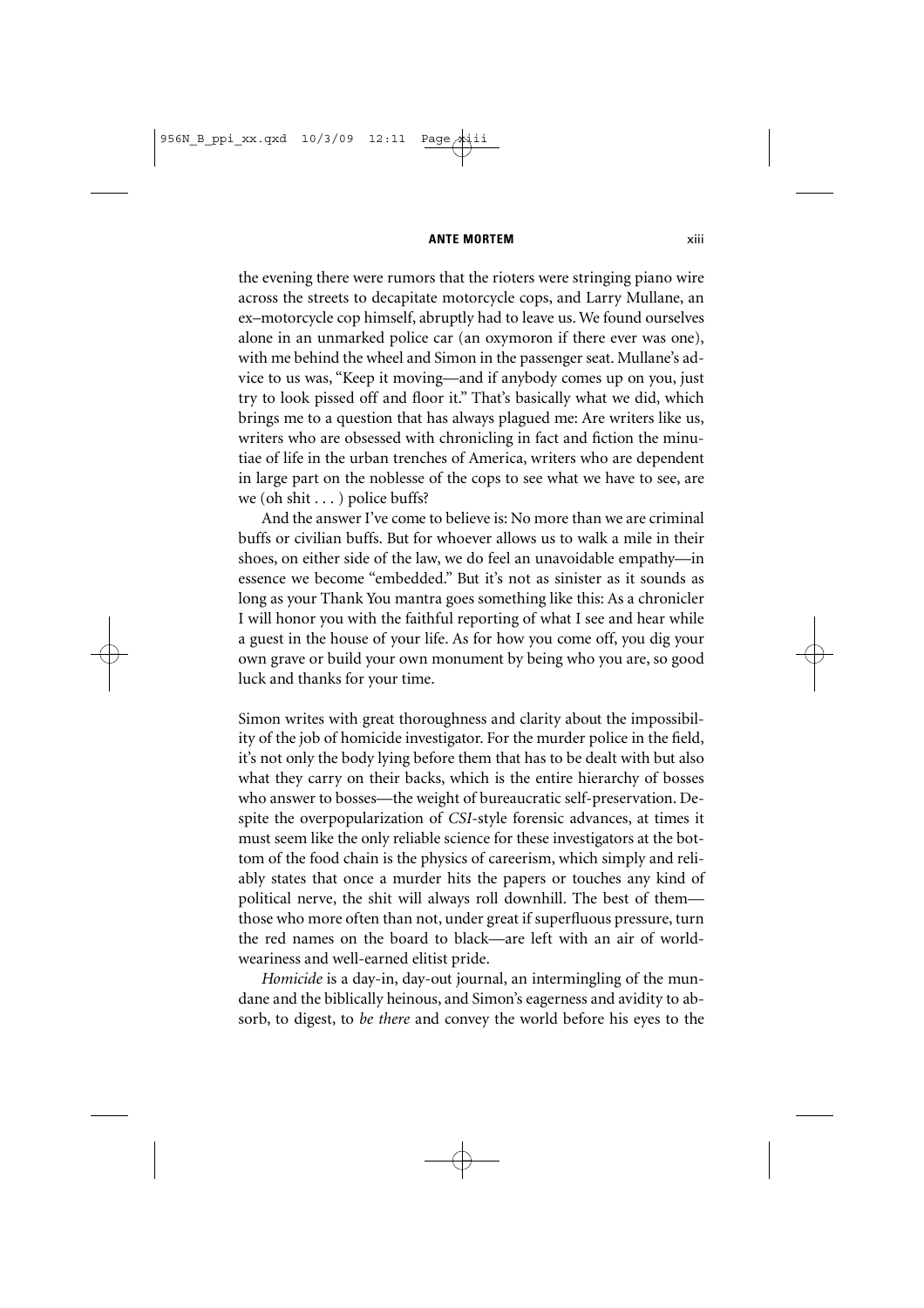the evening there were rumors that the rioters were stringing piano wire across the streets to decapitate motorcycle cops, and Larry Mullane, an ex–motorcycle cop himself, abruptly had to leave us. We found ourselves alone in an unmarked police car (an oxymoron if there ever was one), with me behind the wheel and Simon in the passenger seat. Mullane's advice to us was, "Keep it moving—and if anybody comes up on you, just try to look pissed off and floor it." That's basically what we did, which brings me to a question that has always plagued me: Are writers like us, writers who are obsessed with chronicling in fact and fiction the minutiae of life in the urban trenches of America, writers who are dependent in large part on the noblesse of the cops to see what we have to see, are we (oh shit . . . ) police buffs?

And the answer I've come to believe is: No more than we are criminal buffs or civilian buffs. But for whoever allows us to walk a mile in their shoes, on either side of the law, we do feel an unavoidable empathy—in essence we become "embedded." But it's not as sinister as it sounds as long as your Thank You mantra goes something like this: As a chronicler I will honor you with the faithful reporting of what I see and hear while a guest in the house of your life. As for how you come off, you dig your own grave or build your own monument by being who you are, so good luck and thanks for your time.

Simon writes with great thoroughness and clarity about the impossibility of the job of homicide investigator. For the murder police in the field, it's not only the body lying before them that has to be dealt with but also what they carry on their backs, which is the entire hierarchy of bosses who answer to bosses—the weight of bureaucratic self-preservation. Despite the overpopularization of *CSI*-style forensic advances, at times it must seem like the only reliable science for these investigators at the bottom of the food chain is the physics of careerism, which simply and reliably states that once a murder hits the papers or touches any kind of political nerve, the shit will always roll downhill. The best of them—those who more often than not, under great if superfluous pressure, turn the red names on the board to black—are left with an air of world-weariness and well-earned elitist pride.

*Homicide* is a day-in, day-out journal, an intermingling of the mundane and the biblically heinous, and Simon's eagerness and avidity to absorb, to digest, to *be there* and convey the world before his eyes to the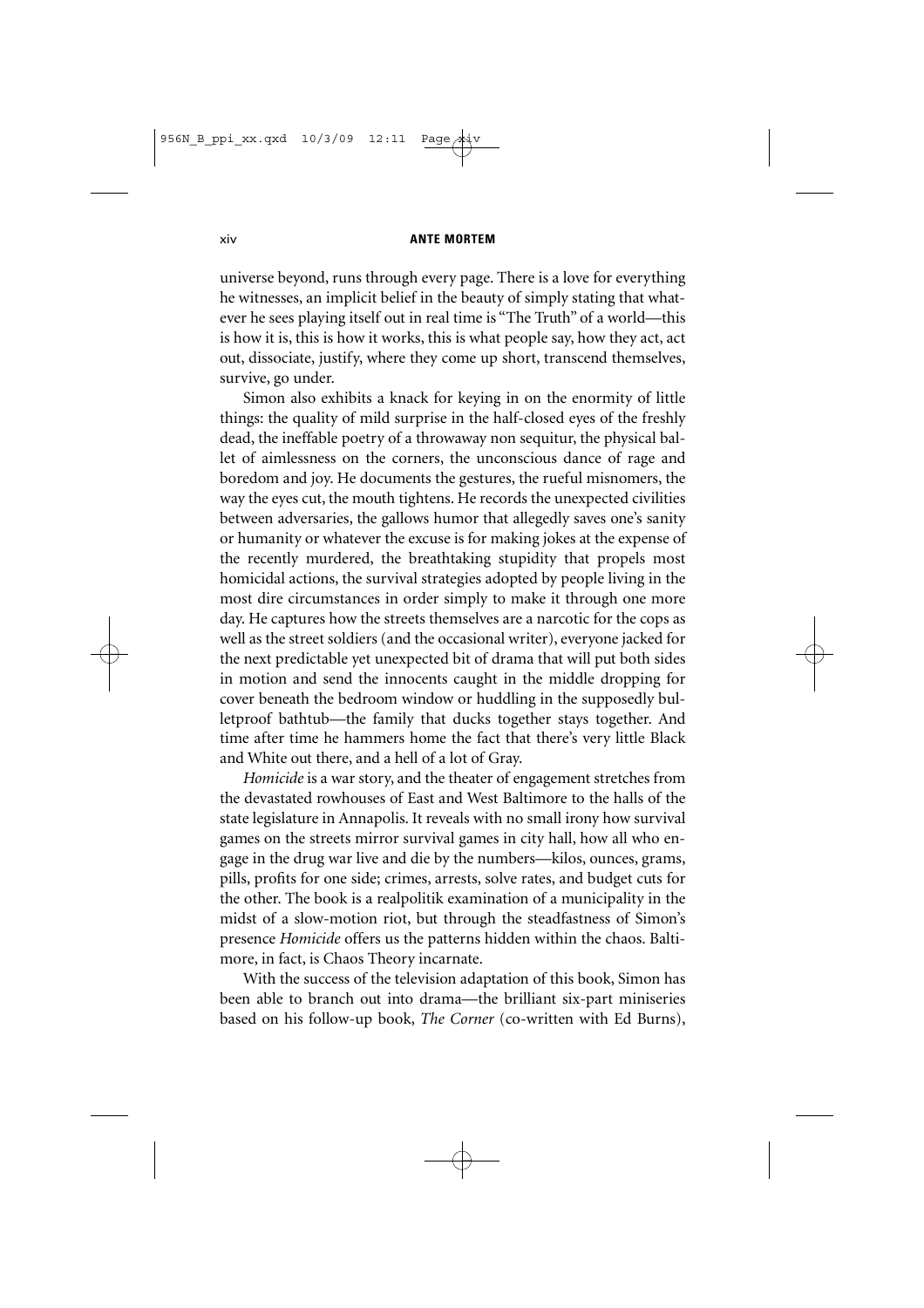universe beyond, runs through every page. There is a love for everything he witnesses, an implicit belief in the beauty of simply stating that whatever he sees playing itself out in real time is "The Truth" of a world—this is how it is, this is how it works, this is what people say, how they act, act out, dissociate, justify, where they come up short, transcend themselves, survive, go under.

Simon also exhibits a knack for keying in on the enormity of little things: the quality of mild surprise in the half-closed eyes of the freshly dead, the ineffable poetry of a throwaway non sequitur, the physical ballet of aimlessness on the corners, the unconscious dance of rage and boredom and joy. He documents the gestures, the rueful misnomers, the way the eyes cut, the mouth tightens. He records the unexpected civilities between adversaries, the gallows humor that allegedly saves one's sanity or humanity or whatever the excuse is for making jokes at the expense of the recently murdered, the breathtaking stupidity that propels most homicidal actions, the survival strategies adopted by people living in the most dire circumstances in order simply to make it through one more day. He captures how the streets themselves are a narcotic for the cops as well as the street soldiers (and the occasional writer), everyone jacked for the next predictable yet unexpected bit of drama that will put both sides in motion and send the innocents caught in the middle dropping for cover beneath the bedroom window or huddling in the supposedly bulletproof bathtub—the family that ducks together stays together. And time after time he hammers home the fact that there's very little Black and White out there, and a hell of a lot of Gray.

*Homicide* is a war story, and the theater of engagement stretches from the devastated rowhouses of East and West Baltimore to the halls of the state legislature in Annapolis. It reveals with no small irony how survival games on the streets mirror survival games in city hall, how all who engage in the drug war live and die by the numbers—kilos, ounces, grams, pills, profits for one side; crimes, arrests, solve rates, and budget cuts for the other. The book is a realpolitik examination of a municipality in the midst of a slow-motion riot, but through the steadfastness of Simon's presence *Homicide* offers us the patterns hidden within the chaos. Baltimore, in fact, is Chaos Theory incarnate.

With the success of the television adaptation of this book, Simon has been able to branch out into drama—the brilliant six-part miniseries based on his follow-up book, *The Corner* (co-written with Ed Burns),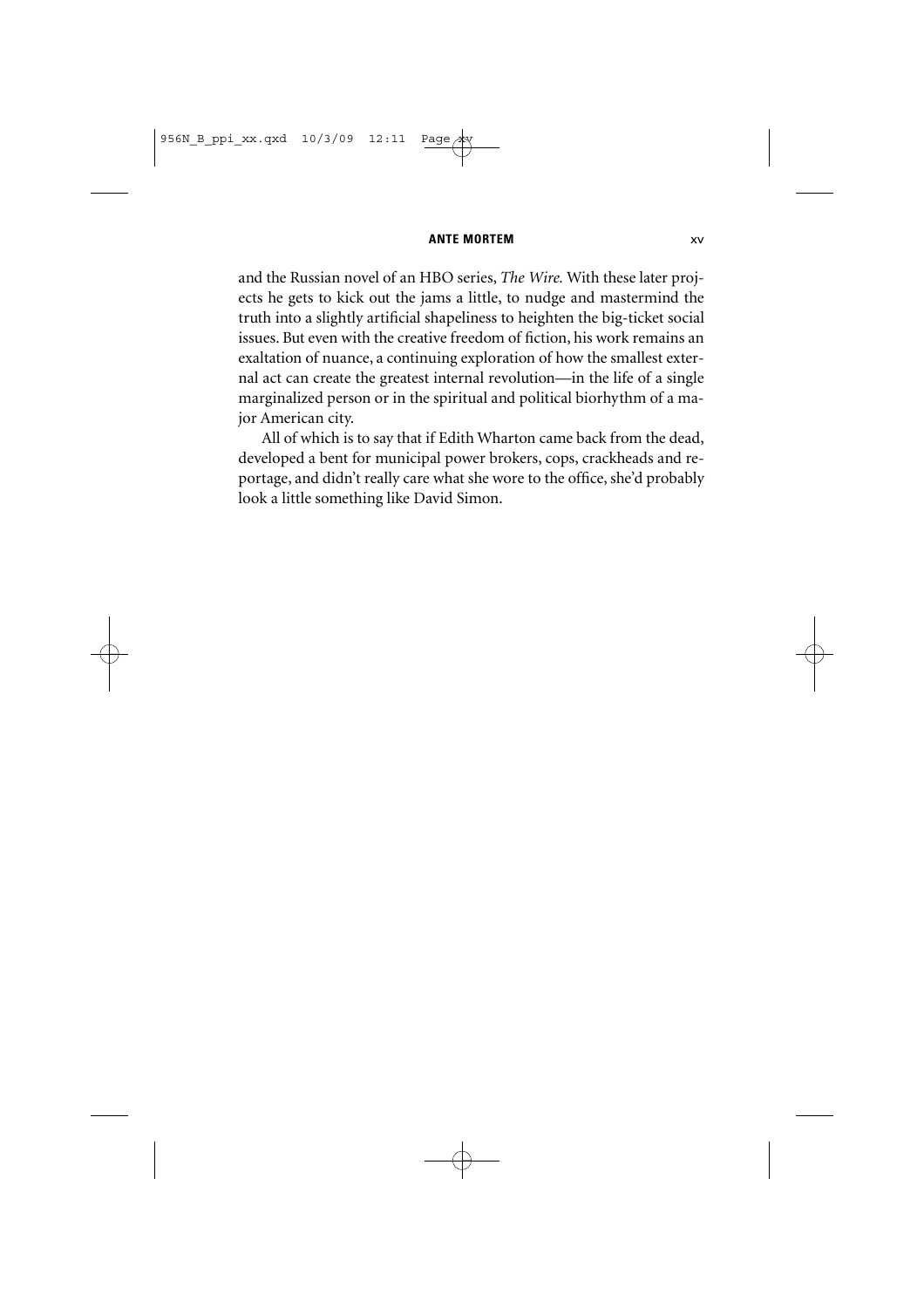and the Russian novel of an HBO series, *The Wire.* With these later projects he gets to kick out the jams a little, to nudge and mastermind the truth into a slightly artificial shapeliness to heighten the big-ticket social issues. But even with the creative freedom of fiction, his work remains an exaltation of nuance, a continuing exploration of how the smallest external act can create the greatest internal revolution—in the life of a single marginalized person or in the spiritual and political biorhythm of a major American city.

All of which is to say that if Edith Wharton came back from the dead, developed a bent for municipal power brokers, cops, crackheads and reportage, and didn't really care what she wore to the office, she'd probably look a little something like David Simon.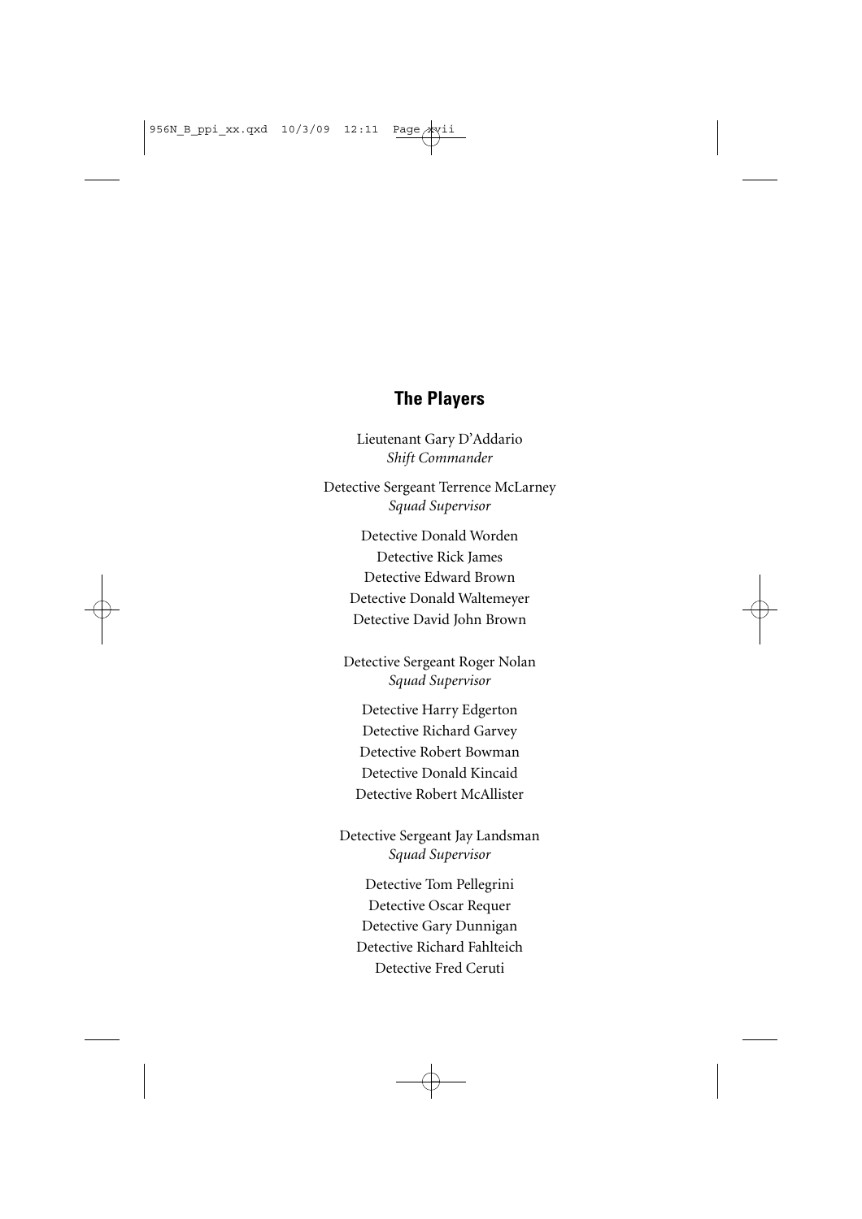## The Players

Lieutenant Gary D'Addario
*Shift Commander*

Detective Sergeant Terrence McLarney
*Squad Supervisor*

Detective Donald Worden
Detective Rick James
Detective Edward Brown
Detective Donald Waltemeyer
Detective David John Brown

Detective Sergeant Roger Nolan
*Squad Supervisor*

Detective Harry Edgerton
Detective Richard Garvey
Detective Robert Bowman
Detective Donald Kincaid
Detective Robert McAllister

Detective Sergeant Jay Landsman
*Squad Supervisor*

Detective Tom Pellegrini
Detective Oscar Requer
Detective Gary Dunnigan
Detective Richard Fahlteich
Detective Fred Ceruti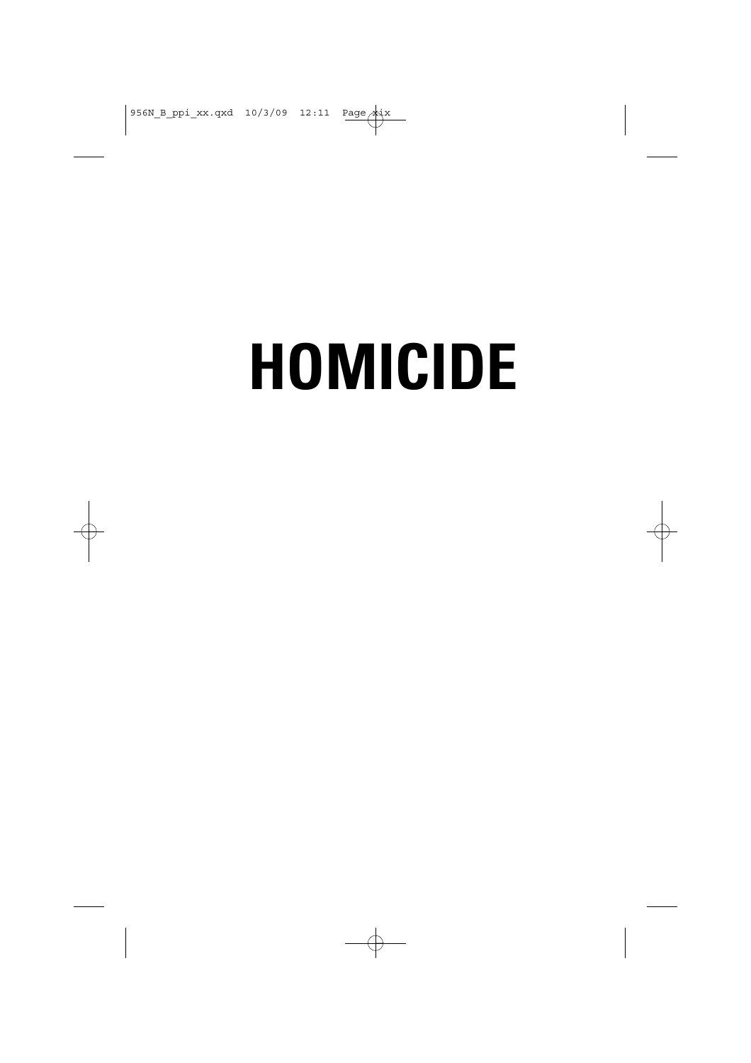# HOMICIDE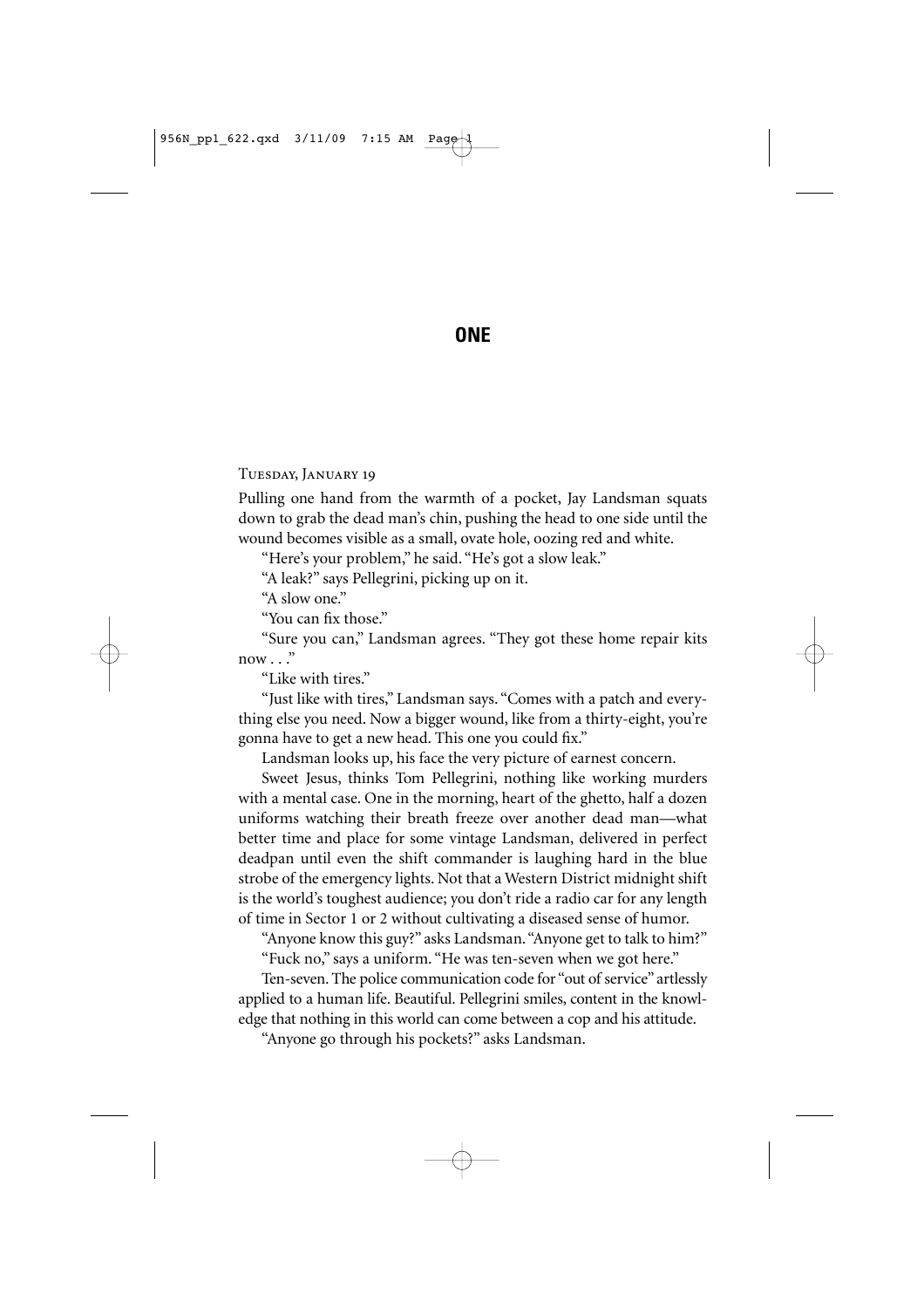# ONE

Tuesday, January 19

Pulling one hand from the warmth of a pocket, Jay Landsman squats down to grab the dead man's chin, pushing the head to one side until the wound becomes visible as a small, ovate hole, oozing red and white.

"Here's your problem," he said. "He's got a slow leak."

"A leak?" says Pellegrini, picking up on it.

"A slow one."

"You can fix those."

"Sure you can," Landsman agrees. "They got these home repair kits now . . ."

"Like with tires."

"Just like with tires," Landsman says. "Comes with a patch and everything else you need. Now a bigger wound, like from a thirty-eight, you're gonna have to get a new head. This one you could fix."

Landsman looks up, his face the very picture of earnest concern.

Sweet Jesus, thinks Tom Pellegrini, nothing like working murders with a mental case. One in the morning, heart of the ghetto, half a dozen uniforms watching their breath freeze over another dead man—what better time and place for some vintage Landsman, delivered in perfect deadpan until even the shift commander is laughing hard in the blue strobe of the emergency lights. Not that a Western District midnight shift is the world's toughest audience; you don't ride a radio car for any length of time in Sector 1 or 2 without cultivating a diseased sense of humor.

"Anyone know this guy?" asks Landsman. "Anyone get to talk to him?"

"Fuck no," says a uniform. "He was ten-seven when we got here."

Ten-seven. The police communication code for "out of service" artlessly applied to a human life. Beautiful. Pellegrini smiles, content in the knowledge that nothing in this world can come between a cop and his attitude.

"Anyone go through his pockets?" asks Landsman.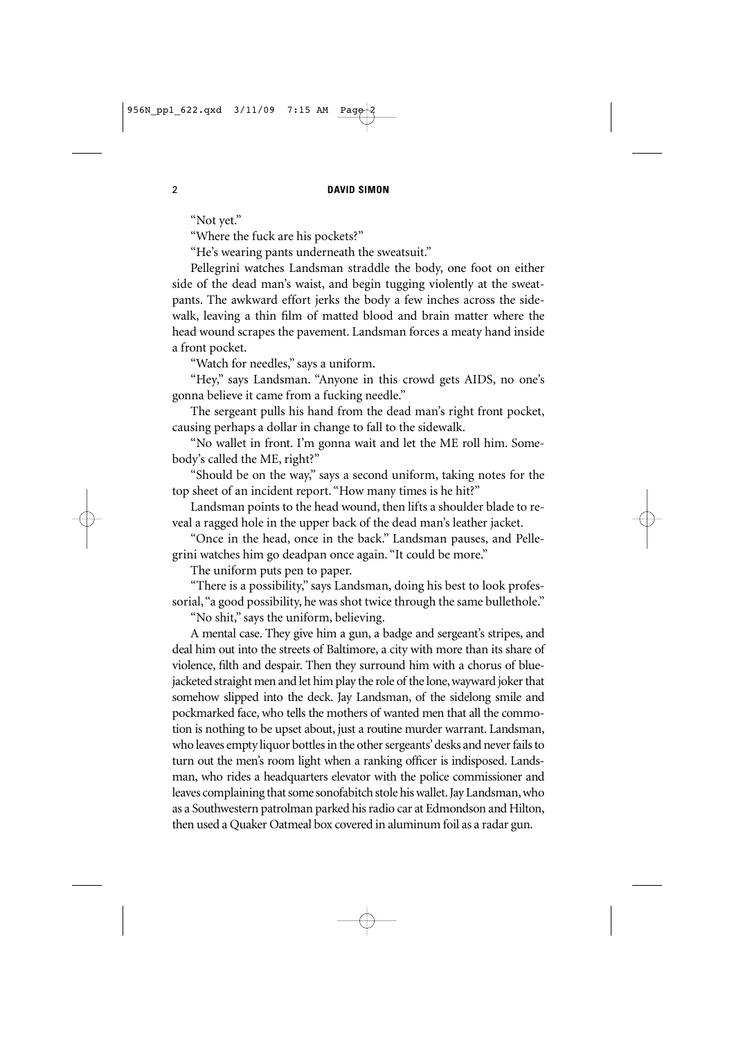"Not yet."

"Where the fuck are his pockets?"

"He's wearing pants underneath the sweatsuit."

Pellegrini watches Landsman straddle the body, one foot on either side of the dead man's waist, and begin tugging violently at the sweatpants. The awkward effort jerks the body a few inches across the sidewalk, leaving a thin film of matted blood and brain matter where the head wound scrapes the pavement. Landsman forces a meaty hand inside a front pocket.

"Watch for needles," says a uniform.

"Hey," says Landsman. "Anyone in this crowd gets AIDS, no one's gonna believe it came from a fucking needle."

The sergeant pulls his hand from the dead man's right front pocket, causing perhaps a dollar in change to fall to the sidewalk.

"No wallet in front. I'm gonna wait and let the ME roll him. Somebody's called the ME, right?"

"Should be on the way," says a second uniform, taking notes for the top sheet of an incident report. "How many times is he hit?"

Landsman points to the head wound, then lifts a shoulder blade to reveal a ragged hole in the upper back of the dead man's leather jacket.

"Once in the head, once in the back." Landsman pauses, and Pellegrini watches him go deadpan once again. "It could be more."

The uniform puts pen to paper.

"There is a possibility," says Landsman, doing his best to look professorial, "a good possibility, he was shot twice through the same bullethole."

"No shit," says the uniform, believing.

A mental case. They give him a gun, a badge and sergeant's stripes, and deal him out into the streets of Baltimore, a city with more than its share of violence, filth and despair. Then they surround him with a chorus of blue-jacketed straight men and let him play the role of the lone, wayward joker that somehow slipped into the deck. Jay Landsman, of the sidelong smile and pockmarked face, who tells the mothers of wanted men that all the commotion is nothing to be upset about, just a routine murder warrant. Landsman, who leaves empty liquor bottles in the other sergeants' desks and never fails to turn out the men's room light when a ranking officer is indisposed. Landsman, who rides a headquarters elevator with the police commissioner and leaves complaining that some sonofabitch stole his wallet. Jay Landsman, who as a Southwestern patrolman parked his radio car at Edmondson and Hilton, then used a Quaker Oatmeal box covered in aluminum foil as a radar gun.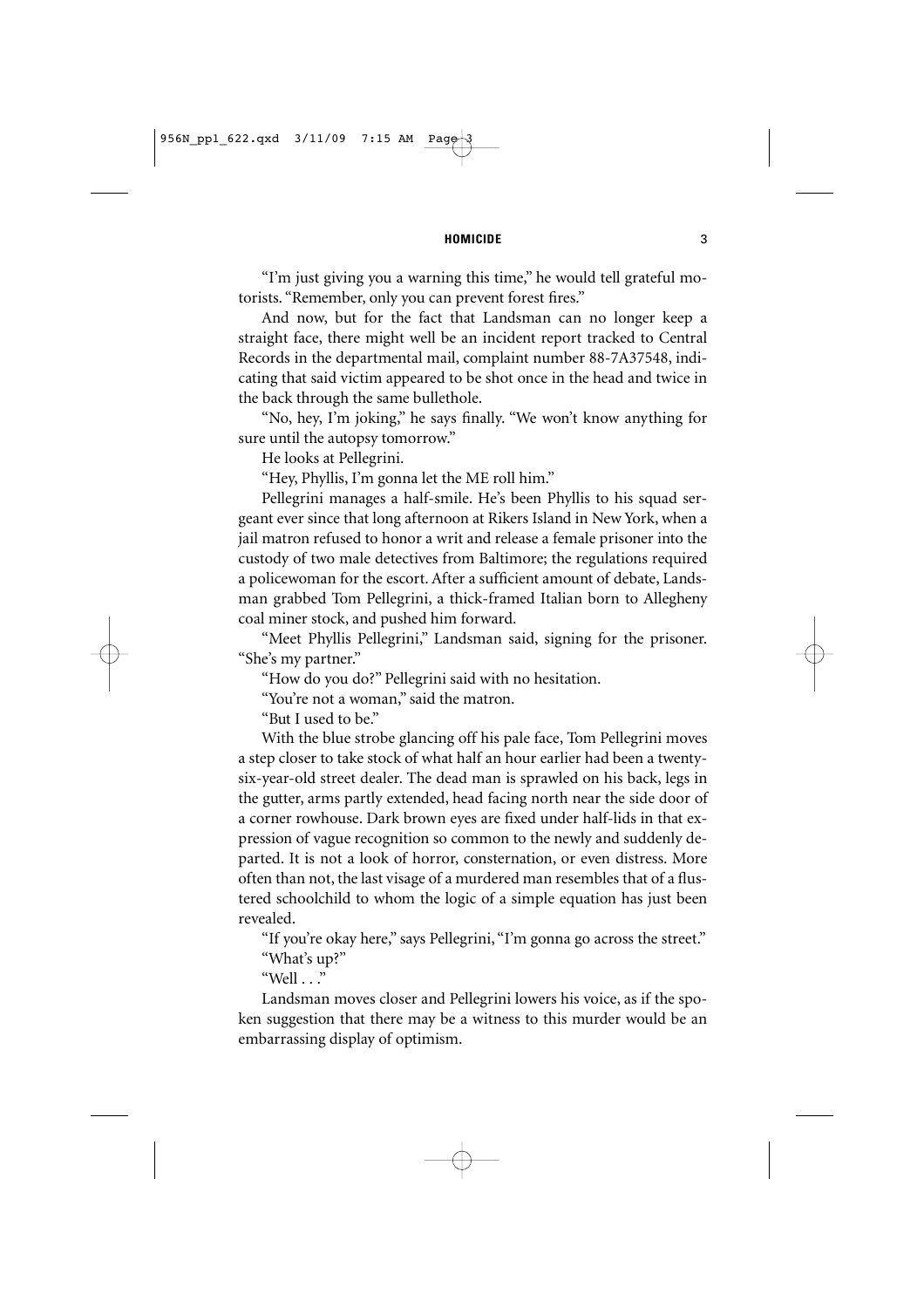"I'm just giving you a warning this time," he would tell grateful motorists. "Remember, only you can prevent forest fires."

And now, but for the fact that Landsman can no longer keep a straight face, there might well be an incident report tracked to Central Records in the departmental mail, complaint number 88-7A37548, indicating that said victim appeared to be shot once in the head and twice in the back through the same bullethole.

"No, hey, I'm joking," he says finally. "We won't know anything for sure until the autopsy tomorrow."

He looks at Pellegrini.

"Hey, Phyllis, I'm gonna let the ME roll him."

Pellegrini manages a half-smile. He's been Phyllis to his squad sergeant ever since that long afternoon at Rikers Island in New York, when a jail matron refused to honor a writ and release a female prisoner into the custody of two male detectives from Baltimore; the regulations required a policewoman for the escort. After a sufficient amount of debate, Landsman grabbed Tom Pellegrini, a thick-framed Italian born to Allegheny coal miner stock, and pushed him forward.

"Meet Phyllis Pellegrini," Landsman said, signing for the prisoner. "She's my partner."

"How do you do?" Pellegrini said with no hesitation.

"You're not a woman," said the matron.

"But I used to be."

With the blue strobe glancing off his pale face, Tom Pellegrini moves a step closer to take stock of what half an hour earlier had been a twenty-six-year-old street dealer. The dead man is sprawled on his back, legs in the gutter, arms partly extended, head facing north near the side door of a corner rowhouse. Dark brown eyes are fixed under half-lids in that expression of vague recognition so common to the newly and suddenly departed. It is not a look of horror, consternation, or even distress. More often than not, the last visage of a murdered man resembles that of a flustered schoolchild to whom the logic of a simple equation has just been revealed.

"If you're okay here," says Pellegrini, "I'm gonna go across the street."

"What's up?"

"Well . . ."

Landsman moves closer and Pellegrini lowers his voice, as if the spoken suggestion that there may be a witness to this murder would be an embarrassing display of optimism.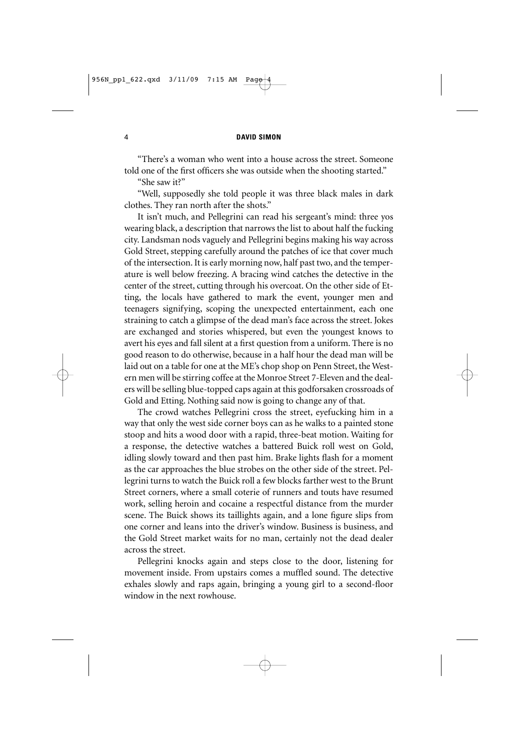"There's a woman who went into a house across the street. Someone told one of the first officers she was outside when the shooting started."

"She saw it?"

"Well, supposedly she told people it was three black males in dark clothes. They ran north after the shots."

It isn't much, and Pellegrini can read his sergeant's mind: three yos wearing black, a description that narrows the list to about half the fucking city. Landsman nods vaguely and Pellegrini begins making his way across Gold Street, stepping carefully around the patches of ice that cover much of the intersection. It is early morning now, half past two, and the temperature is well below freezing. A bracing wind catches the detective in the center of the street, cutting through his overcoat. On the other side of Etting, the locals have gathered to mark the event, younger men and teenagers signifying, scoping the unexpected entertainment, each one straining to catch a glimpse of the dead man's face across the street. Jokes are exchanged and stories whispered, but even the youngest knows to avert his eyes and fall silent at a first question from a uniform. There is no good reason to do otherwise, because in a half hour the dead man will be laid out on a table for one at the ME's chop shop on Penn Street, the Western men will be stirring coffee at the Monroe Street 7-Eleven and the dealers will be selling blue-topped caps again at this godforsaken crossroads of Gold and Etting. Nothing said now is going to change any of that.

The crowd watches Pellegrini cross the street, eyefucking him in a way that only the west side corner boys can as he walks to a painted stone stoop and hits a wood door with a rapid, three-beat motion. Waiting for a response, the detective watches a battered Buick roll west on Gold, idling slowly toward and then past him. Brake lights flash for a moment as the car approaches the blue strobes on the other side of the street. Pellegrini turns to watch the Buick roll a few blocks farther west to the Brunt Street corners, where a small coterie of runners and touts have resumed work, selling heroin and cocaine a respectful distance from the murder scene. The Buick shows its taillights again, and a lone figure slips from one corner and leans into the driver's window. Business is business, and the Gold Street market waits for no man, certainly not the dead dealer across the street.

Pellegrini knocks again and steps close to the door, listening for movement inside. From upstairs comes a muffled sound. The detective exhales slowly and raps again, bringing a young girl to a second-floor window in the next rowhouse.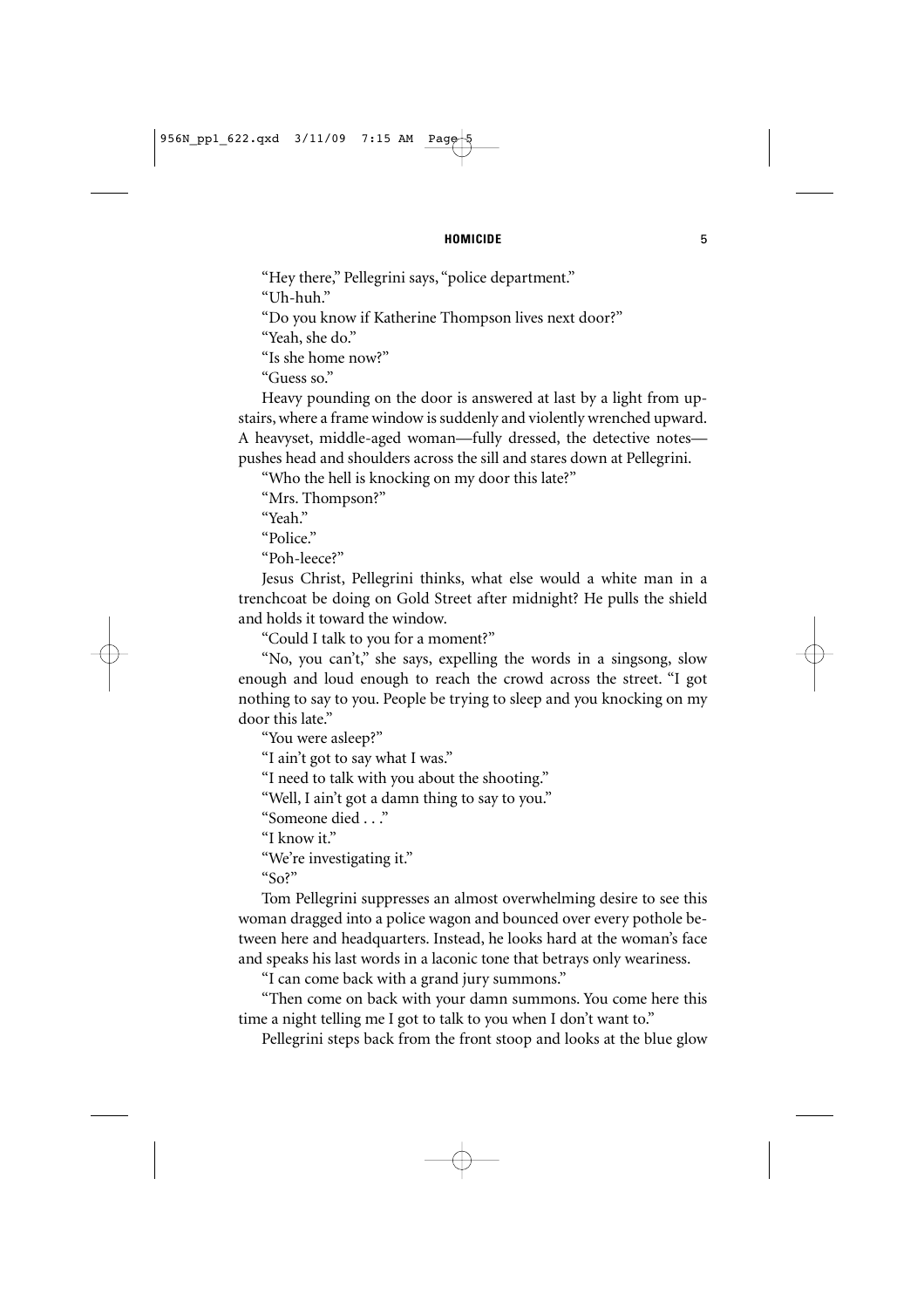"Hey there," Pellegrini says, "police department."

"Uh-huh."

"Do you know if Katherine Thompson lives next door?"

"Yeah, she do."

"Is she home now?"

"Guess so."

Heavy pounding on the door is answered at last by a light from upstairs, where a frame window is suddenly and violently wrenched upward. A heavyset, middle-aged woman—fully dressed, the detective notes—pushes head and shoulders across the sill and stares down at Pellegrini.

"Who the hell is knocking on my door this late?"

"Mrs. Thompson?"

"Yeah."

"Police."

"Poh-leece?"

Jesus Christ, Pellegrini thinks, what else would a white man in a trenchcoat be doing on Gold Street after midnight? He pulls the shield and holds it toward the window.

"Could I talk to you for a moment?"

"No, you can't," she says, expelling the words in a singsong, slow enough and loud enough to reach the crowd across the street. "I got nothing to say to you. People be trying to sleep and you knocking on my door this late."

"You were asleep?"

"I ain't got to say what I was."

"I need to talk with you about the shooting."

"Well, I ain't got a damn thing to say to you."

"Someone died . . ."

"I know it."

"We're investigating it."

"So?"

Tom Pellegrini suppresses an almost overwhelming desire to see this woman dragged into a police wagon and bounced over every pothole between here and headquarters. Instead, he looks hard at the woman's face and speaks his last words in a laconic tone that betrays only weariness.

"I can come back with a grand jury summons."

"Then come on back with your damn summons. You come here this time a night telling me I got to talk to you when I don't want to."

Pellegrini steps back from the front stoop and looks at the blue glow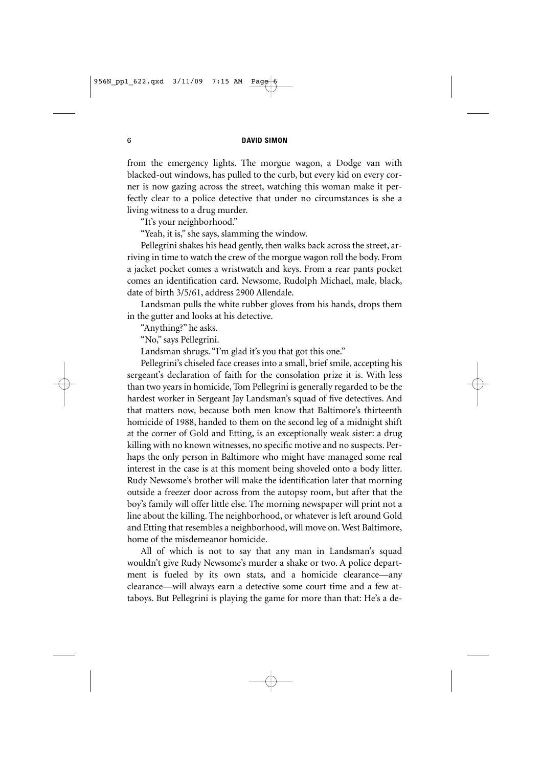from the emergency lights. The morgue wagon, a Dodge van with blacked-out windows, has pulled to the curb, but every kid on every corner is now gazing across the street, watching this woman make it perfectly clear to a police detective that under no circumstances is she a living witness to a drug murder.

"It's your neighborhood."

"Yeah, it is," she says, slamming the window.

Pellegrini shakes his head gently, then walks back across the street, arriving in time to watch the crew of the morgue wagon roll the body. From a jacket pocket comes a wristwatch and keys. From a rear pants pocket comes an identification card. Newsome, Rudolph Michael, male, black, date of birth 3/5/61, address 2900 Allendale.

Landsman pulls the white rubber gloves from his hands, drops them in the gutter and looks at his detective.

"Anything?" he asks.

"No," says Pellegrini.

Landsman shrugs. "I'm glad it's you that got this one."

Pellegrini's chiseled face creases into a small, brief smile, accepting his sergeant's declaration of faith for the consolation prize it is. With less than two years in homicide, Tom Pellegrini is generally regarded to be the hardest worker in Sergeant Jay Landsman's squad of five detectives. And that matters now, because both men know that Baltimore's thirteenth homicide of 1988, handed to them on the second leg of a midnight shift at the corner of Gold and Etting, is an exceptionally weak sister: a drug killing with no known witnesses, no specific motive and no suspects. Perhaps the only person in Baltimore who might have managed some real interest in the case is at this moment being shoveled onto a body litter. Rudy Newsome's brother will make the identification later that morning outside a freezer door across from the autopsy room, but after that the boy's family will offer little else. The morning newspaper will print not a line about the killing. The neighborhood, or whatever is left around Gold and Etting that resembles a neighborhood, will move on. West Baltimore, home of the misdemeanor homicide.

All of which is not to say that any man in Landsman's squad wouldn't give Rudy Newsome's murder a shake or two. A police department is fueled by its own stats, and a homicide clearance—any clearance—will always earn a detective some court time and a few attaboys. But Pellegrini is playing the game for more than that: He's a de-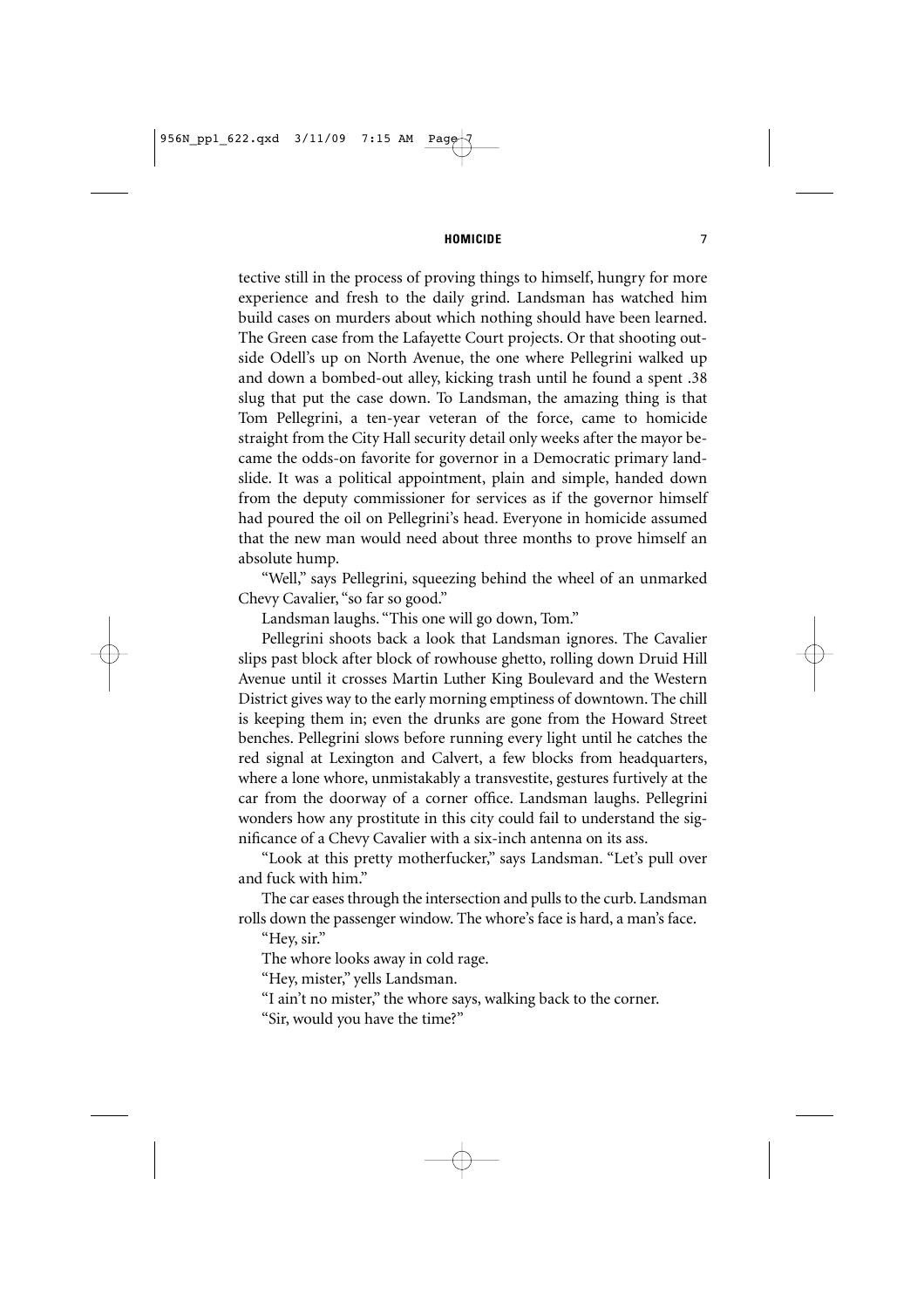tective still in the process of proving things to himself, hungry for more experience and fresh to the daily grind. Landsman has watched him build cases on murders about which nothing should have been learned. The Green case from the Lafayette Court projects. Or that shooting outside Odell's up on North Avenue, the one where Pellegrini walked up and down a bombed-out alley, kicking trash until he found a spent .38 slug that put the case down. To Landsman, the amazing thing is that Tom Pellegrini, a ten-year veteran of the force, came to homicide straight from the City Hall security detail only weeks after the mayor became the odds-on favorite for governor in a Democratic primary landslide. It was a political appointment, plain and simple, handed down from the deputy commissioner for services as if the governor himself had poured the oil on Pellegrini's head. Everyone in homicide assumed that the new man would need about three months to prove himself an absolute hump.

"Well," says Pellegrini, squeezing behind the wheel of an unmarked Chevy Cavalier, "so far so good."

Landsman laughs. "This one will go down, Tom."

Pellegrini shoots back a look that Landsman ignores. The Cavalier slips past block after block of rowhouse ghetto, rolling down Druid Hill Avenue until it crosses Martin Luther King Boulevard and the Western District gives way to the early morning emptiness of downtown. The chill is keeping them in; even the drunks are gone from the Howard Street benches. Pellegrini slows before running every light until he catches the red signal at Lexington and Calvert, a few blocks from headquarters, where a lone whore, unmistakably a transvestite, gestures furtively at the car from the doorway of a corner office. Landsman laughs. Pellegrini wonders how any prostitute in this city could fail to understand the significance of a Chevy Cavalier with a six-inch antenna on its ass.

"Look at this pretty motherfucker," says Landsman. "Let's pull over and fuck with him."

The car eases through the intersection and pulls to the curb. Landsman rolls down the passenger window. The whore's face is hard, a man's face.

"Hey, sir."

The whore looks away in cold rage.

"Hey, mister," yells Landsman.

"I ain't no mister," the whore says, walking back to the corner.

"Sir, would you have the time?"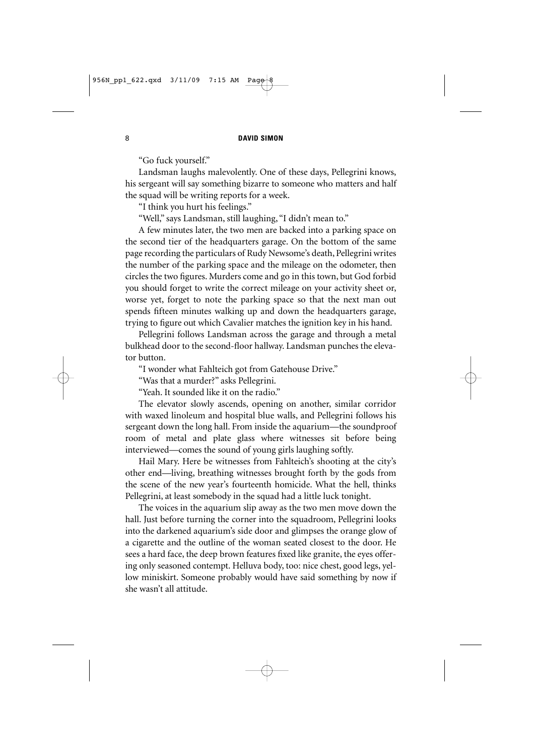"Go fuck yourself."

Landsman laughs malevolently. One of these days, Pellegrini knows, his sergeant will say something bizarre to someone who matters and half the squad will be writing reports for a week.

"I think you hurt his feelings."

"Well," says Landsman, still laughing, "I didn't mean to."

A few minutes later, the two men are backed into a parking space on the second tier of the headquarters garage. On the bottom of the same page recording the particulars of Rudy Newsome's death, Pellegrini writes the number of the parking space and the mileage on the odometer, then circles the two figures. Murders come and go in this town, but God forbid you should forget to write the correct mileage on your activity sheet or, worse yet, forget to note the parking space so that the next man out spends fifteen minutes walking up and down the headquarters garage, trying to figure out which Cavalier matches the ignition key in his hand.

Pellegrini follows Landsman across the garage and through a metal bulkhead door to the second-floor hallway. Landsman punches the elevator button.

"I wonder what Fahlteich got from Gatehouse Drive."

"Was that a murder?" asks Pellegrini.

"Yeah. It sounded like it on the radio."

The elevator slowly ascends, opening on another, similar corridor with waxed linoleum and hospital blue walls, and Pellegrini follows his sergeant down the long hall. From inside the aquarium—the soundproof room of metal and plate glass where witnesses sit before being interviewed—comes the sound of young girls laughing softly.

Hail Mary. Here be witnesses from Fahlteich's shooting at the city's other end—living, breathing witnesses brought forth by the gods from the scene of the new year's fourteenth homicide. What the hell, thinks Pellegrini, at least somebody in the squad had a little luck tonight.

The voices in the aquarium slip away as the two men move down the hall. Just before turning the corner into the squadroom, Pellegrini looks into the darkened aquarium's side door and glimpses the orange glow of a cigarette and the outline of the woman seated closest to the door. He sees a hard face, the deep brown features fixed like granite, the eyes offering only seasoned contempt. Helluva body, too: nice chest, good legs, yellow miniskirt. Someone probably would have said something by now if she wasn't all attitude.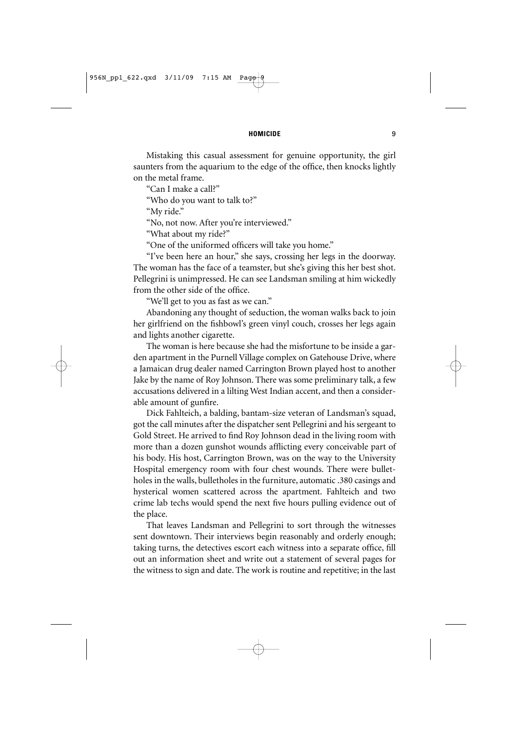Mistaking this casual assessment for genuine opportunity, the girl saunters from the aquarium to the edge of the office, then knocks lightly on the metal frame.

"Can I make a call?"

"Who do you want to talk to?"

"My ride."

"No, not now. After you're interviewed."

"What about my ride?"

"One of the uniformed officers will take you home."

"I've been here an hour," she says, crossing her legs in the doorway. The woman has the face of a teamster, but she's giving this her best shot. Pellegrini is unimpressed. He can see Landsman smiling at him wickedly from the other side of the office.

"We'll get to you as fast as we can."

Abandoning any thought of seduction, the woman walks back to join her girlfriend on the fishbowl's green vinyl couch, crosses her legs again and lights another cigarette.

The woman is here because she had the misfortune to be inside a garden apartment in the Purnell Village complex on Gatehouse Drive, where a Jamaican drug dealer named Carrington Brown played host to another Jake by the name of Roy Johnson. There was some preliminary talk, a few accusations delivered in a lilting West Indian accent, and then a considerable amount of gunfire.

Dick Fahlteich, a balding, bantam-size veteran of Landsman's squad, got the call minutes after the dispatcher sent Pellegrini and his sergeant to Gold Street. He arrived to find Roy Johnson dead in the living room with more than a dozen gunshot wounds afflicting every conceivable part of his body. His host, Carrington Brown, was on the way to the University Hospital emergency room with four chest wounds. There were bulletholes in the walls, bulletholes in the furniture, automatic .380 casings and hysterical women scattered across the apartment. Fahlteich and two crime lab techs would spend the next five hours pulling evidence out of the place.

That leaves Landsman and Pellegrini to sort through the witnesses sent downtown. Their interviews begin reasonably and orderly enough; taking turns, the detectives escort each witness into a separate office, fill out an information sheet and write out a statement of several pages for the witness to sign and date. The work is routine and repetitive; in the last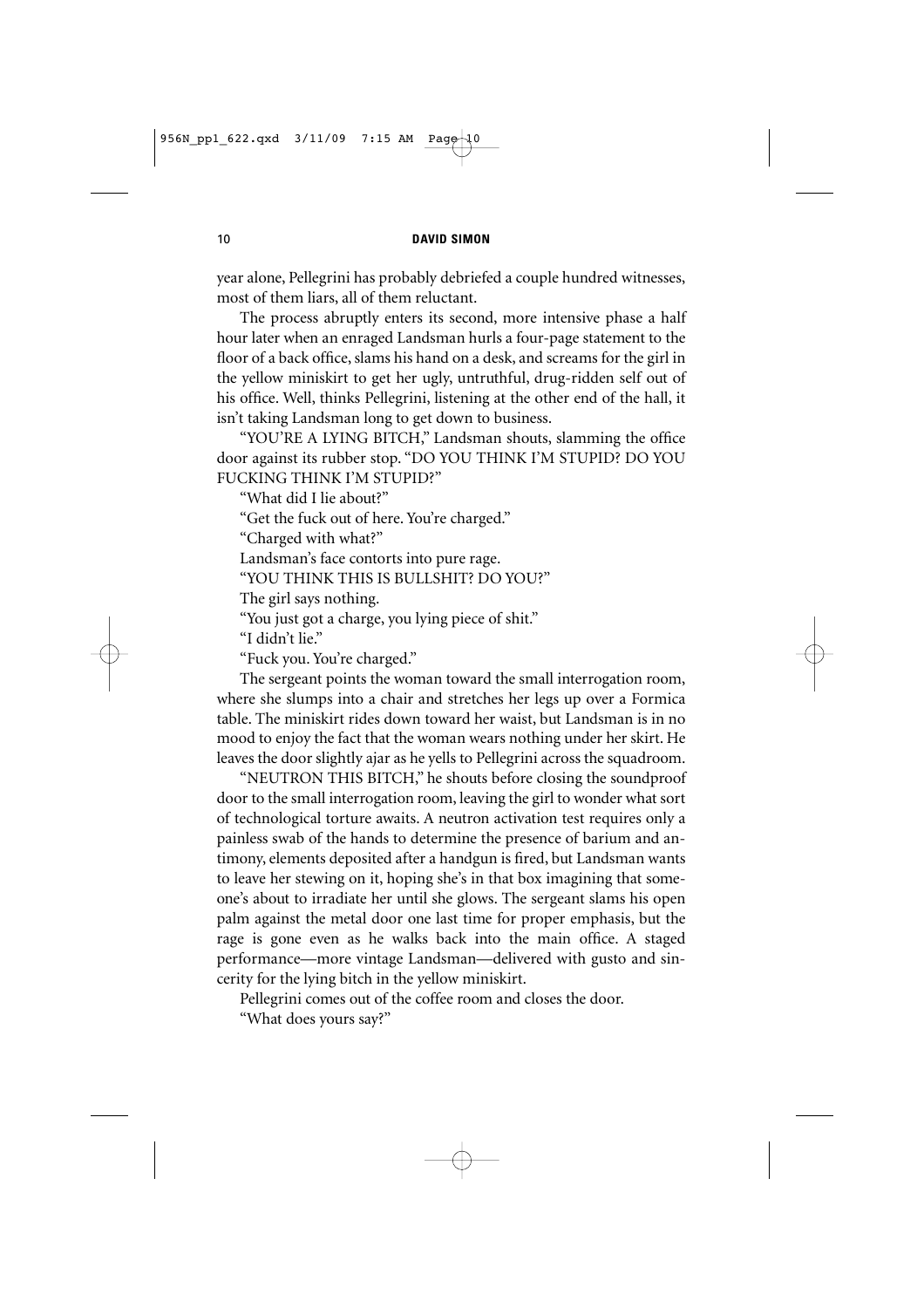year alone, Pellegrini has probably debriefed a couple hundred witnesses, most of them liars, all of them reluctant.

The process abruptly enters its second, more intensive phase a half hour later when an enraged Landsman hurls a four-page statement to the floor of a back office, slams his hand on a desk, and screams for the girl in the yellow miniskirt to get her ugly, untruthful, drug-ridden self out of his office. Well, thinks Pellegrini, listening at the other end of the hall, it isn't taking Landsman long to get down to business.

"YOU'RE A LYING BITCH," Landsman shouts, slamming the office door against its rubber stop. "DO YOU THINK I'M STUPID? DO YOU FUCKING THINK I'M STUPID?"

"What did I lie about?"

"Get the fuck out of here. You're charged."

"Charged with what?"

Landsman's face contorts into pure rage.

"YOU THINK THIS IS BULLSHIT? DO YOU?"

The girl says nothing.

"You just got a charge, you lying piece of shit."

"I didn't lie."

"Fuck you. You're charged."

The sergeant points the woman toward the small interrogation room, where she slumps into a chair and stretches her legs up over a Formica table. The miniskirt rides down toward her waist, but Landsman is in no mood to enjoy the fact that the woman wears nothing under her skirt. He leaves the door slightly ajar as he yells to Pellegrini across the squadroom.

"NEUTRON THIS BITCH," he shouts before closing the soundproof door to the small interrogation room, leaving the girl to wonder what sort of technological torture awaits. A neutron activation test requires only a painless swab of the hands to determine the presence of barium and antimony, elements deposited after a handgun is fired, but Landsman wants to leave her stewing on it, hoping she's in that box imagining that someone's about to irradiate her until she glows. The sergeant slams his open palm against the metal door one last time for proper emphasis, but the rage is gone even as he walks back into the main office. A staged performance—more vintage Landsman—delivered with gusto and sincerity for the lying bitch in the yellow miniskirt.

Pellegrini comes out of the coffee room and closes the door.

"What does yours say?"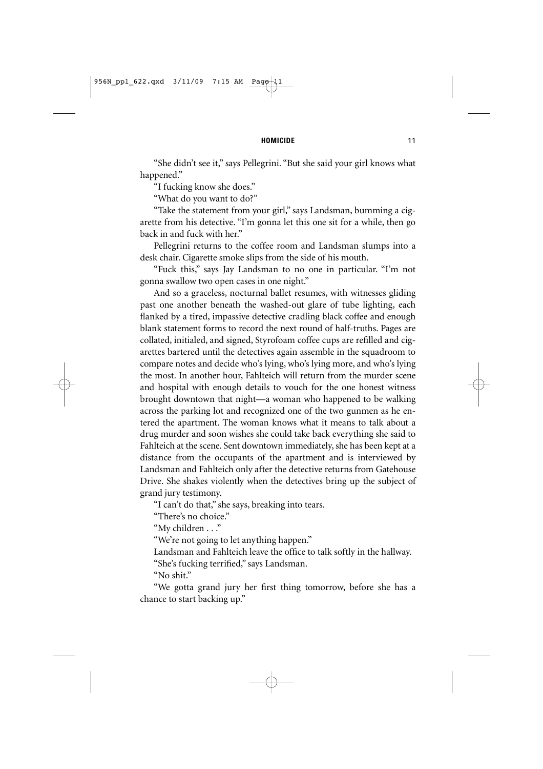"She didn't see it," says Pellegrini. "But she said your girl knows what happened."

"I fucking know she does."

"What do you want to do?"

"Take the statement from your girl," says Landsman, bumming a cigarette from his detective. "I'm gonna let this one sit for a while, then go back in and fuck with her."

Pellegrini returns to the coffee room and Landsman slumps into a desk chair. Cigarette smoke slips from the side of his mouth.

"Fuck this," says Jay Landsman to no one in particular. "I'm not gonna swallow two open cases in one night."

And so a graceless, nocturnal ballet resumes, with witnesses gliding past one another beneath the washed-out glare of tube lighting, each flanked by a tired, impassive detective cradling black coffee and enough blank statement forms to record the next round of half-truths. Pages are collated, initialed, and signed, Styrofoam coffee cups are refilled and cigarettes bartered until the detectives again assemble in the squadroom to compare notes and decide who's lying, who's lying more, and who's lying the most. In another hour, Fahlteich will return from the murder scene and hospital with enough details to vouch for the one honest witness brought downtown that night—a woman who happened to be walking across the parking lot and recognized one of the two gunmen as he entered the apartment. The woman knows what it means to talk about a drug murder and soon wishes she could take back everything she said to Fahlteich at the scene. Sent downtown immediately, she has been kept at a distance from the occupants of the apartment and is interviewed by Landsman and Fahlteich only after the detective returns from Gatehouse Drive. She shakes violently when the detectives bring up the subject of grand jury testimony.

"I can't do that," she says, breaking into tears.

"There's no choice."

"My children . . ."

"We're not going to let anything happen."

Landsman and Fahlteich leave the office to talk softly in the hallway.

"She's fucking terrified," says Landsman.

"No shit."

"We gotta grand jury her first thing tomorrow, before she has a chance to start backing up."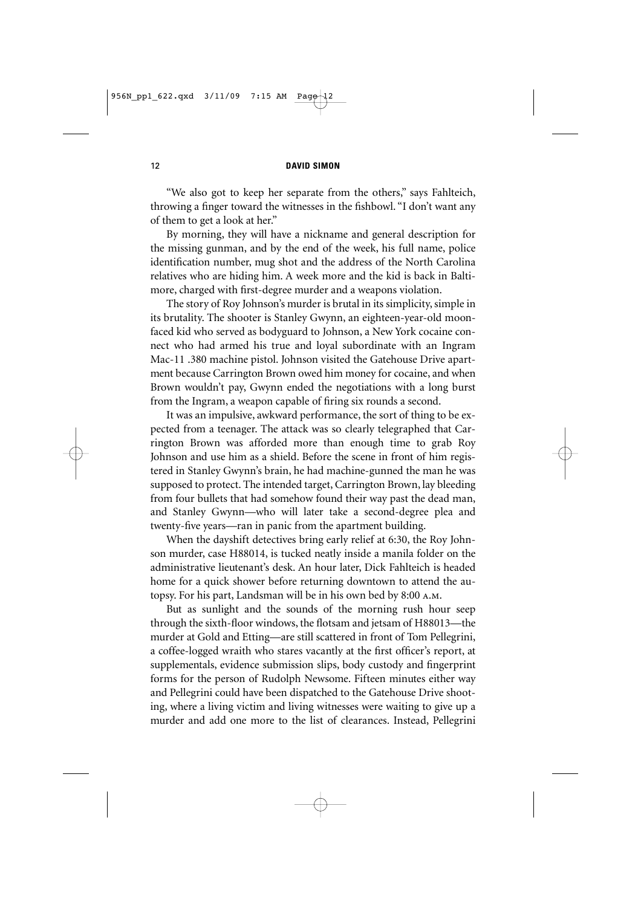"We also got to keep her separate from the others," says Fahlteich, throwing a finger toward the witnesses in the fishbowl. "I don't want any of them to get a look at her."

By morning, they will have a nickname and general description for the missing gunman, and by the end of the week, his full name, police identification number, mug shot and the address of the North Carolina relatives who are hiding him. A week more and the kid is back in Baltimore, charged with first-degree murder and a weapons violation.

The story of Roy Johnson's murder is brutal in its simplicity, simple in its brutality. The shooter is Stanley Gwynn, an eighteen-year-old moon-faced kid who served as bodyguard to Johnson, a New York cocaine connect who had armed his true and loyal subordinate with an Ingram Mac-11 .380 machine pistol. Johnson visited the Gatehouse Drive apartment because Carrington Brown owed him money for cocaine, and when Brown wouldn't pay, Gwynn ended the negotiations with a long burst from the Ingram, a weapon capable of firing six rounds a second.

It was an impulsive, awkward performance, the sort of thing to be expected from a teenager. The attack was so clearly telegraphed that Carrington Brown was afforded more than enough time to grab Roy Johnson and use him as a shield. Before the scene in front of him registered in Stanley Gwynn's brain, he had machine-gunned the man he was supposed to protect. The intended target, Carrington Brown, lay bleeding from four bullets that had somehow found their way past the dead man, and Stanley Gwynn—who will later take a second-degree plea and twenty-five years—ran in panic from the apartment building.

When the dayshift detectives bring early relief at 6:30, the Roy Johnson murder, case H88014, is tucked neatly inside a manila folder on the administrative lieutenant's desk. An hour later, Dick Fahlteich is headed home for a quick shower before returning downtown to attend the autopsy. For his part, Landsman will be in his own bed by 8:00 A.M.

But as sunlight and the sounds of the morning rush hour seep through the sixth-floor windows, the flotsam and jetsam of H88013—the murder at Gold and Etting—are still scattered in front of Tom Pellegrini, a coffee-logged wraith who stares vacantly at the first officer's report, at supplementals, evidence submission slips, body custody and fingerprint forms for the person of Rudolph Newsome. Fifteen minutes either way and Pellegrini could have been dispatched to the Gatehouse Drive shooting, where a living victim and living witnesses were waiting to give up a murder and add one more to the list of clearances. Instead, Pellegrini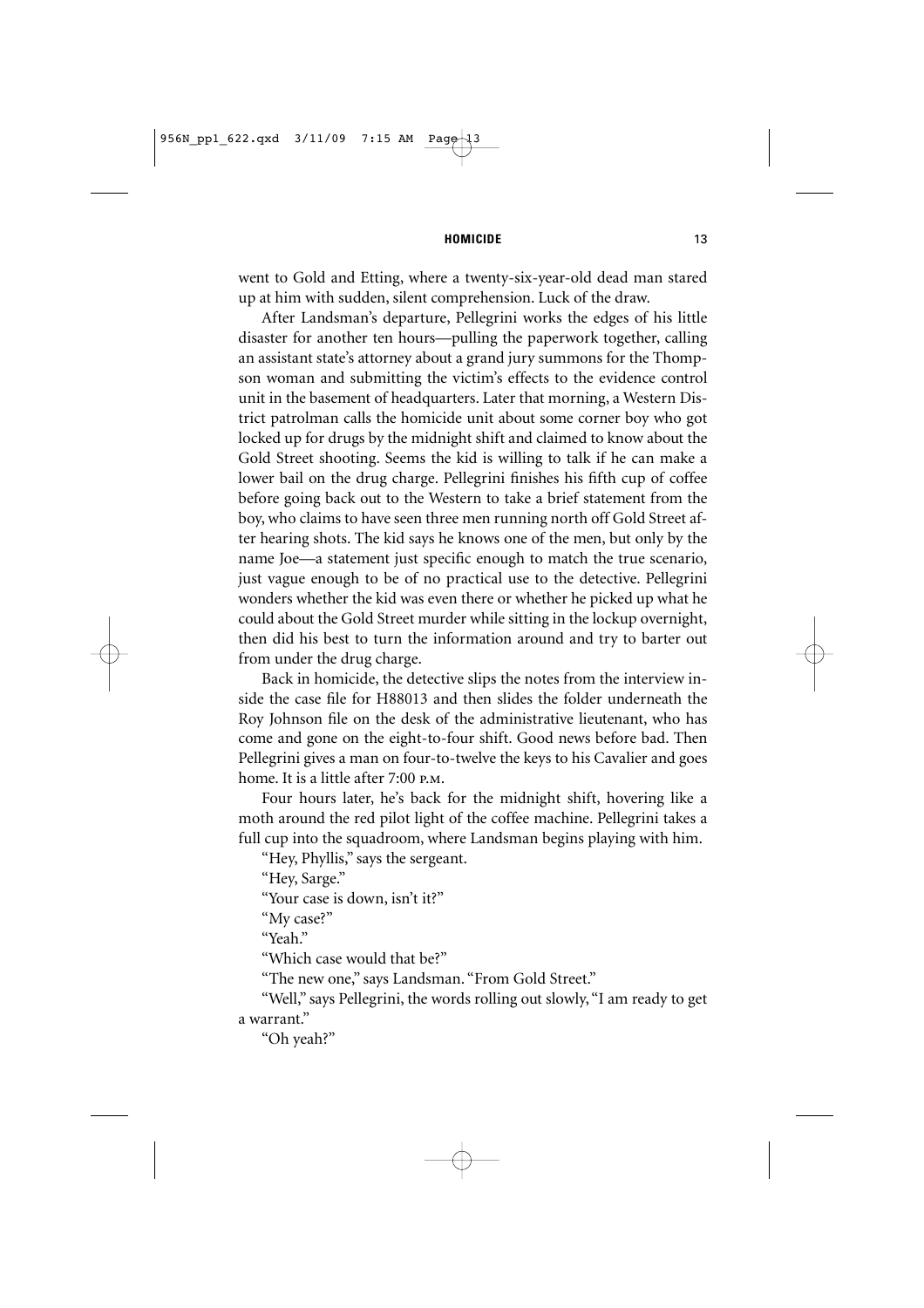went to Gold and Etting, where a twenty-six-year-old dead man stared up at him with sudden, silent comprehension. Luck of the draw.

After Landsman's departure, Pellegrini works the edges of his little disaster for another ten hours—pulling the paperwork together, calling an assistant state's attorney about a grand jury summons for the Thompson woman and submitting the victim's effects to the evidence control unit in the basement of headquarters. Later that morning, a Western District patrolman calls the homicide unit about some corner boy who got locked up for drugs by the midnight shift and claimed to know about the Gold Street shooting. Seems the kid is willing to talk if he can make a lower bail on the drug charge. Pellegrini finishes his fifth cup of coffee before going back out to the Western to take a brief statement from the boy, who claims to have seen three men running north off Gold Street after hearing shots. The kid says he knows one of the men, but only by the name Joe—a statement just specific enough to match the true scenario, just vague enough to be of no practical use to the detective. Pellegrini wonders whether the kid was even there or whether he picked up what he could about the Gold Street murder while sitting in the lockup overnight, then did his best to turn the information around and try to barter out from under the drug charge.

Back in homicide, the detective slips the notes from the interview inside the case file for H88013 and then slides the folder underneath the Roy Johnson file on the desk of the administrative lieutenant, who has come and gone on the eight-to-four shift. Good news before bad. Then Pellegrini gives a man on four-to-twelve the keys to his Cavalier and goes home. It is a little after 7:00 P.M.

Four hours later, he's back for the midnight shift, hovering like a moth around the red pilot light of the coffee machine. Pellegrini takes a full cup into the squadroom, where Landsman begins playing with him.

"Hey, Phyllis," says the sergeant.

"Hey, Sarge."

"Your case is down, isn't it?"

"My case?"

"Yeah."

"Which case would that be?"

"The new one," says Landsman. "From Gold Street."

"Well," says Pellegrini, the words rolling out slowly, "I am ready to get a warrant."

"Oh yeah?"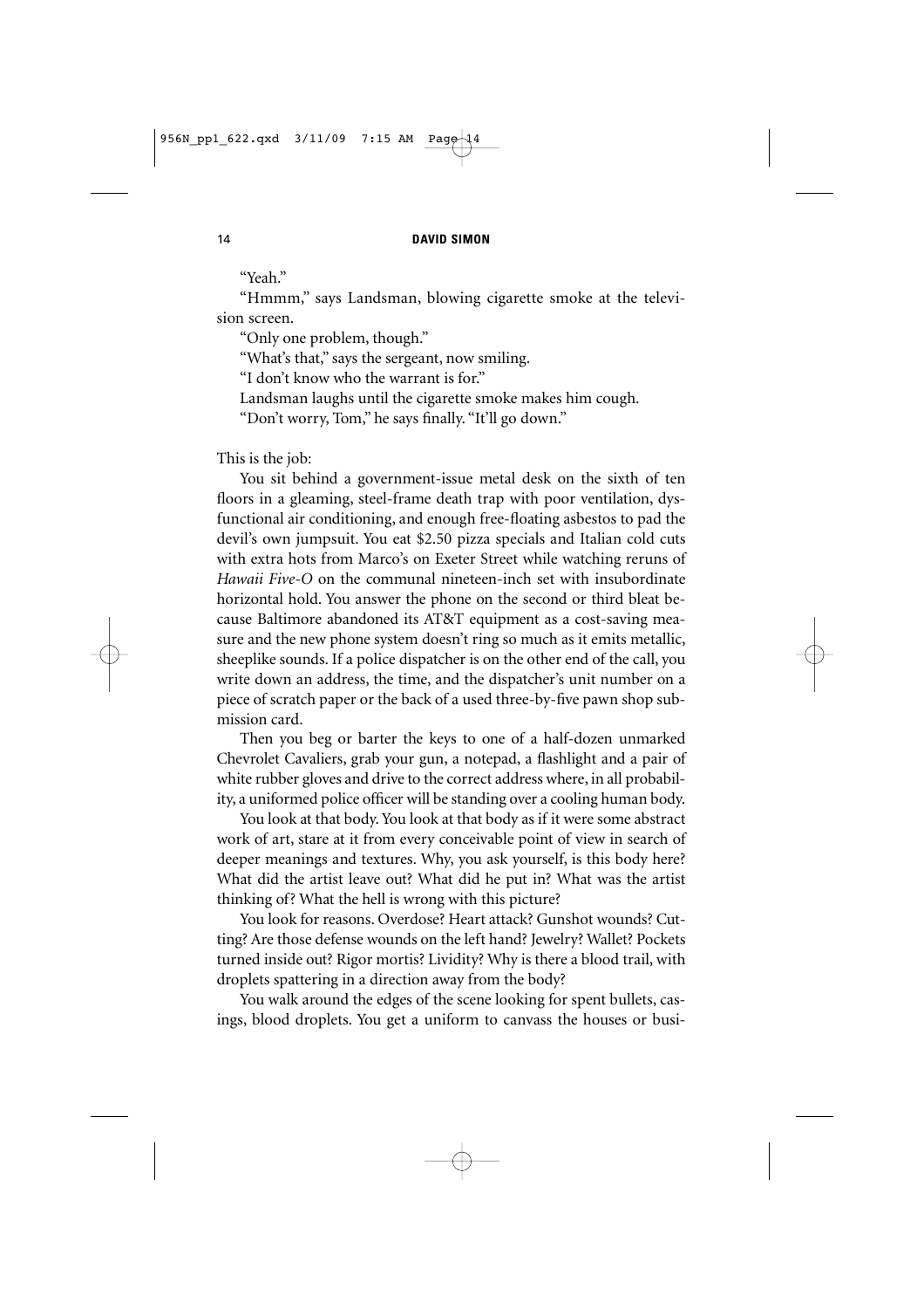"Yeah."

"Hmmm," says Landsman, blowing cigarette smoke at the television screen.

"Only one problem, though."

"What's that," says the sergeant, now smiling.

"I don't know who the warrant is for."

Landsman laughs until the cigarette smoke makes him cough.

"Don't worry, Tom," he says finally. "It'll go down."

This is the job:

You sit behind a government-issue metal desk on the sixth of ten floors in a gleaming, steel-frame death trap with poor ventilation, dysfunctional air conditioning, and enough free-floating asbestos to pad the devil's own jumpsuit. You eat $2.50 pizza specials and Italian cold cuts with extra hots from Marco's on Exeter Street while watching reruns of *Hawaii Five-O* on the communal nineteen-inch set with insubordinate horizontal hold. You answer the phone on the second or third bleat because Baltimore abandoned its AT&T equipment as a cost-saving measure and the new phone system doesn't ring so much as it emits metallic, sheeplike sounds. If a police dispatcher is on the other end of the call, you write down an address, the time, and the dispatcher's unit number on a piece of scratch paper or the back of a used three-by-five pawn shop submission card.

Then you beg or barter the keys to one of a half-dozen unmarked Chevrolet Cavaliers, grab your gun, a notepad, a flashlight and a pair of white rubber gloves and drive to the correct address where, in all probability, a uniformed police officer will be standing over a cooling human body.

You look at that body. You look at that body as if it were some abstract work of art, stare at it from every conceivable point of view in search of deeper meanings and textures. Why, you ask yourself, is this body here? What did the artist leave out? What did he put in? What was the artist thinking of? What the hell is wrong with this picture?

You look for reasons. Overdose? Heart attack? Gunshot wounds? Cutting? Are those defense wounds on the left hand? Jewelry? Wallet? Pockets turned inside out? Rigor mortis? Lividity? Why is there a blood trail, with droplets spattering in a direction away from the body?

You walk around the edges of the scene looking for spent bullets, casings, blood droplets. You get a uniform to canvass the houses or busi-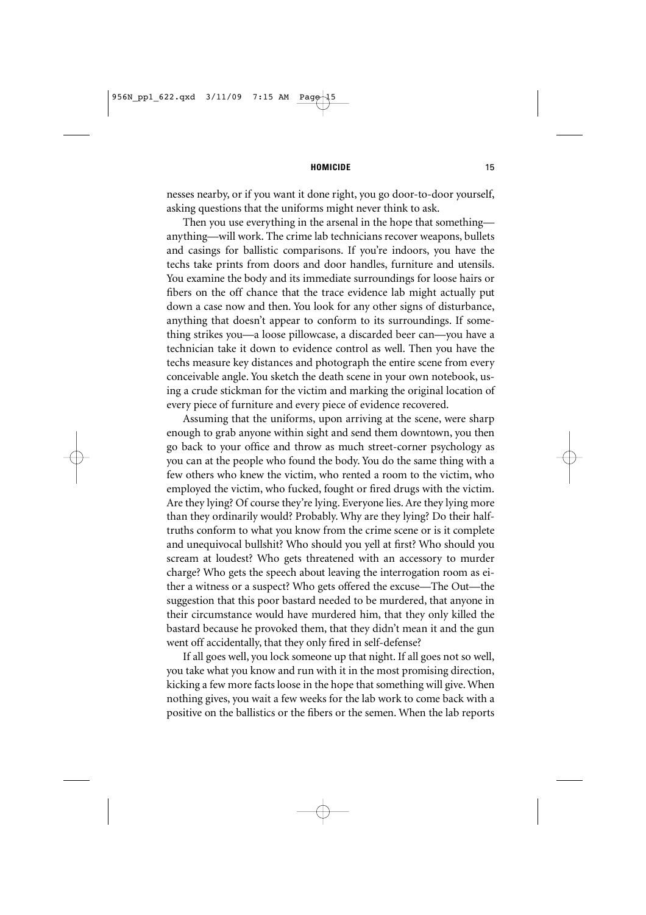nesses nearby, or if you want it done right, you go door-to-door yourself, asking questions that the uniforms might never think to ask.

Then you use everything in the arsenal in the hope that something—anything—will work. The crime lab technicians recover weapons, bullets and casings for ballistic comparisons. If you're indoors, you have the techs take prints from doors and door handles, furniture and utensils. You examine the body and its immediate surroundings for loose hairs or fibers on the off chance that the trace evidence lab might actually put down a case now and then. You look for any other signs of disturbance, anything that doesn't appear to conform to its surroundings. If something strikes you—a loose pillowcase, a discarded beer can—you have a technician take it down to evidence control as well. Then you have the techs measure key distances and photograph the entire scene from every conceivable angle. You sketch the death scene in your own notebook, using a crude stickman for the victim and marking the original location of every piece of furniture and every piece of evidence recovered.

Assuming that the uniforms, upon arriving at the scene, were sharp enough to grab anyone within sight and send them downtown, you then go back to your office and throw as much street-corner psychology as you can at the people who found the body. You do the same thing with a few others who knew the victim, who rented a room to the victim, who employed the victim, who fucked, fought or fired drugs with the victim. Are they lying? Of course they're lying. Everyone lies. Are they lying more than they ordinarily would? Probably. Why are they lying? Do their half-truths conform to what you know from the crime scene or is it complete and unequivocal bullshit? Who should you yell at first? Who should you scream at loudest? Who gets threatened with an accessory to murder charge? Who gets the speech about leaving the interrogation room as either a witness or a suspect? Who gets offered the excuse—The Out—the suggestion that this poor bastard needed to be murdered, that anyone in their circumstance would have murdered him, that they only killed the bastard because he provoked them, that they didn't mean it and the gun went off accidentally, that they only fired in self-defense?

If all goes well, you lock someone up that night. If all goes not so well, you take what you know and run with it in the most promising direction, kicking a few more facts loose in the hope that something will give. When nothing gives, you wait a few weeks for the lab work to come back with a positive on the ballistics or the fibers or the semen. When the lab reports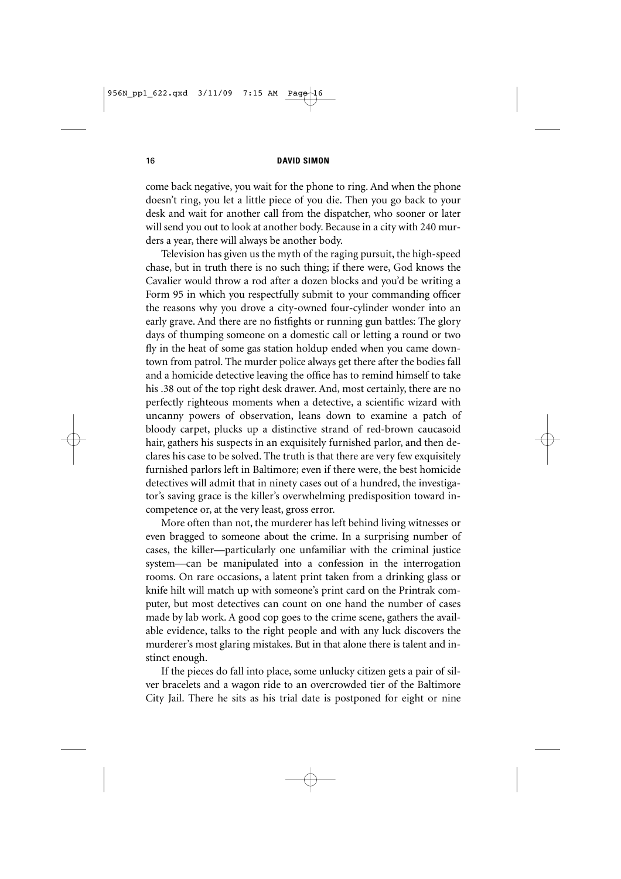come back negative, you wait for the phone to ring. And when the phone doesn't ring, you let a little piece of you die. Then you go back to your desk and wait for another call from the dispatcher, who sooner or later will send you out to look at another body. Because in a city with 240 murders a year, there will always be another body.

Television has given us the myth of the raging pursuit, the high-speed chase, but in truth there is no such thing; if there were, God knows the Cavalier would throw a rod after a dozen blocks and you'd be writing a Form 95 in which you respectfully submit to your commanding officer the reasons why you drove a city-owned four-cylinder wonder into an early grave. And there are no fistfights or running gun battles: The glory days of thumping someone on a domestic call or letting a round or two fly in the heat of some gas station holdup ended when you came downtown from patrol. The murder police always get there after the bodies fall and a homicide detective leaving the office has to remind himself to take his .38 out of the top right desk drawer. And, most certainly, there are no perfectly righteous moments when a detective, a scientific wizard with uncanny powers of observation, leans down to examine a patch of bloody carpet, plucks up a distinctive strand of red-brown caucasoid hair, gathers his suspects in an exquisitely furnished parlor, and then declares his case to be solved. The truth is that there are very few exquisitely furnished parlors left in Baltimore; even if there were, the best homicide detectives will admit that in ninety cases out of a hundred, the investigator's saving grace is the killer's overwhelming predisposition toward incompetence or, at the very least, gross error.

More often than not, the murderer has left behind living witnesses or even bragged to someone about the crime. In a surprising number of cases, the killer—particularly one unfamiliar with the criminal justice system—can be manipulated into a confession in the interrogation rooms. On rare occasions, a latent print taken from a drinking glass or knife hilt will match up with someone's print card on the Printrak computer, but most detectives can count on one hand the number of cases made by lab work. A good cop goes to the crime scene, gathers the available evidence, talks to the right people and with any luck discovers the murderer's most glaring mistakes. But in that alone there is talent and instinct enough.

If the pieces do fall into place, some unlucky citizen gets a pair of silver bracelets and a wagon ride to an overcrowded tier of the Baltimore City Jail. There he sits as his trial date is postponed for eight or nine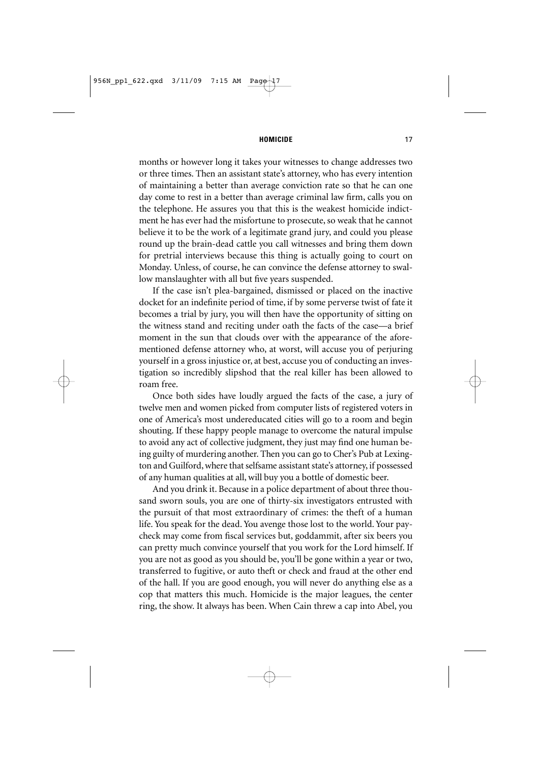months or however long it takes your witnesses to change addresses two or three times. Then an assistant state's attorney, who has every intention of maintaining a better than average conviction rate so that he can one day come to rest in a better than average criminal law firm, calls you on the telephone. He assures you that this is the weakest homicide indictment he has ever had the misfortune to prosecute, so weak that he cannot believe it to be the work of a legitimate grand jury, and could you please round up the brain-dead cattle you call witnesses and bring them down for pretrial interviews because this thing is actually going to court on Monday. Unless, of course, he can convince the defense attorney to swallow manslaughter with all but five years suspended.

If the case isn't plea-bargained, dismissed or placed on the inactive docket for an indefinite period of time, if by some perverse twist of fate it becomes a trial by jury, you will then have the opportunity of sitting on the witness stand and reciting under oath the facts of the case—a brief moment in the sun that clouds over with the appearance of the aforementioned defense attorney who, at worst, will accuse you of perjuring yourself in a gross injustice or, at best, accuse you of conducting an investigation so incredibly slipshod that the real killer has been allowed to roam free.

Once both sides have loudly argued the facts of the case, a jury of twelve men and women picked from computer lists of registered voters in one of America's most undereducated cities will go to a room and begin shouting. If these happy people manage to overcome the natural impulse to avoid any act of collective judgment, they just may find one human being guilty of murdering another. Then you can go to Cher's Pub at Lexington and Guilford, where that selfsame assistant state's attorney, if possessed of any human qualities at all, will buy you a bottle of domestic beer.

And you drink it. Because in a police department of about three thousand sworn souls, you are one of thirty-six investigators entrusted with the pursuit of that most extraordinary of crimes: the theft of a human life. You speak for the dead. You avenge those lost to the world. Your paycheck may come from fiscal services but, goddammit, after six beers you can pretty much convince yourself that you work for the Lord himself. If you are not as good as you should be, you'll be gone within a year or two, transferred to fugitive, or auto theft or check and fraud at the other end of the hall. If you are good enough, you will never do anything else as a cop that matters this much. Homicide is the major leagues, the center ring, the show. It always has been. When Cain threw a cap into Abel, you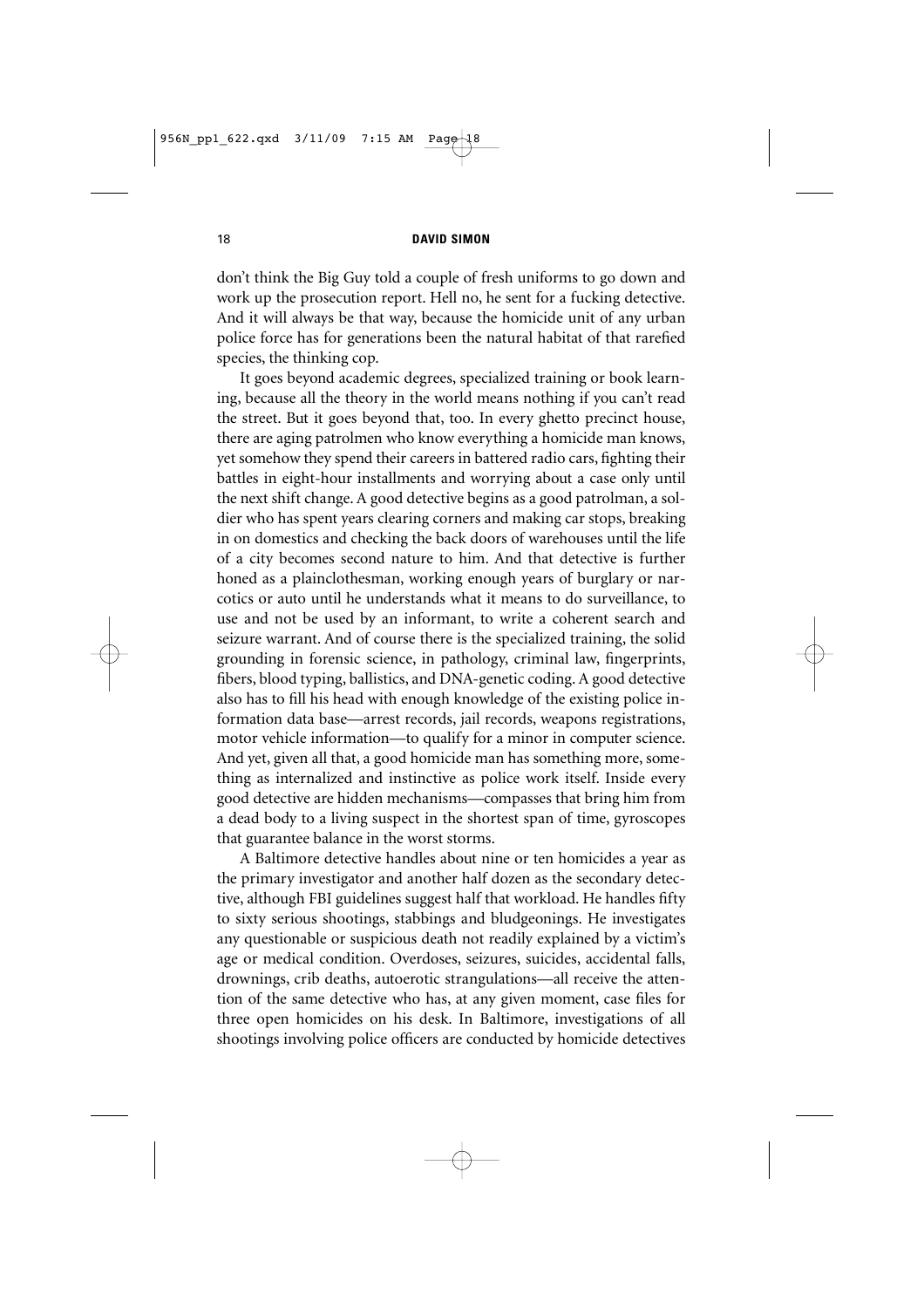don't think the Big Guy told a couple of fresh uniforms to go down and work up the prosecution report. Hell no, he sent for a fucking detective. And it will always be that way, because the homicide unit of any urban police force has for generations been the natural habitat of that rarefied species, the thinking cop.

It goes beyond academic degrees, specialized training or book learning, because all the theory in the world means nothing if you can't read the street. But it goes beyond that, too. In every ghetto precinct house, there are aging patrolmen who know everything a homicide man knows, yet somehow they spend their careers in battered radio cars, fighting their battles in eight-hour installments and worrying about a case only until the next shift change. A good detective begins as a good patrolman, a soldier who has spent years clearing corners and making car stops, breaking in on domestics and checking the back doors of warehouses until the life of a city becomes second nature to him. And that detective is further honed as a plainclothesman, working enough years of burglary or narcotics or auto until he understands what it means to do surveillance, to use and not be used by an informant, to write a coherent search and seizure warrant. And of course there is the specialized training, the solid grounding in forensic science, in pathology, criminal law, fingerprints, fibers, blood typing, ballistics, and DNA-genetic coding. A good detective also has to fill his head with enough knowledge of the existing police information data base—arrest records, jail records, weapons registrations, motor vehicle information—to qualify for a minor in computer science. And yet, given all that, a good homicide man has something more, something as internalized and instinctive as police work itself. Inside every good detective are hidden mechanisms—compasses that bring him from a dead body to a living suspect in the shortest span of time, gyroscopes that guarantee balance in the worst storms.

A Baltimore detective handles about nine or ten homicides a year as the primary investigator and another half dozen as the secondary detective, although FBI guidelines suggest half that workload. He handles fifty to sixty serious shootings, stabbings and bludgeonings. He investigates any questionable or suspicious death not readily explained by a victim's age or medical condition. Overdoses, seizures, suicides, accidental falls, drownings, crib deaths, autoerotic strangulations—all receive the attention of the same detective who has, at any given moment, case files for three open homicides on his desk. In Baltimore, investigations of all shootings involving police officers are conducted by homicide detectives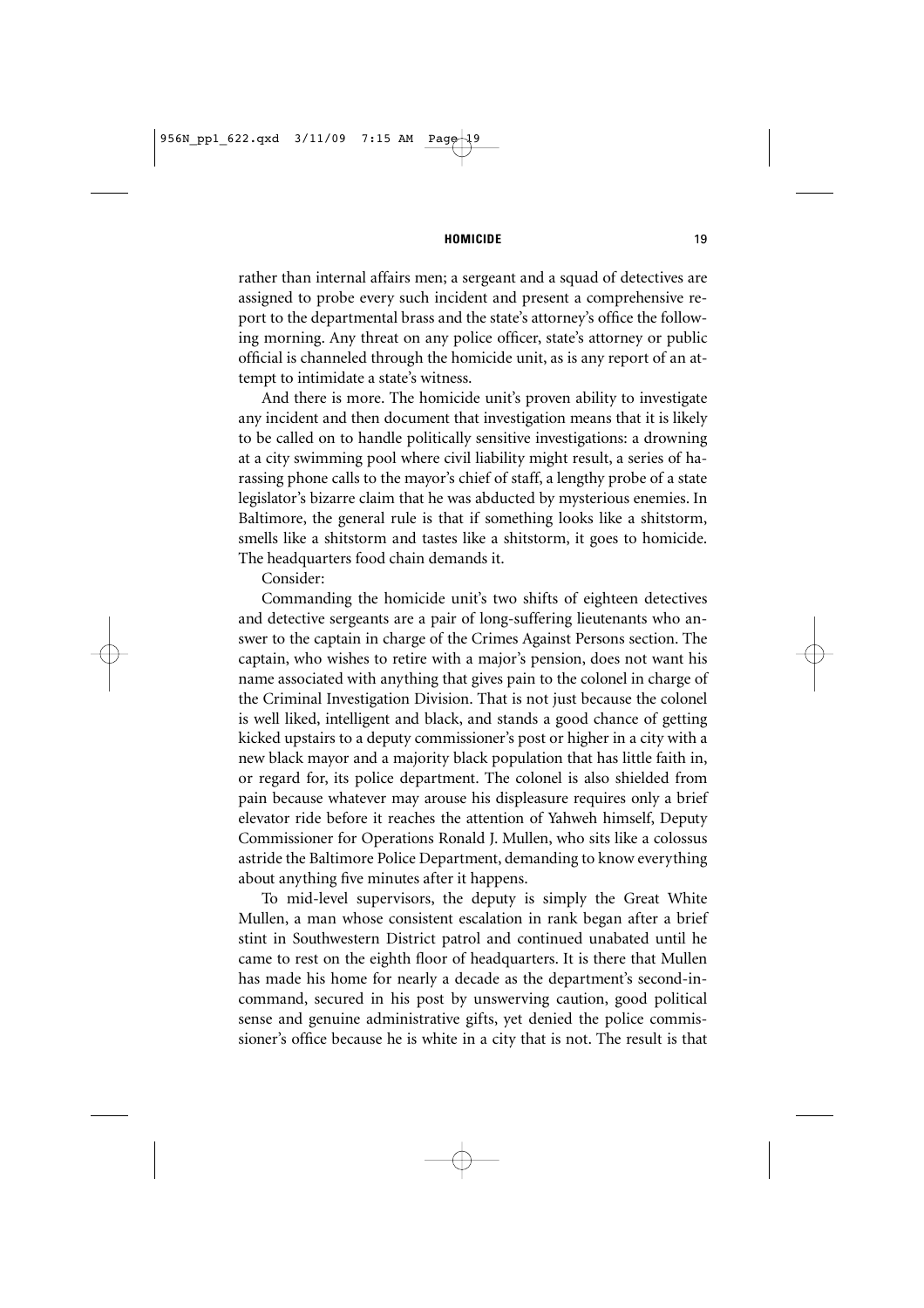rather than internal affairs men; a sergeant and a squad of detectives are assigned to probe every such incident and present a comprehensive report to the departmental brass and the state's attorney's office the following morning. Any threat on any police officer, state's attorney or public official is channeled through the homicide unit, as is any report of an attempt to intimidate a state's witness.

And there is more. The homicide unit's proven ability to investigate any incident and then document that investigation means that it is likely to be called on to handle politically sensitive investigations: a drowning at a city swimming pool where civil liability might result, a series of harassing phone calls to the mayor's chief of staff, a lengthy probe of a state legislator's bizarre claim that he was abducted by mysterious enemies. In Baltimore, the general rule is that if something looks like a shitstorm, smells like a shitstorm and tastes like a shitstorm, it goes to homicide. The headquarters food chain demands it.

Consider:

Commanding the homicide unit's two shifts of eighteen detectives and detective sergeants are a pair of long-suffering lieutenants who answer to the captain in charge of the Crimes Against Persons section. The captain, who wishes to retire with a major's pension, does not want his name associated with anything that gives pain to the colonel in charge of the Criminal Investigation Division. That is not just because the colonel is well liked, intelligent and black, and stands a good chance of getting kicked upstairs to a deputy commissioner's post or higher in a city with a new black mayor and a majority black population that has little faith in, or regard for, its police department. The colonel is also shielded from pain because whatever may arouse his displeasure requires only a brief elevator ride before it reaches the attention of Yahweh himself, Deputy Commissioner for Operations Ronald J. Mullen, who sits like a colossus astride the Baltimore Police Department, demanding to know everything about anything five minutes after it happens.

To mid-level supervisors, the deputy is simply the Great White Mullen, a man whose consistent escalation in rank began after a brief stint in Southwestern District patrol and continued unabated until he came to rest on the eighth floor of headquarters. It is there that Mullen has made his home for nearly a decade as the department's second-in-command, secured in his post by unswerving caution, good political sense and genuine administrative gifts, yet denied the police commissioner's office because he is white in a city that is not. The result is that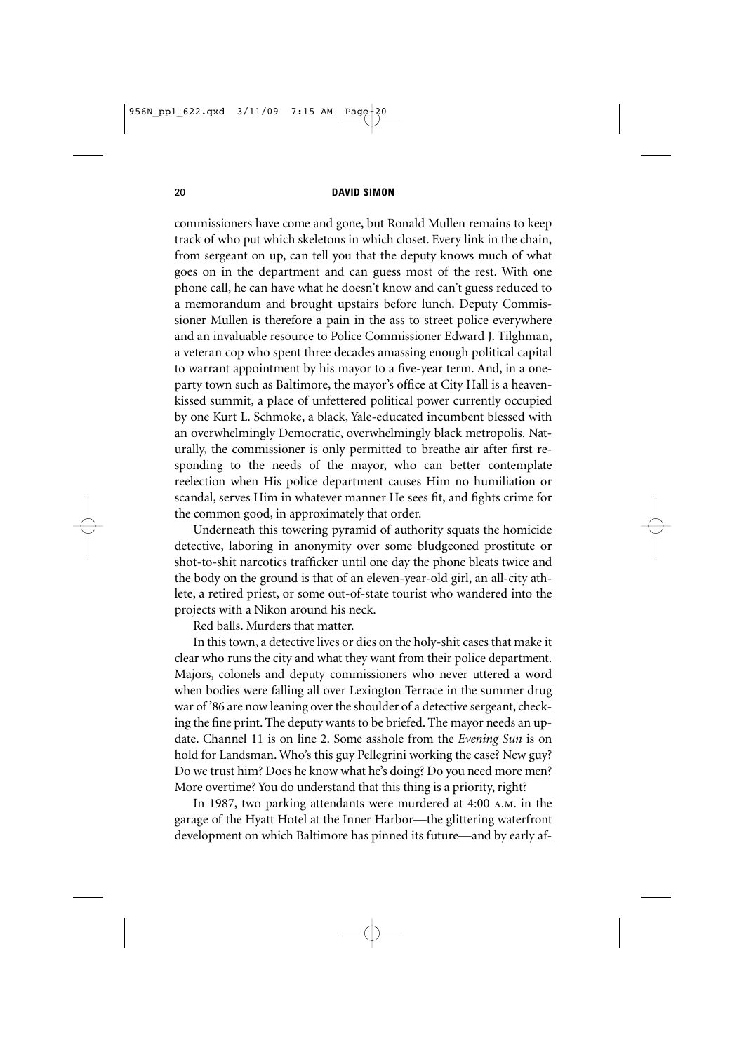commissioners have come and gone, but Ronald Mullen remains to keep track of who put which skeletons in which closet. Every link in the chain, from sergeant on up, can tell you that the deputy knows much of what goes on in the department and can guess most of the rest. With one phone call, he can have what he doesn't know and can't guess reduced to a memorandum and brought upstairs before lunch. Deputy Commissioner Mullen is therefore a pain in the ass to street police everywhere and an invaluable resource to Police Commissioner Edward J. Tilghman, a veteran cop who spent three decades amassing enough political capital to warrant appointment by his mayor to a five-year term. And, in a one-party town such as Baltimore, the mayor's office at City Hall is a heaven-kissed summit, a place of unfettered political power currently occupied by one Kurt L. Schmoke, a black, Yale-educated incumbent blessed with an overwhelmingly Democratic, overwhelmingly black metropolis. Naturally, the commissioner is only permitted to breathe air after first responding to the needs of the mayor, who can better contemplate reelection when His police department causes Him no humiliation or scandal, serves Him in whatever manner He sees fit, and fights crime for the common good, in approximately that order.

Underneath this towering pyramid of authority squats the homicide detective, laboring in anonymity over some bludgeoned prostitute or shot-to-shit narcotics trafficker until one day the phone bleats twice and the body on the ground is that of an eleven-year-old girl, an all-city athlete, a retired priest, or some out-of-state tourist who wandered into the projects with a Nikon around his neck.

Red balls. Murders that matter.

In this town, a detective lives or dies on the holy-shit cases that make it clear who runs the city and what they want from their police department. Majors, colonels and deputy commissioners who never uttered a word when bodies were falling all over Lexington Terrace in the summer drug war of '86 are now leaning over the shoulder of a detective sergeant, checking the fine print. The deputy wants to be briefed. The mayor needs an update. Channel 11 is on line 2. Some asshole from the *Evening Sun* is on hold for Landsman. Who's this guy Pellegrini working the case? New guy? Do we trust him? Does he know what he's doing? Do you need more men? More overtime? You do understand that this thing is a priority, right?

In 1987, two parking attendants were murdered at 4:00 A.M. in the garage of the Hyatt Hotel at the Inner Harbor—the glittering waterfront development on which Baltimore has pinned its future—and by early af-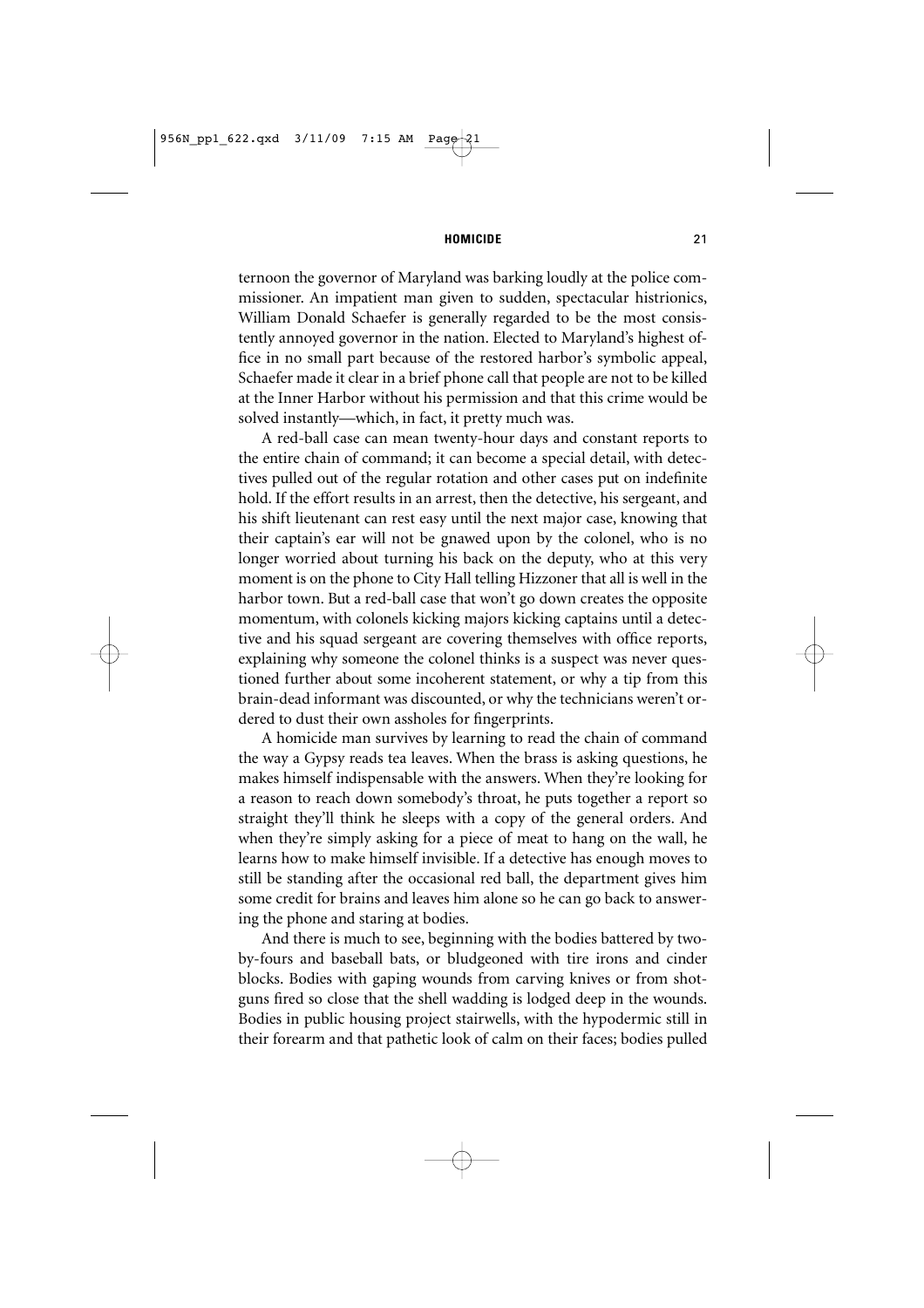ternoon the governor of Maryland was barking loudly at the police commissioner. An impatient man given to sudden, spectacular histrionics, William Donald Schaefer is generally regarded to be the most consistently annoyed governor in the nation. Elected to Maryland's highest office in no small part because of the restored harbor's symbolic appeal, Schaefer made it clear in a brief phone call that people are not to be killed at the Inner Harbor without his permission and that this crime would be solved instantly—which, in fact, it pretty much was.

A red-ball case can mean twenty-hour days and constant reports to the entire chain of command; it can become a special detail, with detectives pulled out of the regular rotation and other cases put on indefinite hold. If the effort results in an arrest, then the detective, his sergeant, and his shift lieutenant can rest easy until the next major case, knowing that their captain's ear will not be gnawed upon by the colonel, who is no longer worried about turning his back on the deputy, who at this very moment is on the phone to City Hall telling Hizzoner that all is well in the harbor town. But a red-ball case that won't go down creates the opposite momentum, with colonels kicking majors kicking captains until a detective and his squad sergeant are covering themselves with office reports, explaining why someone the colonel thinks is a suspect was never questioned further about some incoherent statement, or why a tip from this brain-dead informant was discounted, or why the technicians weren't ordered to dust their own assholes for fingerprints.

A homicide man survives by learning to read the chain of command the way a Gypsy reads tea leaves. When the brass is asking questions, he makes himself indispensable with the answers. When they're looking for a reason to reach down somebody's throat, he puts together a report so straight they'll think he sleeps with a copy of the general orders. And when they're simply asking for a piece of meat to hang on the wall, he learns how to make himself invisible. If a detective has enough moves to still be standing after the occasional red ball, the department gives him some credit for brains and leaves him alone so he can go back to answering the phone and staring at bodies.

And there is much to see, beginning with the bodies battered by two-by-fours and baseball bats, or bludgeoned with tire irons and cinder blocks. Bodies with gaping wounds from carving knives or from shotguns fired so close that the shell wadding is lodged deep in the wounds. Bodies in public housing project stairwells, with the hypodermic still in their forearm and that pathetic look of calm on their faces; bodies pulled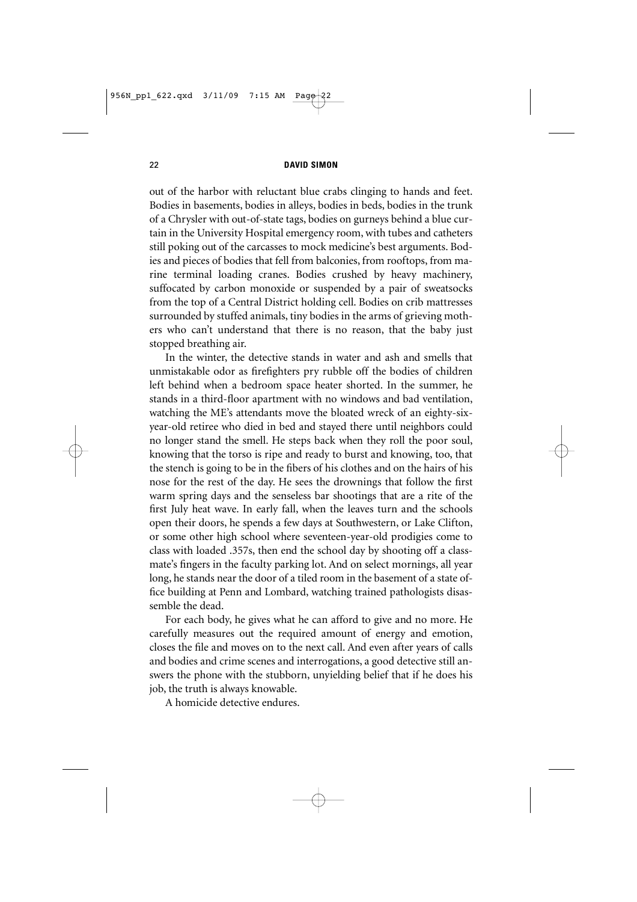out of the harbor with reluctant blue crabs clinging to hands and feet. Bodies in basements, bodies in alleys, bodies in beds, bodies in the trunk of a Chrysler with out-of-state tags, bodies on gurneys behind a blue curtain in the University Hospital emergency room, with tubes and catheters still poking out of the carcasses to mock medicine's best arguments. Bodies and pieces of bodies that fell from balconies, from rooftops, from marine terminal loading cranes. Bodies crushed by heavy machinery, suffocated by carbon monoxide or suspended by a pair of sweatsocks from the top of a Central District holding cell. Bodies on crib mattresses surrounded by stuffed animals, tiny bodies in the arms of grieving mothers who can't understand that there is no reason, that the baby just stopped breathing air.

In the winter, the detective stands in water and ash and smells that unmistakable odor as firefighters pry rubble off the bodies of children left behind when a bedroom space heater shorted. In the summer, he stands in a third-floor apartment with no windows and bad ventilation, watching the ME's attendants move the bloated wreck of an eighty-six-year-old retiree who died in bed and stayed there until neighbors could no longer stand the smell. He steps back when they roll the poor soul, knowing that the torso is ripe and ready to burst and knowing, too, that the stench is going to be in the fibers of his clothes and on the hairs of his nose for the rest of the day. He sees the drownings that follow the first warm spring days and the senseless bar shootings that are a rite of the first July heat wave. In early fall, when the leaves turn and the schools open their doors, he spends a few days at Southwestern, or Lake Clifton, or some other high school where seventeen-year-old prodigies come to class with loaded .357s, then end the school day by shooting off a classmate's fingers in the faculty parking lot. And on select mornings, all year long, he stands near the door of a tiled room in the basement of a state office building at Penn and Lombard, watching trained pathologists disassemble the dead.

For each body, he gives what he can afford to give and no more. He carefully measures out the required amount of energy and emotion, closes the file and moves on to the next call. And even after years of calls and bodies and crime scenes and interrogations, a good detective still answers the phone with the stubborn, unyielding belief that if he does his job, the truth is always knowable.

A homicide detective endures.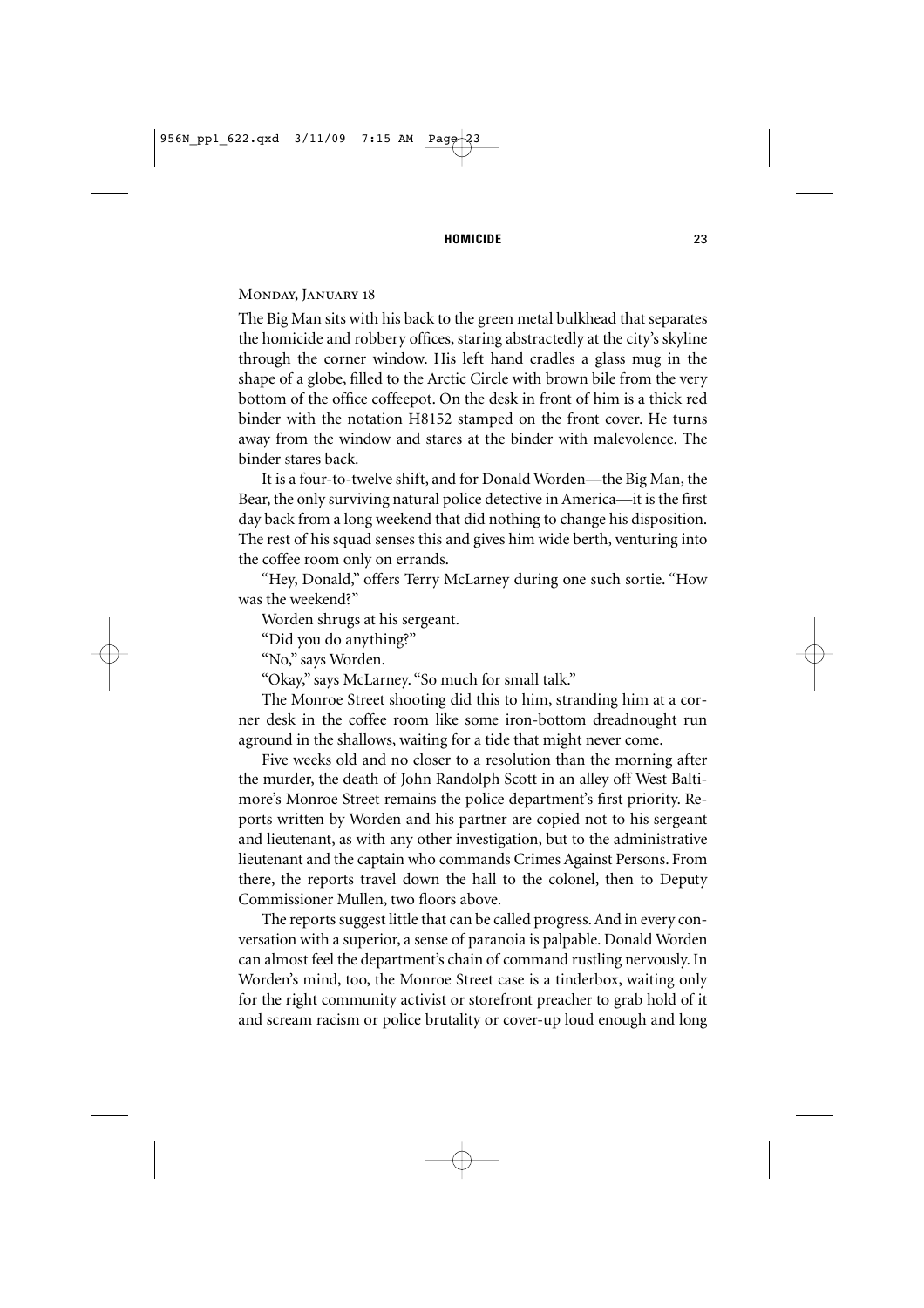Monday, January 18

The Big Man sits with his back to the green metal bulkhead that separates the homicide and robbery offices, staring abstractedly at the city's skyline through the corner window. His left hand cradles a glass mug in the shape of a globe, filled to the Arctic Circle with brown bile from the very bottom of the office coffeepot. On the desk in front of him is a thick red binder with the notation H8152 stamped on the front cover. He turns away from the window and stares at the binder with malevolence. The binder stares back.

It is a four-to-twelve shift, and for Donald Worden—the Big Man, the Bear, the only surviving natural police detective in America—it is the first day back from a long weekend that did nothing to change his disposition. The rest of his squad senses this and gives him wide berth, venturing into the coffee room only on errands.

"Hey, Donald," offers Terry McLarney during one such sortie. "How was the weekend?"

Worden shrugs at his sergeant.

"Did you do anything?"

"No," says Worden.

"Okay," says McLarney. "So much for small talk."

The Monroe Street shooting did this to him, stranding him at a corner desk in the coffee room like some iron-bottom dreadnought run aground in the shallows, waiting for a tide that might never come.

Five weeks old and no closer to a resolution than the morning after the murder, the death of John Randolph Scott in an alley off West Baltimore's Monroe Street remains the police department's first priority. Reports written by Worden and his partner are copied not to his sergeant and lieutenant, as with any other investigation, but to the administrative lieutenant and the captain who commands Crimes Against Persons. From there, the reports travel down the hall to the colonel, then to Deputy Commissioner Mullen, two floors above.

The reports suggest little that can be called progress. And in every conversation with a superior, a sense of paranoia is palpable. Donald Worden can almost feel the department's chain of command rustling nervously. In Worden's mind, too, the Monroe Street case is a tinderbox, waiting only for the right community activist or storefront preacher to grab hold of it and scream racism or police brutality or cover-up loud enough and long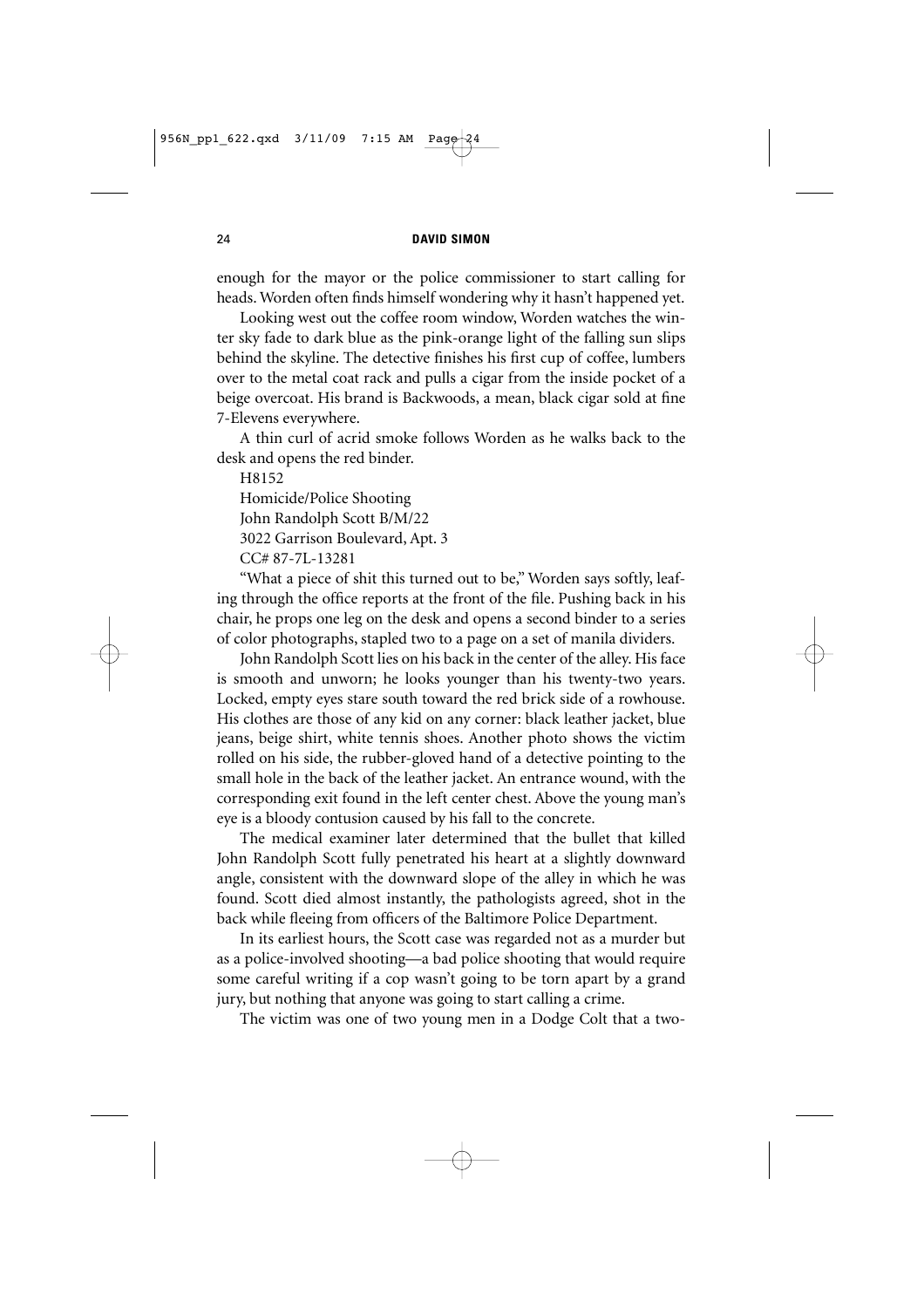enough for the mayor or the police commissioner to start calling for heads. Worden often finds himself wondering why it hasn't happened yet.

Looking west out the coffee room window, Worden watches the winter sky fade to dark blue as the pink-orange light of the falling sun slips behind the skyline. The detective finishes his first cup of coffee, lumbers over to the metal coat rack and pulls a cigar from the inside pocket of a beige overcoat. His brand is Backwoods, a mean, black cigar sold at fine 7-Elevens everywhere.

A thin curl of acrid smoke follows Worden as he walks back to the desk and opens the red binder.

H8152
Homicide/Police Shooting
John Randolph Scott B/M/22
3022 Garrison Boulevard, Apt. 3
CC# 87-7L-13281

"What a piece of shit this turned out to be," Worden says softly, leafing through the office reports at the front of the file. Pushing back in his chair, he props one leg on the desk and opens a second binder to a series of color photographs, stapled two to a page on a set of manila dividers.

John Randolph Scott lies on his back in the center of the alley. His face is smooth and unworn; he looks younger than his twenty-two years. Locked, empty eyes stare south toward the red brick side of a rowhouse. His clothes are those of any kid on any corner: black leather jacket, blue jeans, beige shirt, white tennis shoes. Another photo shows the victim rolled on his side, the rubber-gloved hand of a detective pointing to the small hole in the back of the leather jacket. An entrance wound, with the corresponding exit found in the left center chest. Above the young man's eye is a bloody contusion caused by his fall to the concrete.

The medical examiner later determined that the bullet that killed John Randolph Scott fully penetrated his heart at a slightly downward angle, consistent with the downward slope of the alley in which he was found. Scott died almost instantly, the pathologists agreed, shot in the back while fleeing from officers of the Baltimore Police Department.

In its earliest hours, the Scott case was regarded not as a murder but as a police-involved shooting—a bad police shooting that would require some careful writing if a cop wasn't going to be torn apart by a grand jury, but nothing that anyone was going to start calling a crime.

The victim was one of two young men in a Dodge Colt that a two-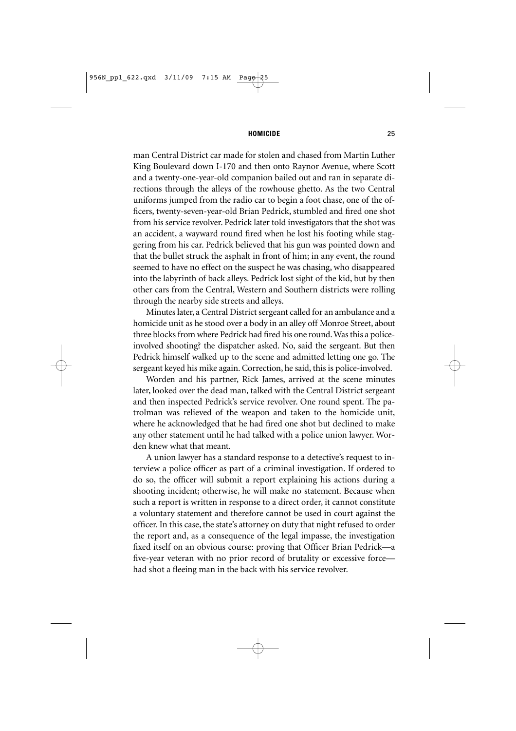man Central District car made for stolen and chased from Martin Luther King Boulevard down I-170 and then onto Raynor Avenue, where Scott and a twenty-one-year-old companion bailed out and ran in separate directions through the alleys of the rowhouse ghetto. As the two Central uniforms jumped from the radio car to begin a foot chase, one of the officers, twenty-seven-year-old Brian Pedrick, stumbled and fired one shot from his service revolver. Pedrick later told investigators that the shot was an accident, a wayward round fired when he lost his footing while staggering from his car. Pedrick believed that his gun was pointed down and that the bullet struck the asphalt in front of him; in any event, the round seemed to have no effect on the suspect he was chasing, who disappeared into the labyrinth of back alleys. Pedrick lost sight of the kid, but by then other cars from the Central, Western and Southern districts were rolling through the nearby side streets and alleys.

Minutes later, a Central District sergeant called for an ambulance and a homicide unit as he stood over a body in an alley off Monroe Street, about three blocks from where Pedrick had fired his one round. Was this a police-involved shooting? the dispatcher asked. No, said the sergeant. But then Pedrick himself walked up to the scene and admitted letting one go. The sergeant keyed his mike again. Correction, he said, this is police-involved.

Worden and his partner, Rick James, arrived at the scene minutes later, looked over the dead man, talked with the Central District sergeant and then inspected Pedrick's service revolver. One round spent. The patrolman was relieved of the weapon and taken to the homicide unit, where he acknowledged that he had fired one shot but declined to make any other statement until he had talked with a police union lawyer. Worden knew what that meant.

A union lawyer has a standard response to a detective's request to interview a police officer as part of a criminal investigation. If ordered to do so, the officer will submit a report explaining his actions during a shooting incident; otherwise, he will make no statement. Because when such a report is written in response to a direct order, it cannot constitute a voluntary statement and therefore cannot be used in court against the officer. In this case, the state's attorney on duty that night refused to order the report and, as a consequence of the legal impasse, the investigation fixed itself on an obvious course: proving that Officer Brian Pedrick—a five-year veteran with no prior record of brutality or excessive force—had shot a fleeing man in the back with his service revolver.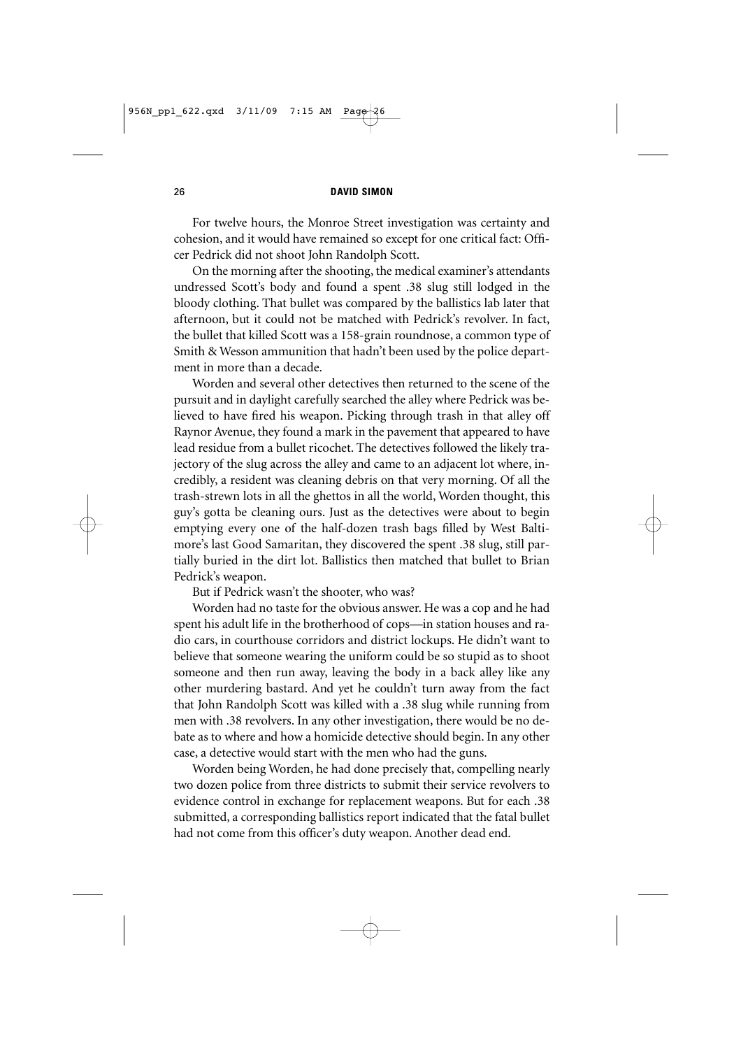For twelve hours, the Monroe Street investigation was certainty and cohesion, and it would have remained so except for one critical fact: Officer Pedrick did not shoot John Randolph Scott.

On the morning after the shooting, the medical examiner's attendants undressed Scott's body and found a spent .38 slug still lodged in the bloody clothing. That bullet was compared by the ballistics lab later that afternoon, but it could not be matched with Pedrick's revolver. In fact, the bullet that killed Scott was a 158-grain roundnose, a common type of Smith & Wesson ammunition that hadn't been used by the police department in more than a decade.

Worden and several other detectives then returned to the scene of the pursuit and in daylight carefully searched the alley where Pedrick was believed to have fired his weapon. Picking through trash in that alley off Raynor Avenue, they found a mark in the pavement that appeared to have lead residue from a bullet ricochet. The detectives followed the likely trajectory of the slug across the alley and came to an adjacent lot where, incredibly, a resident was cleaning debris on that very morning. Of all the trash-strewn lots in all the ghettos in all the world, Worden thought, this guy's gotta be cleaning ours. Just as the detectives were about to begin emptying every one of the half-dozen trash bags filled by West Baltimore's last Good Samaritan, they discovered the spent .38 slug, still partially buried in the dirt lot. Ballistics then matched that bullet to Brian Pedrick's weapon.

But if Pedrick wasn't the shooter, who was?

Worden had no taste for the obvious answer. He was a cop and he had spent his adult life in the brotherhood of cops—in station houses and radio cars, in courthouse corridors and district lockups. He didn't want to believe that someone wearing the uniform could be so stupid as to shoot someone and then run away, leaving the body in a back alley like any other murdering bastard. And yet he couldn't turn away from the fact that John Randolph Scott was killed with a .38 slug while running from men with .38 revolvers. In any other investigation, there would be no debate as to where and how a homicide detective should begin. In any other case, a detective would start with the men who had the guns.

Worden being Worden, he had done precisely that, compelling nearly two dozen police from three districts to submit their service revolvers to evidence control in exchange for replacement weapons. But for each .38 submitted, a corresponding ballistics report indicated that the fatal bullet had not come from this officer's duty weapon. Another dead end.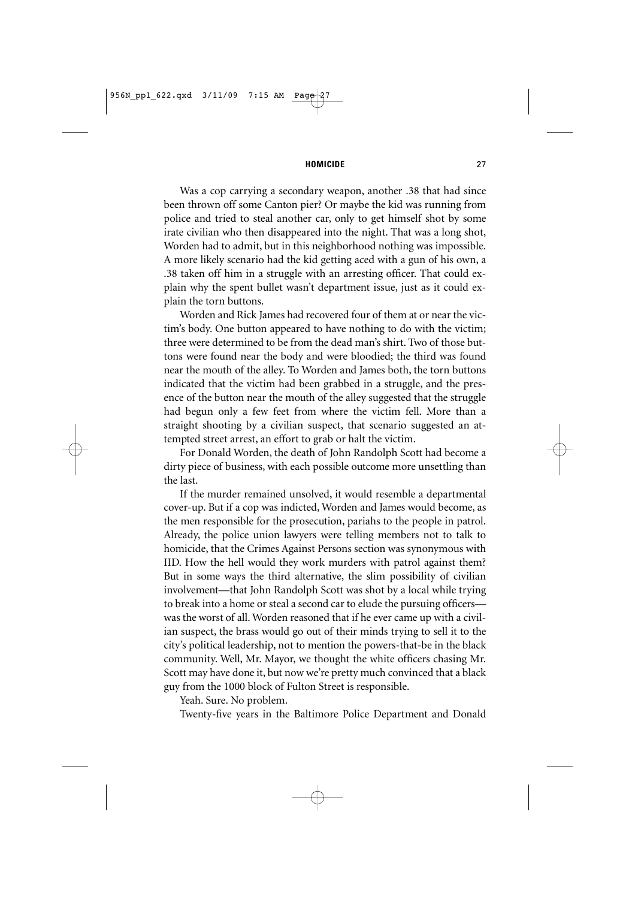Was a cop carrying a secondary weapon, another .38 that had since been thrown off some Canton pier? Or maybe the kid was running from police and tried to steal another car, only to get himself shot by some irate civilian who then disappeared into the night. That was a long shot, Worden had to admit, but in this neighborhood nothing was impossible. A more likely scenario had the kid getting aced with a gun of his own, a .38 taken off him in a struggle with an arresting officer. That could explain why the spent bullet wasn't department issue, just as it could explain the torn buttons.

Worden and Rick James had recovered four of them at or near the victim's body. One button appeared to have nothing to do with the victim; three were determined to be from the dead man's shirt. Two of those buttons were found near the body and were bloodied; the third was found near the mouth of the alley. To Worden and James both, the torn buttons indicated that the victim had been grabbed in a struggle, and the presence of the button near the mouth of the alley suggested that the struggle had begun only a few feet from where the victim fell. More than a straight shooting by a civilian suspect, that scenario suggested an attempted street arrest, an effort to grab or halt the victim.

For Donald Worden, the death of John Randolph Scott had become a dirty piece of business, with each possible outcome more unsettling than the last.

If the murder remained unsolved, it would resemble a departmental cover-up. But if a cop was indicted, Worden and James would become, as the men responsible for the prosecution, pariahs to the people in patrol. Already, the police union lawyers were telling members not to talk to homicide, that the Crimes Against Persons section was synonymous with IID. How the hell would they work murders with patrol against them? But in some ways the third alternative, the slim possibility of civilian involvement—that John Randolph Scott was shot by a local while trying to break into a home or steal a second car to elude the pursuing officers—was the worst of all. Worden reasoned that if he ever came up with a civilian suspect, the brass would go out of their minds trying to sell it to the city's political leadership, not to mention the powers-that-be in the black community. Well, Mr. Mayor, we thought the white officers chasing Mr. Scott may have done it, but now we're pretty much convinced that a black guy from the 1000 block of Fulton Street is responsible.

Yeah. Sure. No problem.

Twenty-five years in the Baltimore Police Department and Donald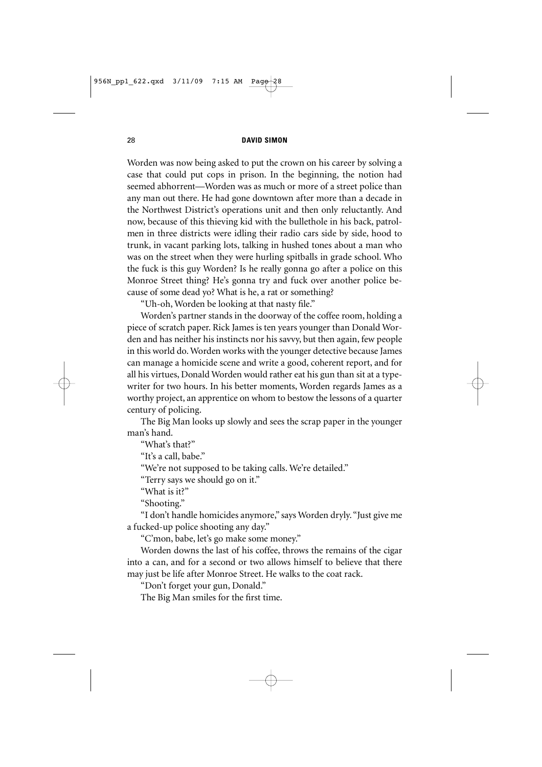Worden was now being asked to put the crown on his career by solving a case that could put cops in prison. In the beginning, the notion had seemed abhorrent—Worden was as much or more of a street police than any man out there. He had gone downtown after more than a decade in the Northwest District's operations unit and then only reluctantly. And now, because of this thieving kid with the bullethole in his back, patrolmen in three districts were idling their radio cars side by side, hood to trunk, in vacant parking lots, talking in hushed tones about a man who was on the street when they were hurling spitballs in grade school. Who the fuck is this guy Worden? Is he really gonna go after a police on this Monroe Street thing? He's gonna try and fuck over another police because of some dead yo? What is he, a rat or something?

"Uh-oh, Worden be looking at that nasty file."

Worden's partner stands in the doorway of the coffee room, holding a piece of scratch paper. Rick James is ten years younger than Donald Worden and has neither his instincts nor his savvy, but then again, few people in this world do. Worden works with the younger detective because James can manage a homicide scene and write a good, coherent report, and for all his virtues, Donald Worden would rather eat his gun than sit at a typewriter for two hours. In his better moments, Worden regards James as a worthy project, an apprentice on whom to bestow the lessons of a quarter century of policing.

The Big Man looks up slowly and sees the scrap paper in the younger man's hand.

"What's that?"

"It's a call, babe."

"We're not supposed to be taking calls. We're detailed."

"Terry says we should go on it."

"What is it?"

"Shooting."

"I don't handle homicides anymore," says Worden dryly. "Just give me a fucked-up police shooting any day."

"C'mon, babe, let's go make some money."

Worden downs the last of his coffee, throws the remains of the cigar into a can, and for a second or two allows himself to believe that there may just be life after Monroe Street. He walks to the coat rack.

"Don't forget your gun, Donald."

The Big Man smiles for the first time.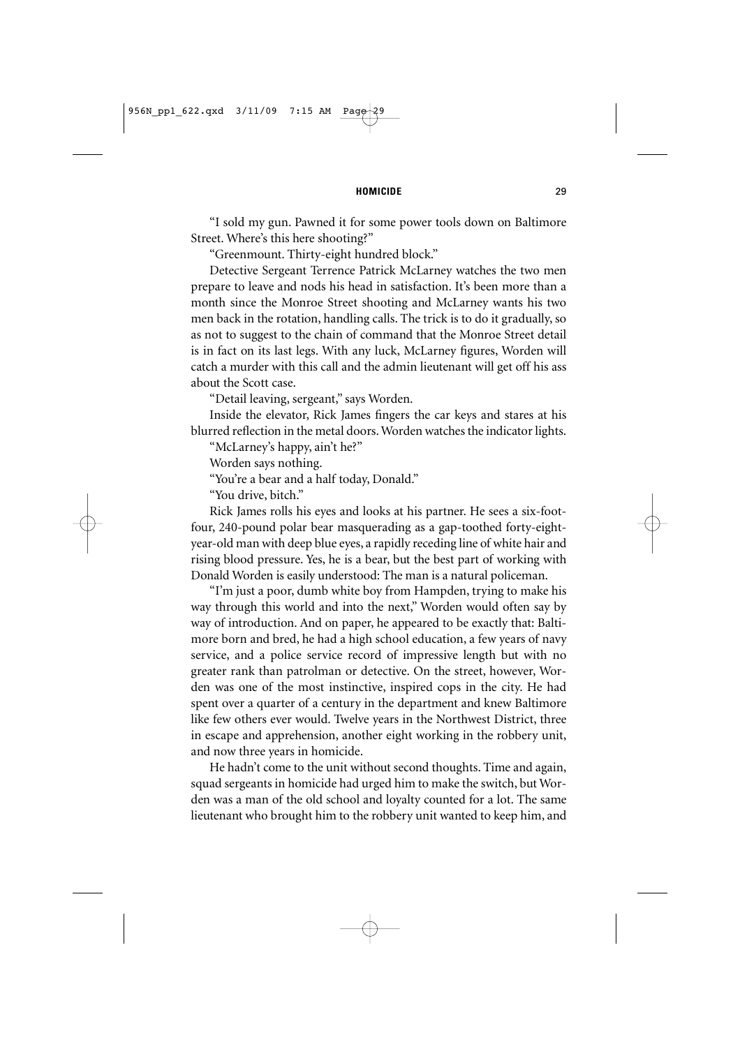"I sold my gun. Pawned it for some power tools down on Baltimore Street. Where's this here shooting?"

"Greenmount. Thirty-eight hundred block."

Detective Sergeant Terrence Patrick McLarney watches the two men prepare to leave and nods his head in satisfaction. It's been more than a month since the Monroe Street shooting and McLarney wants his two men back in the rotation, handling calls. The trick is to do it gradually, so as not to suggest to the chain of command that the Monroe Street detail is in fact on its last legs. With any luck, McLarney figures, Worden will catch a murder with this call and the admin lieutenant will get off his ass about the Scott case.

"Detail leaving, sergeant," says Worden.

Inside the elevator, Rick James fingers the car keys and stares at his blurred reflection in the metal doors. Worden watches the indicator lights.

"McLarney's happy, ain't he?"

Worden says nothing.

"You're a bear and a half today, Donald."

"You drive, bitch."

Rick James rolls his eyes and looks at his partner. He sees a six-foot-four, 240-pound polar bear masquerading as a gap-toothed forty-eight-year-old man with deep blue eyes, a rapidly receding line of white hair and rising blood pressure. Yes, he is a bear, but the best part of working with Donald Worden is easily understood: The man is a natural policeman.

"I'm just a poor, dumb white boy from Hampden, trying to make his way through this world and into the next," Worden would often say by way of introduction. And on paper, he appeared to be exactly that: Baltimore born and bred, he had a high school education, a few years of navy service, and a police service record of impressive length but with no greater rank than patrolman or detective. On the street, however, Worden was one of the most instinctive, inspired cops in the city. He had spent over a quarter of a century in the department and knew Baltimore like few others ever would. Twelve years in the Northwest District, three in escape and apprehension, another eight working in the robbery unit, and now three years in homicide.

He hadn't come to the unit without second thoughts. Time and again, squad sergeants in homicide had urged him to make the switch, but Worden was a man of the old school and loyalty counted for a lot. The same lieutenant who brought him to the robbery unit wanted to keep him, and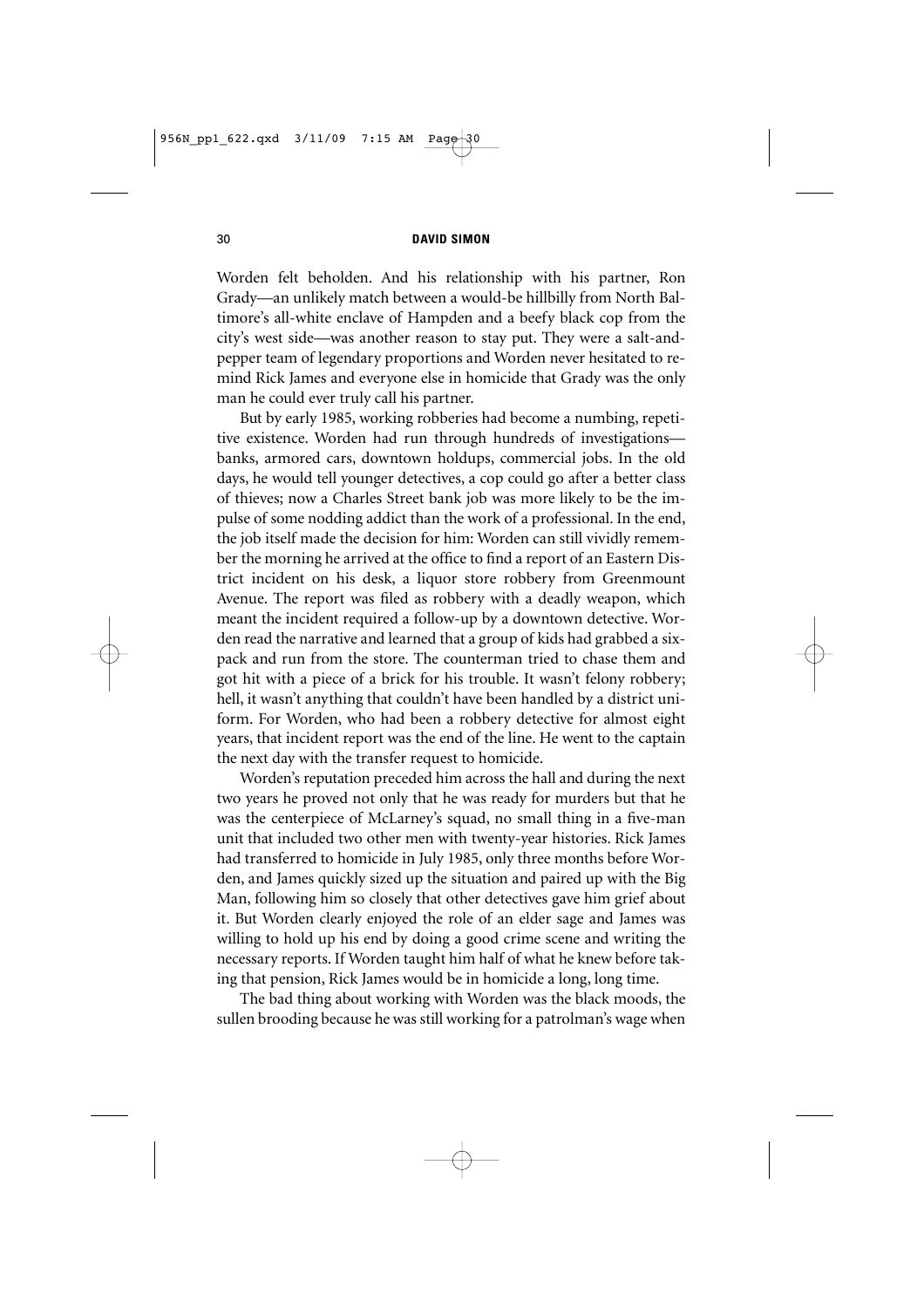Worden felt beholden. And his relationship with his partner, Ron Grady—an unlikely match between a would-be hillbilly from North Baltimore's all-white enclave of Hampden and a beefy black cop from the city's west side—was another reason to stay put. They were a salt-and-pepper team of legendary proportions and Worden never hesitated to remind Rick James and everyone else in homicide that Grady was the only man he could ever truly call his partner.

But by early 1985, working robberies had become a numbing, repetitive existence. Worden had run through hundreds of investigations—banks, armored cars, downtown holdups, commercial jobs. In the old days, he would tell younger detectives, a cop could go after a better class of thieves; now a Charles Street bank job was more likely to be the impulse of some nodding addict than the work of a professional. In the end, the job itself made the decision for him: Worden can still vividly remember the morning he arrived at the office to find a report of an Eastern District incident on his desk, a liquor store robbery from Greenmount Avenue. The report was filed as robbery with a deadly weapon, which meant the incident required a follow-up by a downtown detective. Worden read the narrative and learned that a group of kids had grabbed a six-pack and run from the store. The counterman tried to chase them and got hit with a piece of a brick for his trouble. It wasn't felony robbery; hell, it wasn't anything that couldn't have been handled by a district uniform. For Worden, who had been a robbery detective for almost eight years, that incident report was the end of the line. He went to the captain the next day with the transfer request to homicide.

Worden's reputation preceded him across the hall and during the next two years he proved not only that he was ready for murders but that he was the centerpiece of McLarney's squad, no small thing in a five-man unit that included two other men with twenty-year histories. Rick James had transferred to homicide in July 1985, only three months before Worden, and James quickly sized up the situation and paired up with the Big Man, following him so closely that other detectives gave him grief about it. But Worden clearly enjoyed the role of an elder sage and James was willing to hold up his end by doing a good crime scene and writing the necessary reports. If Worden taught him half of what he knew before taking that pension, Rick James would be in homicide a long, long time.

The bad thing about working with Worden was the black moods, the sullen brooding because he was still working for a patrolman's wage when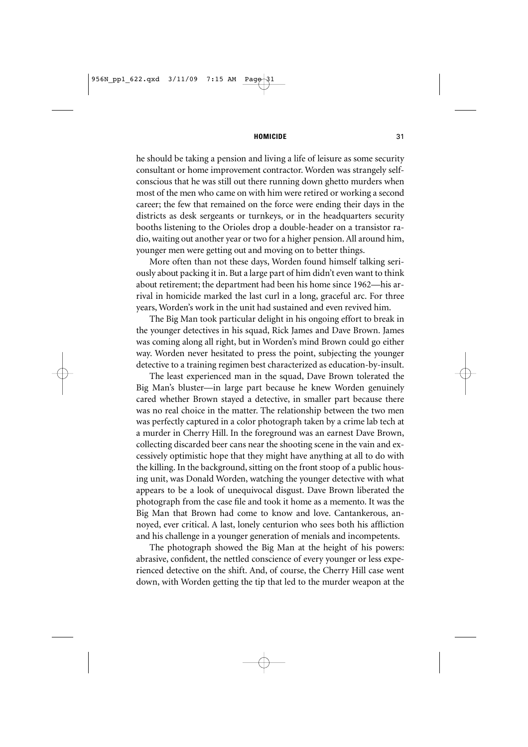he should be taking a pension and living a life of leisure as some security consultant or home improvement contractor. Worden was strangely self-conscious that he was still out there running down ghetto murders when most of the men who came on with him were retired or working a second career; the few that remained on the force were ending their days in the districts as desk sergeants or turnkeys, or in the headquarters security booths listening to the Orioles drop a double-header on a transistor radio, waiting out another year or two for a higher pension. All around him, younger men were getting out and moving on to better things.

More often than not these days, Worden found himself talking seriously about packing it in. But a large part of him didn't even want to think about retirement; the department had been his home since 1962—his arrival in homicide marked the last curl in a long, graceful arc. For three years, Worden's work in the unit had sustained and even revived him.

The Big Man took particular delight in his ongoing effort to break in the younger detectives in his squad, Rick James and Dave Brown. James was coming along all right, but in Worden's mind Brown could go either way. Worden never hesitated to press the point, subjecting the younger detective to a training regimen best characterized as education-by-insult.

The least experienced man in the squad, Dave Brown tolerated the Big Man's bluster—in large part because he knew Worden genuinely cared whether Brown stayed a detective, in smaller part because there was no real choice in the matter. The relationship between the two men was perfectly captured in a color photograph taken by a crime lab tech at a murder in Cherry Hill. In the foreground was an earnest Dave Brown, collecting discarded beer cans near the shooting scene in the vain and excessively optimistic hope that they might have anything at all to do with the killing. In the background, sitting on the front stoop of a public housing unit, was Donald Worden, watching the younger detective with what appears to be a look of unequivocal disgust. Dave Brown liberated the photograph from the case file and took it home as a memento. It was the Big Man that Brown had come to know and love. Cantankerous, annoyed, ever critical. A last, lonely centurion who sees both his affliction and his challenge in a younger generation of menials and incompetents.

The photograph showed the Big Man at the height of his powers: abrasive, confident, the nettled conscience of every younger or less experienced detective on the shift. And, of course, the Cherry Hill case went down, with Worden getting the tip that led to the murder weapon at the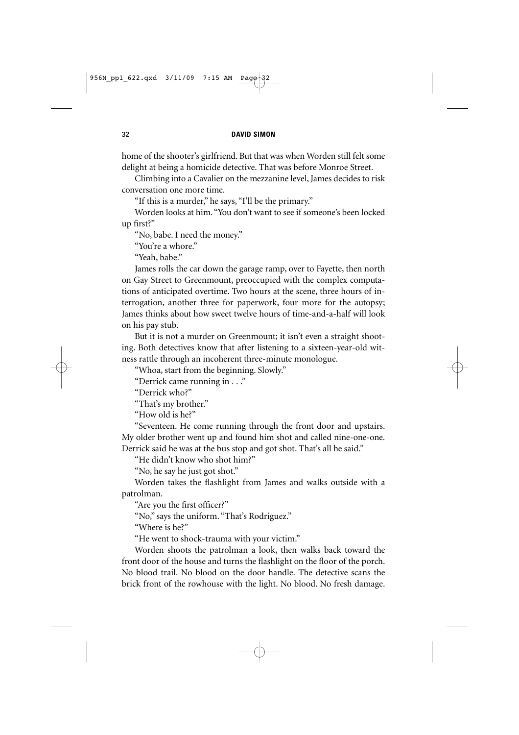home of the shooter's girlfriend. But that was when Worden still felt some delight at being a homicide detective. That was before Monroe Street.

Climbing into a Cavalier on the mezzanine level, James decides to risk conversation one more time.

"If this is a murder," he says, "I'll be the primary."

Worden looks at him. "You don't want to see if someone's been locked up first?"

"No, babe. I need the money."

"You're a whore."

"Yeah, babe."

James rolls the car down the garage ramp, over to Fayette, then north on Gay Street to Greenmount, preoccupied with the complex computations of anticipated overtime. Two hours at the scene, three hours of interrogation, another three for paperwork, four more for the autopsy; James thinks about how sweet twelve hours of time-and-a-half will look on his pay stub.

But it is not a murder on Greenmount; it isn't even a straight shooting. Both detectives know that after listening to a sixteen-year-old witness rattle through an incoherent three-minute monologue.

"Whoa, start from the beginning. Slowly."

"Derrick came running in . . ."

"Derrick who?"

"That's my brother."

"How old is he?"

"Seventeen. He come running through the front door and upstairs. My older brother went up and found him shot and called nine-one-one. Derrick said he was at the bus stop and got shot. That's all he said."

"He didn't know who shot him?"

"No, he say he just got shot."

Worden takes the flashlight from James and walks outside with a patrolman.

"Are you the first officer?"

"No," says the uniform. "That's Rodriguez."

"Where is he?"

"He went to shock-trauma with your victim."

Worden shoots the patrolman a look, then walks back toward the front door of the house and turns the flashlight on the floor of the porch. No blood trail. No blood on the door handle. The detective scans the brick front of the rowhouse with the light. No blood. No fresh damage.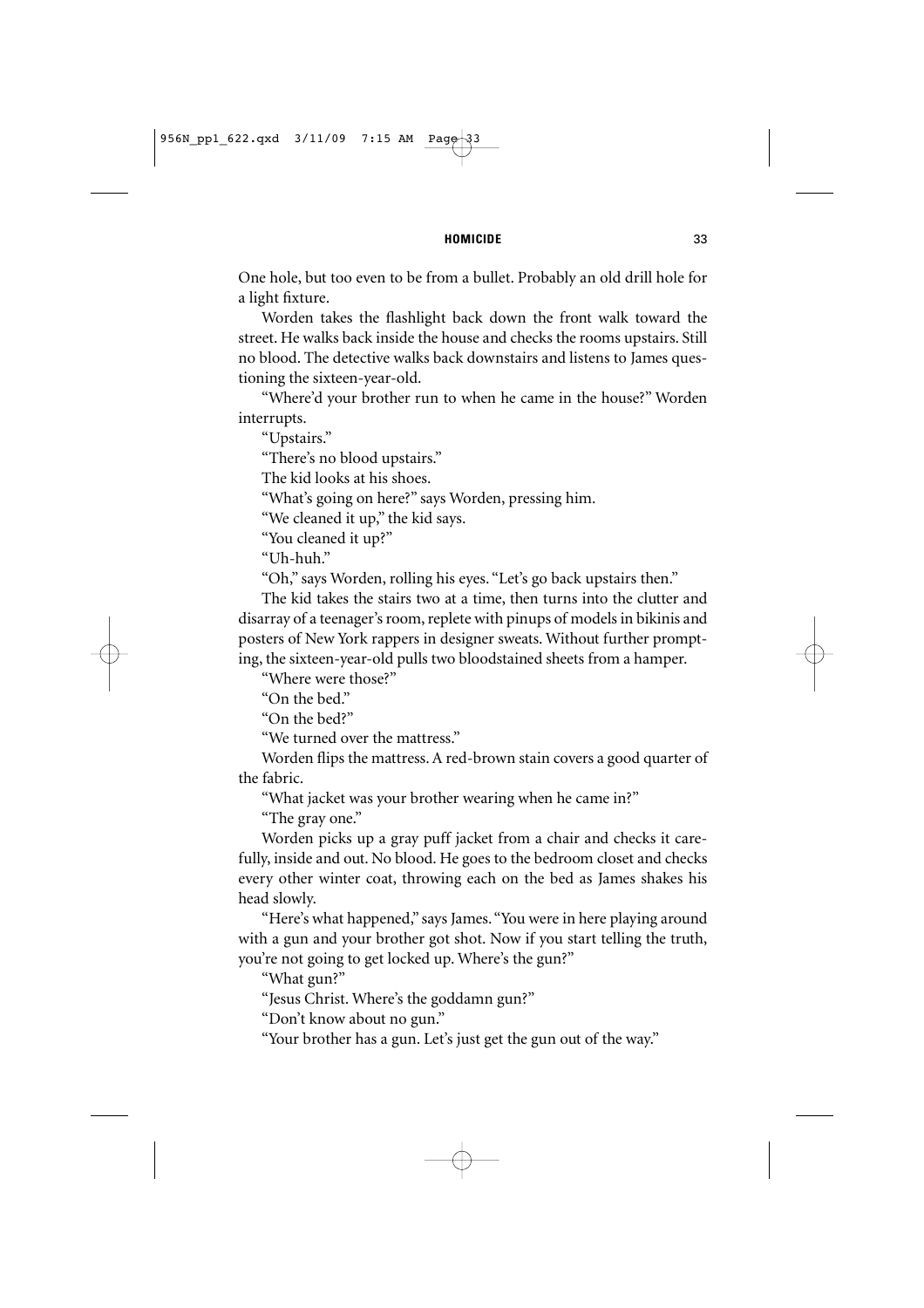One hole, but too even to be from a bullet. Probably an old drill hole for a light fixture.

Worden takes the flashlight back down the front walk toward the street. He walks back inside the house and checks the rooms upstairs. Still no blood. The detective walks back downstairs and listens to James questioning the sixteen-year-old.

"Where'd your brother run to when he came in the house?" Worden interrupts.

"Upstairs."

"There's no blood upstairs."

The kid looks at his shoes.

"What's going on here?" says Worden, pressing him.

"We cleaned it up," the kid says.

"You cleaned it up?"

"Uh-huh."

"Oh," says Worden, rolling his eyes. "Let's go back upstairs then."

The kid takes the stairs two at a time, then turns into the clutter and disarray of a teenager's room, replete with pinups of models in bikinis and posters of New York rappers in designer sweats. Without further prompting, the sixteen-year-old pulls two bloodstained sheets from a hamper.

"Where were those?"

"On the bed."

"On the bed?"

"We turned over the mattress."

Worden flips the mattress. A red-brown stain covers a good quarter of the fabric.

"What jacket was your brother wearing when he came in?"

"The gray one."

Worden picks up a gray puff jacket from a chair and checks it carefully, inside and out. No blood. He goes to the bedroom closet and checks every other winter coat, throwing each on the bed as James shakes his head slowly.

"Here's what happened," says James. "You were in here playing around with a gun and your brother got shot. Now if you start telling the truth, you're not going to get locked up. Where's the gun?"

"What gun?"

"Jesus Christ. Where's the goddamn gun?"

"Don't know about no gun."

"Your brother has a gun. Let's just get the gun out of the way."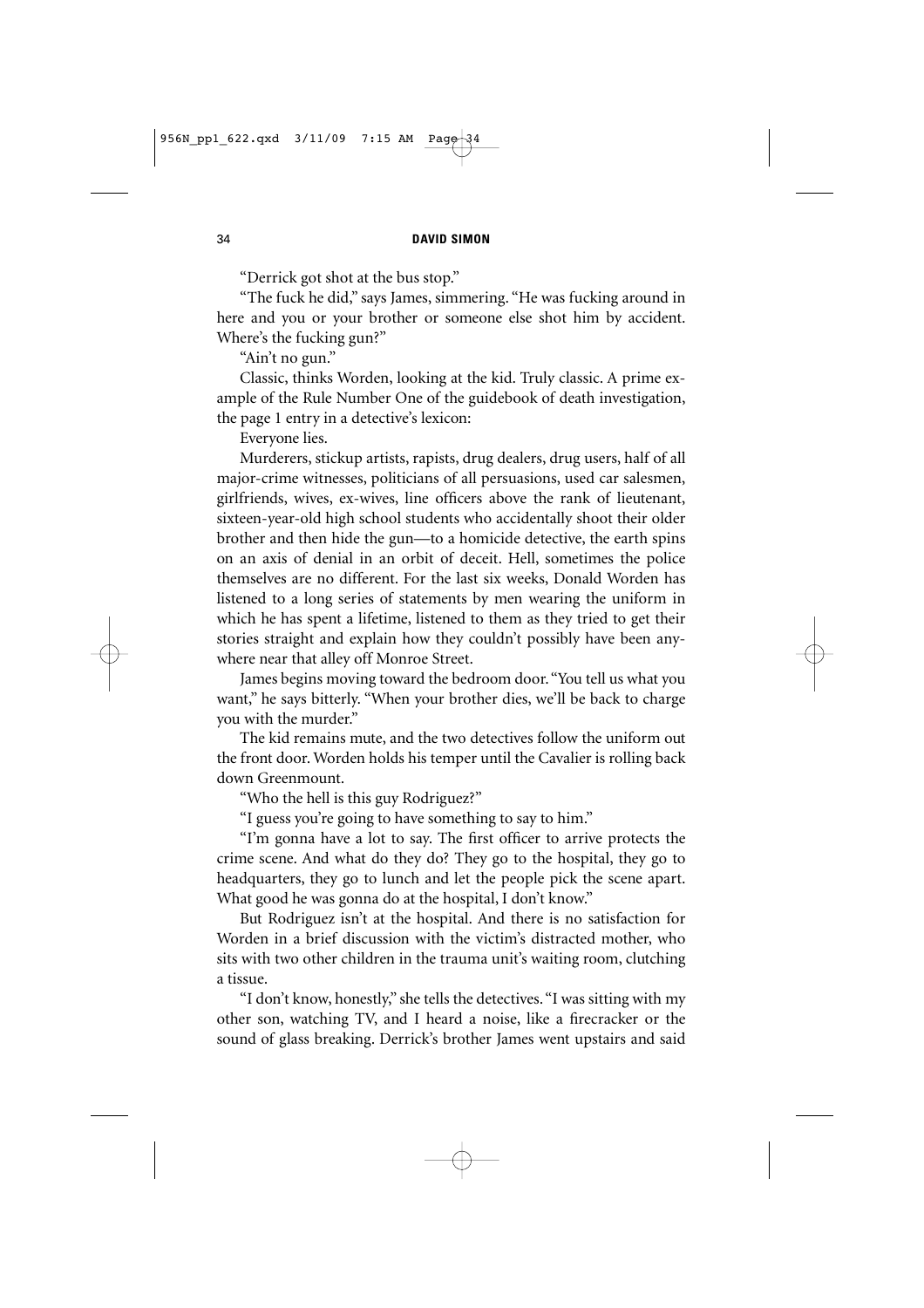"Derrick got shot at the bus stop."

"The fuck he did," says James, simmering. "He was fucking around in here and you or your brother or someone else shot him by accident. Where's the fucking gun?"

"Ain't no gun."

Classic, thinks Worden, looking at the kid. Truly classic. A prime example of the Rule Number One of the guidebook of death investigation, the page 1 entry in a detective's lexicon:

Everyone lies.

Murderers, stickup artists, rapists, drug dealers, drug users, half of all major-crime witnesses, politicians of all persuasions, used car salesmen, girlfriends, wives, ex-wives, line officers above the rank of lieutenant, sixteen-year-old high school students who accidentally shoot their older brother and then hide the gun—to a homicide detective, the earth spins on an axis of denial in an orbit of deceit. Hell, sometimes the police themselves are no different. For the last six weeks, Donald Worden has listened to a long series of statements by men wearing the uniform in which he has spent a lifetime, listened to them as they tried to get their stories straight and explain how they couldn't possibly have been anywhere near that alley off Monroe Street.

James begins moving toward the bedroom door. "You tell us what you want," he says bitterly. "When your brother dies, we'll be back to charge you with the murder."

The kid remains mute, and the two detectives follow the uniform out the front door. Worden holds his temper until the Cavalier is rolling back down Greenmount.

"Who the hell is this guy Rodriguez?"

"I guess you're going to have something to say to him."

"I'm gonna have a lot to say. The first officer to arrive protects the crime scene. And what do they do? They go to the hospital, they go to headquarters, they go to lunch and let the people pick the scene apart. What good he was gonna do at the hospital, I don't know."

But Rodriguez isn't at the hospital. And there is no satisfaction for Worden in a brief discussion with the victim's distracted mother, who sits with two other children in the trauma unit's waiting room, clutching a tissue.

"I don't know, honestly," she tells the detectives. "I was sitting with my other son, watching TV, and I heard a noise, like a firecracker or the sound of glass breaking. Derrick's brother James went upstairs and said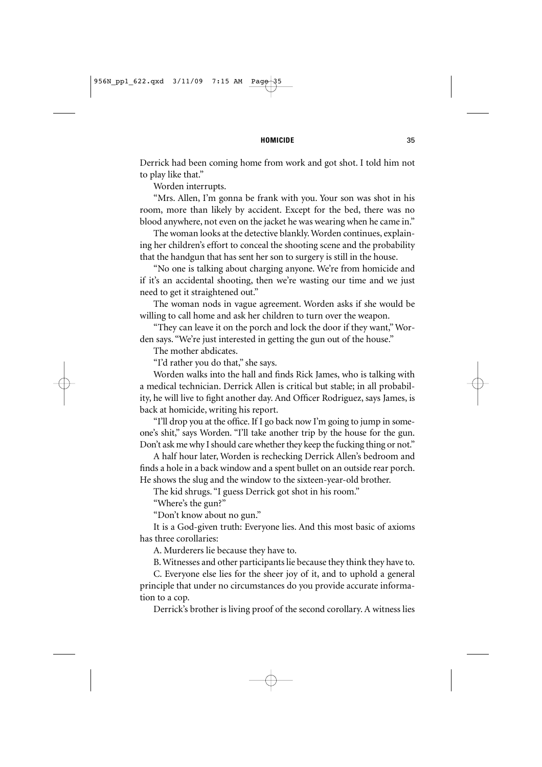Derrick had been coming home from work and got shot. I told him not to play like that."

Worden interrupts.

"Mrs. Allen, I'm gonna be frank with you. Your son was shot in his room, more than likely by accident. Except for the bed, there was no blood anywhere, not even on the jacket he was wearing when he came in."

The woman looks at the detective blankly. Worden continues, explaining her children's effort to conceal the shooting scene and the probability that the handgun that has sent her son to surgery is still in the house.

"No one is talking about charging anyone. We're from homicide and if it's an accidental shooting, then we're wasting our time and we just need to get it straightened out."

The woman nods in vague agreement. Worden asks if she would be willing to call home and ask her children to turn over the weapon.

"They can leave it on the porch and lock the door if they want," Worden says. "We're just interested in getting the gun out of the house."

The mother abdicates.

"I'd rather you do that," she says.

Worden walks into the hall and finds Rick James, who is talking with a medical technician. Derrick Allen is critical but stable; in all probability, he will live to fight another day. And Officer Rodriguez, says James, is back at homicide, writing his report.

"I'll drop you at the office. If I go back now I'm going to jump in someone's shit," says Worden. "I'll take another trip by the house for the gun. Don't ask me why I should care whether they keep the fucking thing or not."

A half hour later, Worden is rechecking Derrick Allen's bedroom and finds a hole in a back window and a spent bullet on an outside rear porch. He shows the slug and the window to the sixteen-year-old brother.

The kid shrugs. "I guess Derrick got shot in his room."

"Where's the gun?"

"Don't know about no gun."

It is a God-given truth: Everyone lies. And this most basic of axioms has three corollaries:

A. Murderers lie because they have to.

B. Witnesses and other participants lie because they think they have to.

C. Everyone else lies for the sheer joy of it, and to uphold a general principle that under no circumstances do you provide accurate information to a cop.

Derrick's brother is living proof of the second corollary. A witness lies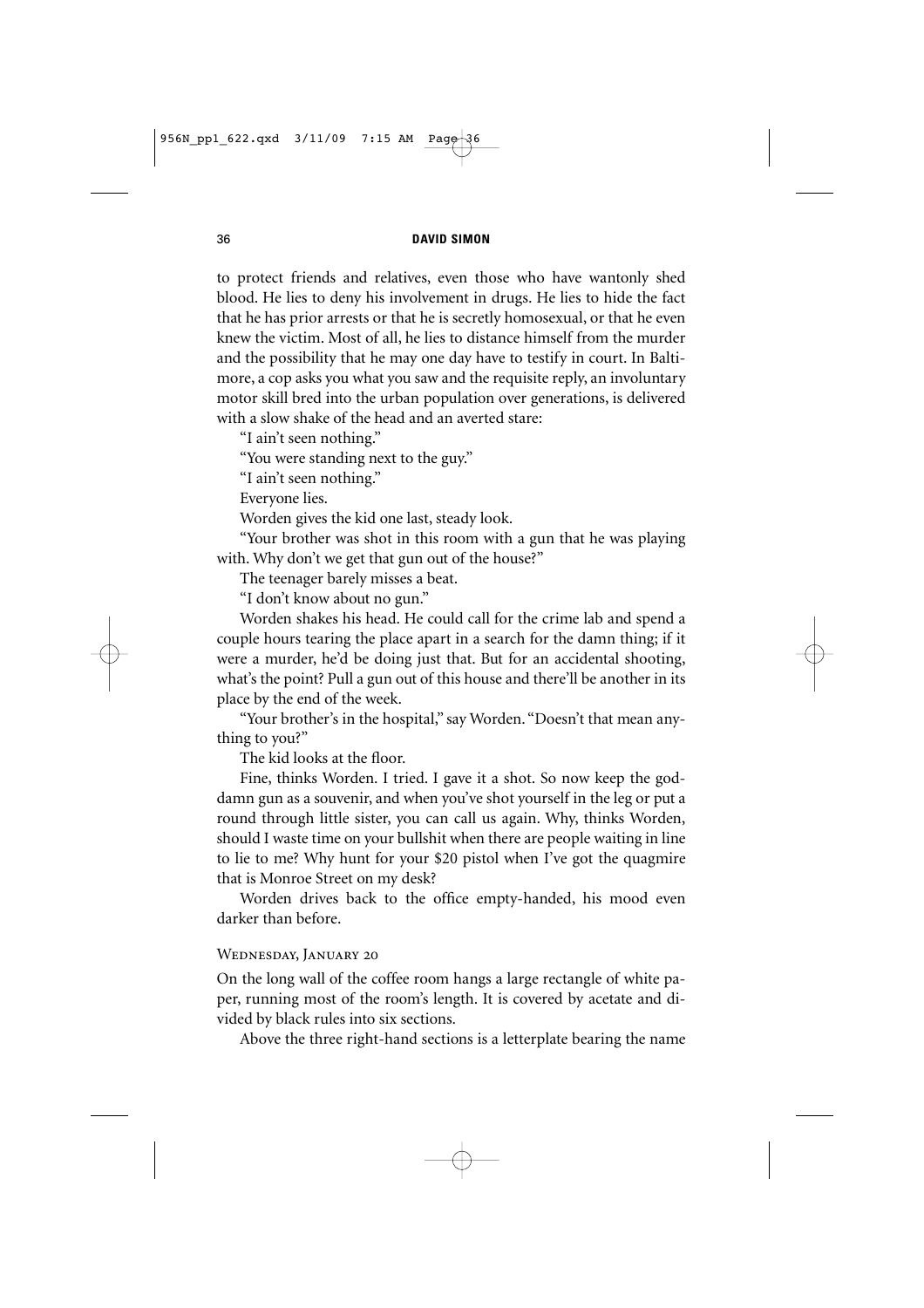to protect friends and relatives, even those who have wantonly shed blood. He lies to deny his involvement in drugs. He lies to hide the fact that he has prior arrests or that he is secretly homosexual, or that he even knew the victim. Most of all, he lies to distance himself from the murder and the possibility that he may one day have to testify in court. In Baltimore, a cop asks you what you saw and the requisite reply, an involuntary motor skill bred into the urban population over generations, is delivered with a slow shake of the head and an averted stare:

"I ain't seen nothing."

"You were standing next to the guy."

"I ain't seen nothing."

Everyone lies.

Worden gives the kid one last, steady look.

"Your brother was shot in this room with a gun that he was playing with. Why don't we get that gun out of the house?"

The teenager barely misses a beat.

"I don't know about no gun."

Worden shakes his head. He could call for the crime lab and spend a couple hours tearing the place apart in a search for the damn thing; if it were a murder, he'd be doing just that. But for an accidental shooting, what's the point? Pull a gun out of this house and there'll be another in its place by the end of the week.

"Your brother's in the hospital," say Worden. "Doesn't that mean anything to you?"

The kid looks at the floor.

Fine, thinks Worden. I tried. I gave it a shot. So now keep the goddamn gun as a souvenir, and when you've shot yourself in the leg or put a round through little sister, you can call us again. Why, thinks Worden, should I waste time on your bullshit when there are people waiting in line to lie to me? Why hunt for your $20 pistol when I've got the quagmire that is Monroe Street on my desk?

Worden drives back to the office empty-handed, his mood even darker than before.

### Wednesday, January 20

On the long wall of the coffee room hangs a large rectangle of white paper, running most of the room's length. It is covered by acetate and divided by black rules into six sections.

Above the three right-hand sections is a letterplate bearing the name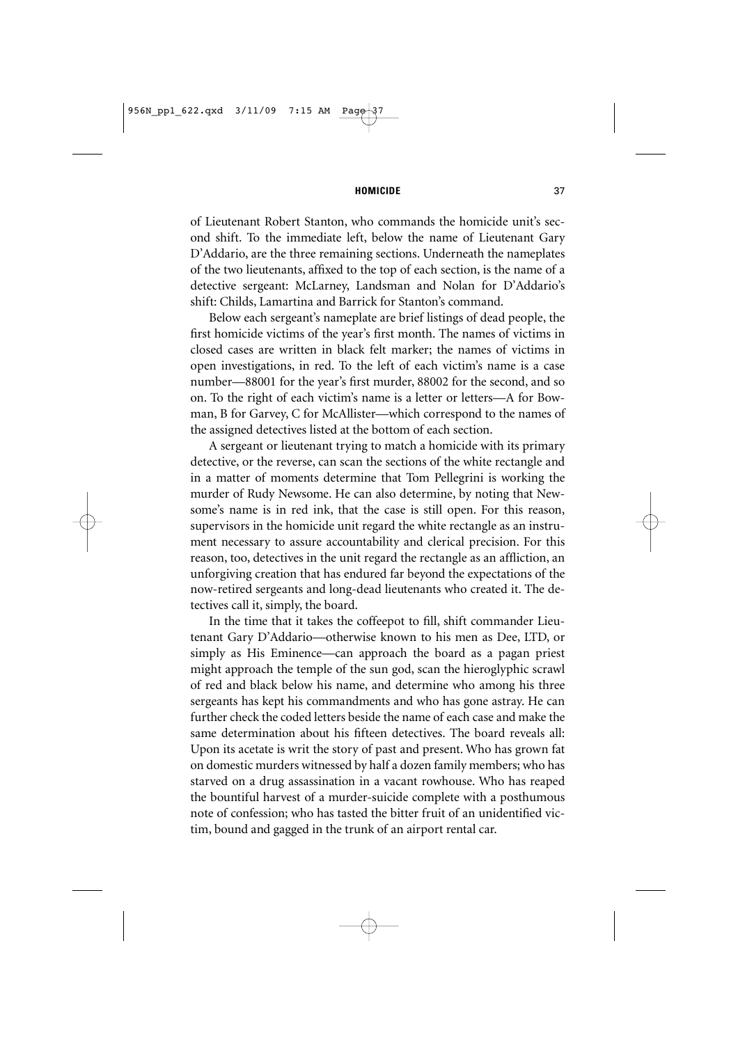of Lieutenant Robert Stanton, who commands the homicide unit's second shift. To the immediate left, below the name of Lieutenant Gary D'Addario, are the three remaining sections. Underneath the nameplates of the two lieutenants, affixed to the top of each section, is the name of a detective sergeant: McLarney, Landsman and Nolan for D'Addario's shift: Childs, Lamartina and Barrick for Stanton's command.

Below each sergeant's nameplate are brief listings of dead people, the first homicide victims of the year's first month. The names of victims in closed cases are written in black felt marker; the names of victims in open investigations, in red. To the left of each victim's name is a case number—88001 for the year's first murder, 88002 for the second, and so on. To the right of each victim's name is a letter or letters—A for Bowman, B for Garvey, C for McAllister—which correspond to the names of the assigned detectives listed at the bottom of each section.

A sergeant or lieutenant trying to match a homicide with its primary detective, or the reverse, can scan the sections of the white rectangle and in a matter of moments determine that Tom Pellegrini is working the murder of Rudy Newsome. He can also determine, by noting that Newsome's name is in red ink, that the case is still open. For this reason, supervisors in the homicide unit regard the white rectangle as an instrument necessary to assure accountability and clerical precision. For this reason, too, detectives in the unit regard the rectangle as an affliction, an unforgiving creation that has endured far beyond the expectations of the now-retired sergeants and long-dead lieutenants who created it. The detectives call it, simply, the board.

In the time that it takes the coffeepot to fill, shift commander Lieutenant Gary D'Addario—otherwise known to his men as Dee, LTD, or simply as His Eminence—can approach the board as a pagan priest might approach the temple of the sun god, scan the hieroglyphic scrawl of red and black below his name, and determine who among his three sergeants has kept his commandments and who has gone astray. He can further check the coded letters beside the name of each case and make the same determination about his fifteen detectives. The board reveals all: Upon its acetate is writ the story of past and present. Who has grown fat on domestic murders witnessed by half a dozen family members; who has starved on a drug assassination in a vacant rowhouse. Who has reaped the bountiful harvest of a murder-suicide complete with a posthumous note of confession; who has tasted the bitter fruit of an unidentified victim, bound and gagged in the trunk of an airport rental car.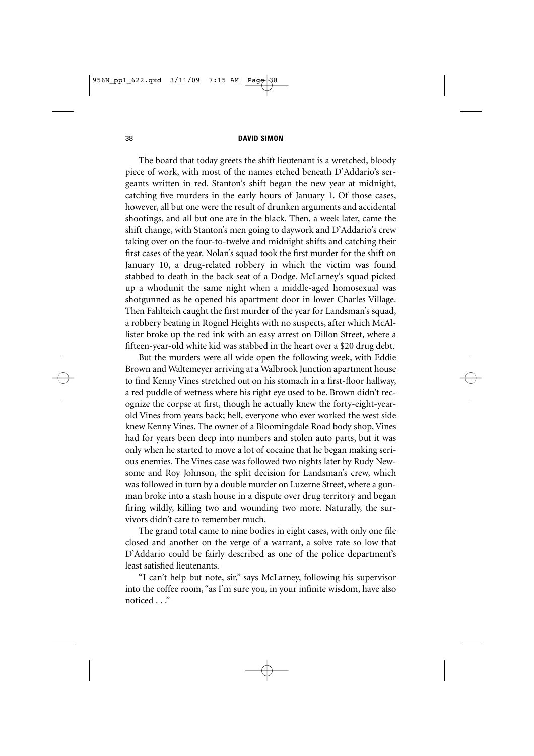The board that today greets the shift lieutenant is a wretched, bloody piece of work, with most of the names etched beneath D'Addario's sergeants written in red. Stanton's shift began the new year at midnight, catching five murders in the early hours of January 1. Of those cases, however, all but one were the result of drunken arguments and accidental shootings, and all but one are in the black. Then, a week later, came the shift change, with Stanton's men going to daywork and D'Addario's crew taking over on the four-to-twelve and midnight shifts and catching their first cases of the year. Nolan's squad took the first murder for the shift on January 10, a drug-related robbery in which the victim was found stabbed to death in the back seat of a Dodge. McLarney's squad picked up a whodunit the same night when a middle-aged homosexual was shotgunned as he opened his apartment door in lower Charles Village. Then Fahlteich caught the first murder of the year for Landsman's squad, a robbery beating in Rognel Heights with no suspects, after which McAllister broke up the red ink with an easy arrest on Dillon Street, where a fifteen-year-old white kid was stabbed in the heart over a $20 drug debt.

But the murders were all wide open the following week, with Eddie Brown and Waltemeyer arriving at a Walbrook Junction apartment house to find Kenny Vines stretched out on his stomach in a first-floor hallway, a red puddle of wetness where his right eye used to be. Brown didn't recognize the corpse at first, though he actually knew the forty-eight-year-old Vines from years back; hell, everyone who ever worked the west side knew Kenny Vines. The owner of a Bloomingdale Road body shop, Vines had for years been deep into numbers and stolen auto parts, but it was only when he started to move a lot of cocaine that he began making serious enemies. The Vines case was followed two nights later by Rudy Newsome and Roy Johnson, the split decision for Landsman's crew, which was followed in turn by a double murder on Luzerne Street, where a gunman broke into a stash house in a dispute over drug territory and began firing wildly, killing two and wounding two more. Naturally, the survivors didn't care to remember much.

The grand total came to nine bodies in eight cases, with only one file closed and another on the verge of a warrant, a solve rate so low that D'Addario could be fairly described as one of the police department's least satisfied lieutenants.

"I can't help but note, sir," says McLarney, following his supervisor into the coffee room, "as I'm sure you, in your infinite wisdom, have also noticed . . ."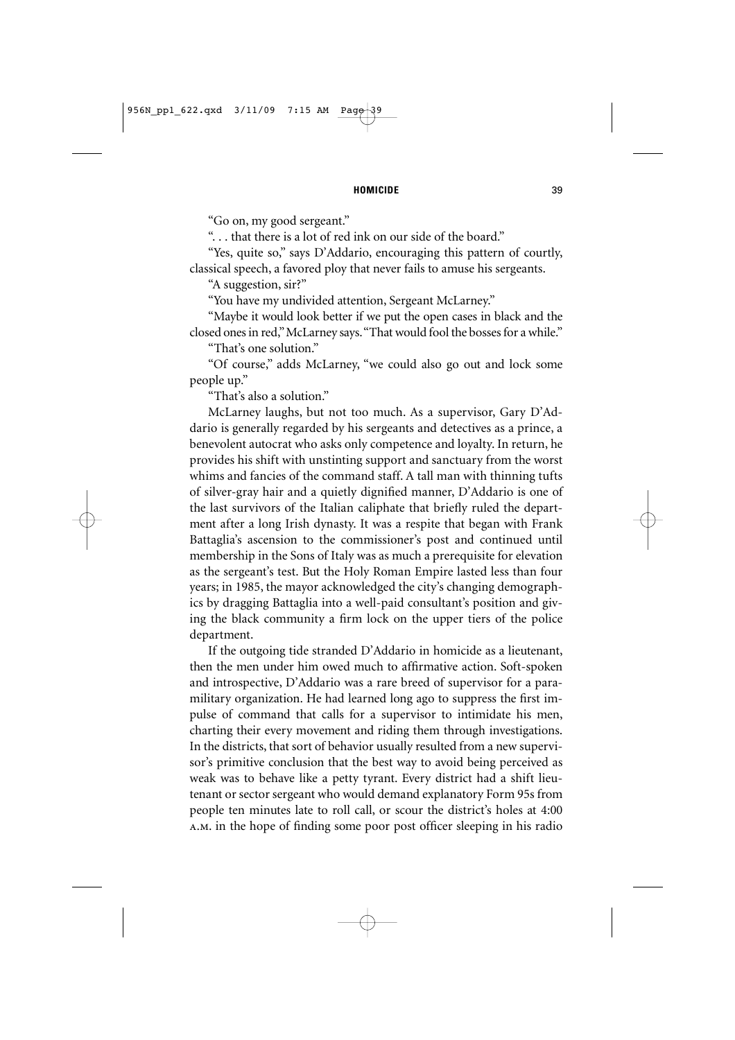"Go on, my good sergeant."

". . . that there is a lot of red ink on our side of the board."

"Yes, quite so," says D'Addario, encouraging this pattern of courtly, classical speech, a favored ploy that never fails to amuse his sergeants.

"A suggestion, sir?"

"You have my undivided attention, Sergeant McLarney."

"Maybe it would look better if we put the open cases in black and the closed ones in red," McLarney says. "That would fool the bosses for a while."

"That's one solution."

"Of course," adds McLarney, "we could also go out and lock some people up."

"That's also a solution."

McLarney laughs, but not too much. As a supervisor, Gary D'Addario is generally regarded by his sergeants and detectives as a prince, a benevolent autocrat who asks only competence and loyalty. In return, he provides his shift with unstinting support and sanctuary from the worst whims and fancies of the command staff. A tall man with thinning tufts of silver-gray hair and a quietly dignified manner, D'Addario is one of the last survivors of the Italian caliphate that briefly ruled the department after a long Irish dynasty. It was a respite that began with Frank Battaglia's ascension to the commissioner's post and continued until membership in the Sons of Italy was as much a prerequisite for elevation as the sergeant's test. But the Holy Roman Empire lasted less than four years; in 1985, the mayor acknowledged the city's changing demographics by dragging Battaglia into a well-paid consultant's position and giving the black community a firm lock on the upper tiers of the police department.

If the outgoing tide stranded D'Addario in homicide as a lieutenant, then the men under him owed much to affirmative action. Soft-spoken and introspective, D'Addario was a rare breed of supervisor for a paramilitary organization. He had learned long ago to suppress the first impulse of command that calls for a supervisor to intimidate his men, charting their every movement and riding them through investigations. In the districts, that sort of behavior usually resulted from a new supervisor's primitive conclusion that the best way to avoid being perceived as weak was to behave like a petty tyrant. Every district had a shift lieutenant or sector sergeant who would demand explanatory Form 95s from people ten minutes late to roll call, or scour the district's holes at 4:00 A.M. in the hope of finding some poor post officer sleeping in his radio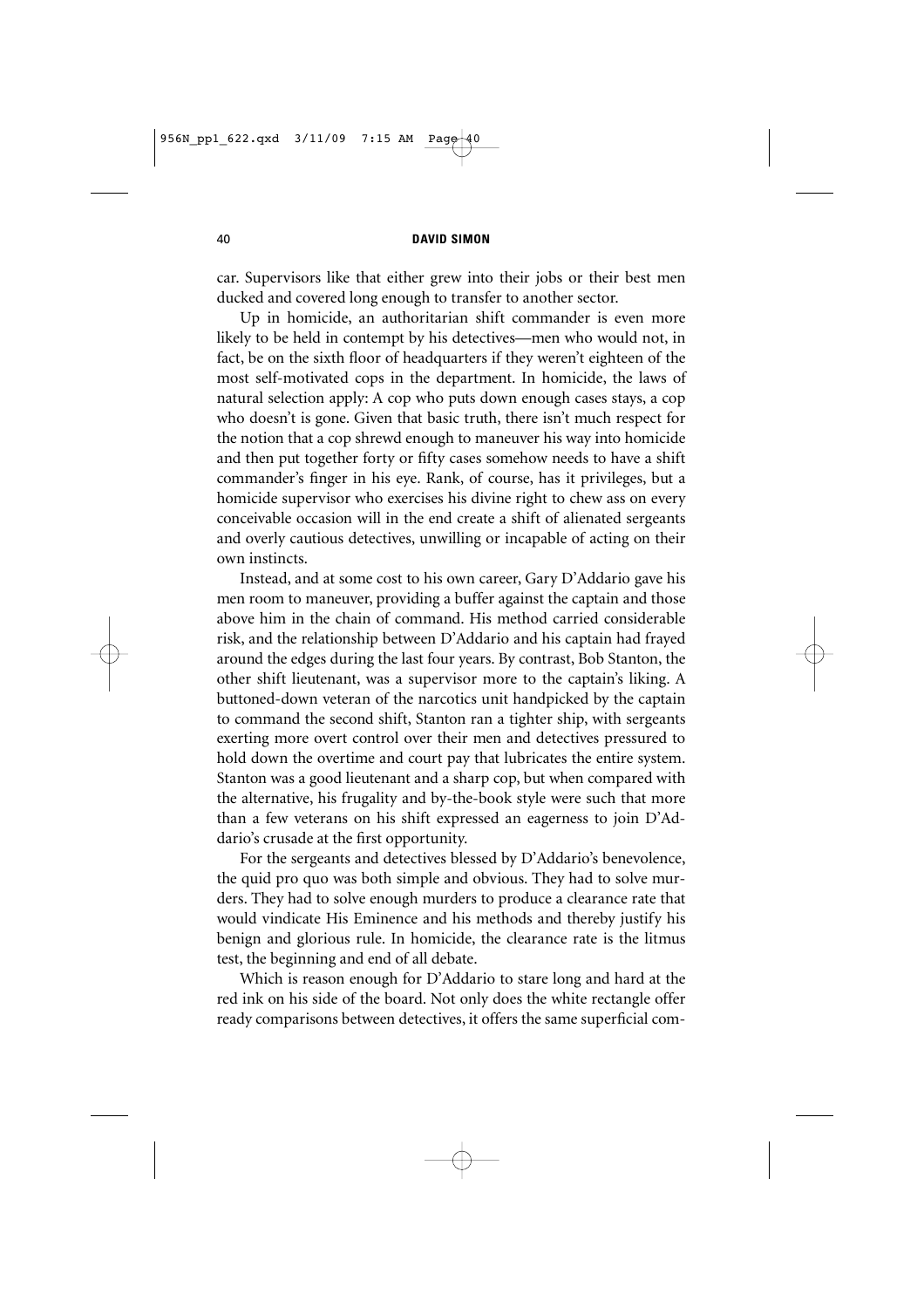car. Supervisors like that either grew into their jobs or their best men ducked and covered long enough to transfer to another sector.

Up in homicide, an authoritarian shift commander is even more likely to be held in contempt by his detectives—men who would not, in fact, be on the sixth floor of headquarters if they weren't eighteen of the most self-motivated cops in the department. In homicide, the laws of natural selection apply: A cop who puts down enough cases stays, a cop who doesn't is gone. Given that basic truth, there isn't much respect for the notion that a cop shrewd enough to maneuver his way into homicide and then put together forty or fifty cases somehow needs to have a shift commander's finger in his eye. Rank, of course, has it privileges, but a homicide supervisor who exercises his divine right to chew ass on every conceivable occasion will in the end create a shift of alienated sergeants and overly cautious detectives, unwilling or incapable of acting on their own instincts.

Instead, and at some cost to his own career, Gary D'Addario gave his men room to maneuver, providing a buffer against the captain and those above him in the chain of command. His method carried considerable risk, and the relationship between D'Addario and his captain had frayed around the edges during the last four years. By contrast, Bob Stanton, the other shift lieutenant, was a supervisor more to the captain's liking. A buttoned-down veteran of the narcotics unit handpicked by the captain to command the second shift, Stanton ran a tighter ship, with sergeants exerting more overt control over their men and detectives pressured to hold down the overtime and court pay that lubricates the entire system. Stanton was a good lieutenant and a sharp cop, but when compared with the alternative, his frugality and by-the-book style were such that more than a few veterans on his shift expressed an eagerness to join D'Addario's crusade at the first opportunity.

For the sergeants and detectives blessed by D'Addario's benevolence, the quid pro quo was both simple and obvious. They had to solve murders. They had to solve enough murders to produce a clearance rate that would vindicate His Eminence and his methods and thereby justify his benign and glorious rule. In homicide, the clearance rate is the litmus test, the beginning and end of all debate.

Which is reason enough for D'Addario to stare long and hard at the red ink on his side of the board. Not only does the white rectangle offer ready comparisons between detectives, it offers the same superficial com-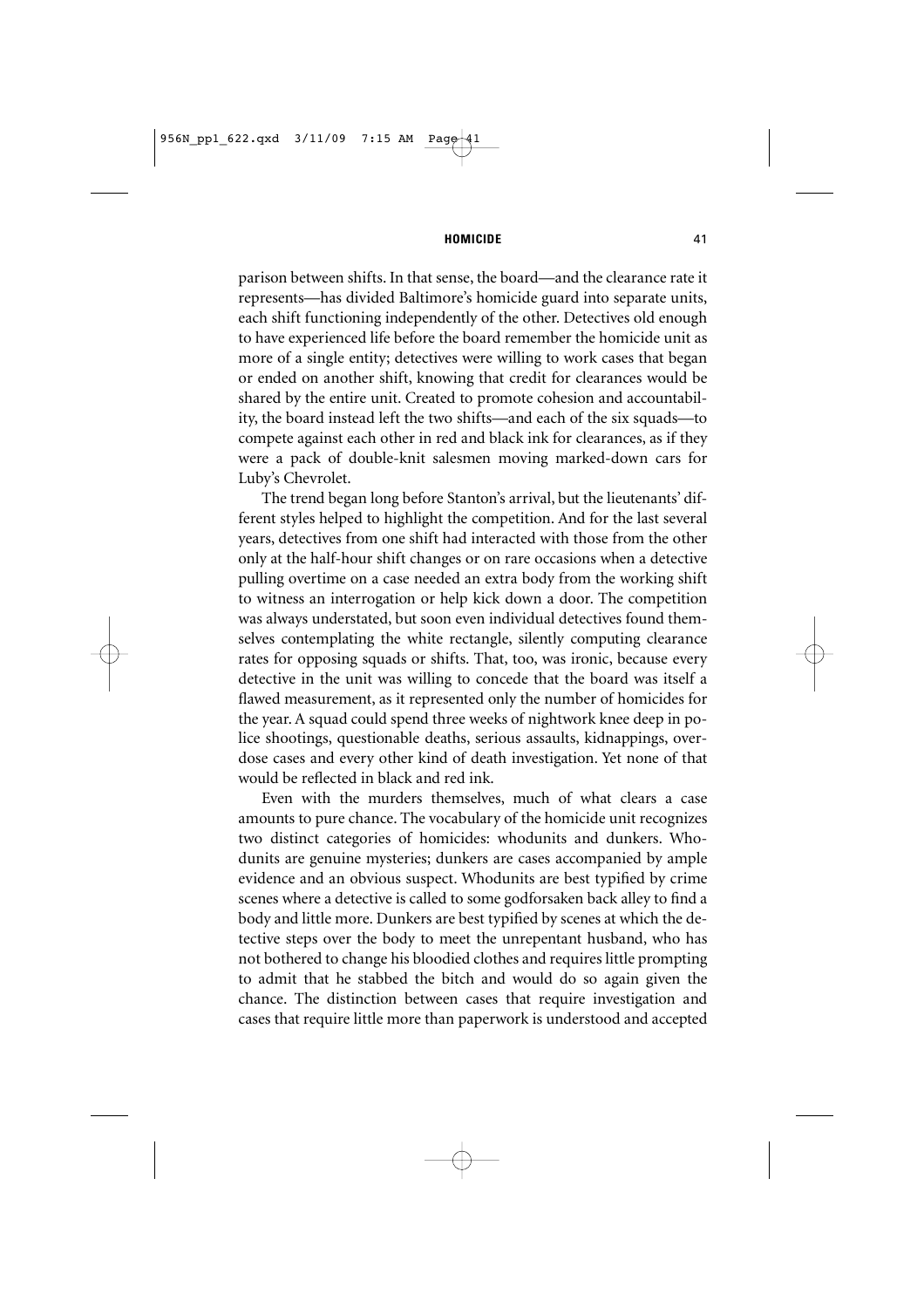parison between shifts. In that sense, the board—and the clearance rate it represents—has divided Baltimore's homicide guard into separate units, each shift functioning independently of the other. Detectives old enough to have experienced life before the board remember the homicide unit as more of a single entity; detectives were willing to work cases that began or ended on another shift, knowing that credit for clearances would be shared by the entire unit. Created to promote cohesion and accountability, the board instead left the two shifts—and each of the six squads—to compete against each other in red and black ink for clearances, as if they were a pack of double-knit salesmen moving marked-down cars for Luby's Chevrolet.

The trend began long before Stanton's arrival, but the lieutenants' different styles helped to highlight the competition. And for the last several years, detectives from one shift had interacted with those from the other only at the half-hour shift changes or on rare occasions when a detective pulling overtime on a case needed an extra body from the working shift to witness an interrogation or help kick down a door. The competition was always understated, but soon even individual detectives found themselves contemplating the white rectangle, silently computing clearance rates for opposing squads or shifts. That, too, was ironic, because every detective in the unit was willing to concede that the board was itself a flawed measurement, as it represented only the number of homicides for the year. A squad could spend three weeks of nightwork knee deep in police shootings, questionable deaths, serious assaults, kidnappings, overdose cases and every other kind of death investigation. Yet none of that would be reflected in black and red ink.

Even with the murders themselves, much of what clears a case amounts to pure chance. The vocabulary of the homicide unit recognizes two distinct categories of homicides: whodunits and dunkers. Whodunits are genuine mysteries; dunkers are cases accompanied by ample evidence and an obvious suspect. Whodunits are best typified by crime scenes where a detective is called to some godforsaken back alley to find a body and little more. Dunkers are best typified by scenes at which the detective steps over the body to meet the unrepentant husband, who has not bothered to change his bloodied clothes and requires little prompting to admit that he stabbed the bitch and would do so again given the chance. The distinction between cases that require investigation and cases that require little more than paperwork is understood and accepted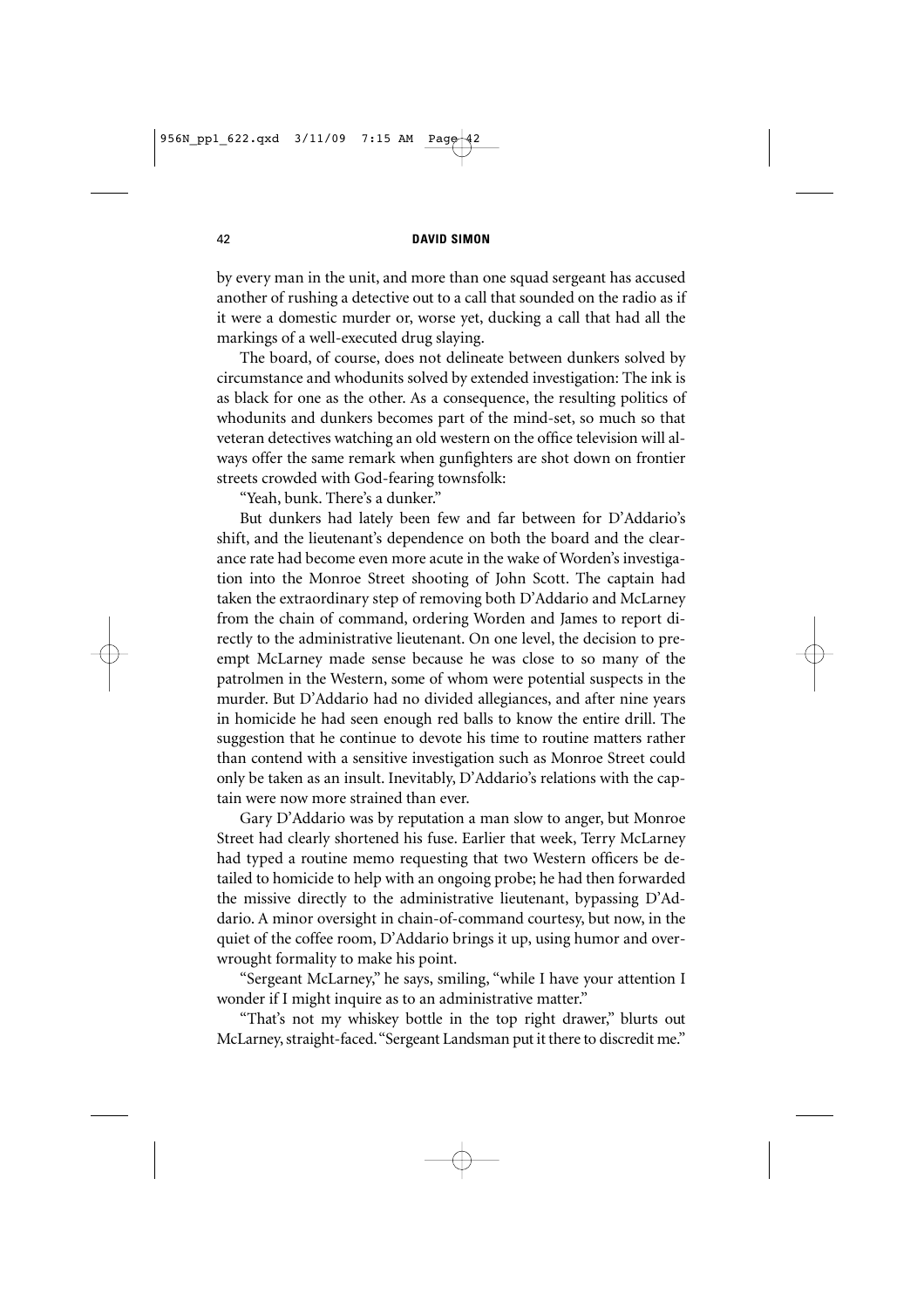by every man in the unit, and more than one squad sergeant has accused another of rushing a detective out to a call that sounded on the radio as if it were a domestic murder or, worse yet, ducking a call that had all the markings of a well-executed drug slaying.

The board, of course, does not delineate between dunkers solved by circumstance and whodunits solved by extended investigation: The ink is as black for one as the other. As a consequence, the resulting politics of whodunits and dunkers becomes part of the mind-set, so much so that veteran detectives watching an old western on the office television will always offer the same remark when gunfighters are shot down on frontier streets crowded with God-fearing townsfolk:

"Yeah, bunk. There's a dunker."

But dunkers had lately been few and far between for D'Addario's shift, and the lieutenant's dependence on both the board and the clearance rate had become even more acute in the wake of Worden's investigation into the Monroe Street shooting of John Scott. The captain had taken the extraordinary step of removing both D'Addario and McLarney from the chain of command, ordering Worden and James to report directly to the administrative lieutenant. On one level, the decision to preempt McLarney made sense because he was close to so many of the patrolmen in the Western, some of whom were potential suspects in the murder. But D'Addario had no divided allegiances, and after nine years in homicide he had seen enough red balls to know the entire drill. The suggestion that he continue to devote his time to routine matters rather than contend with a sensitive investigation such as Monroe Street could only be taken as an insult. Inevitably, D'Addario's relations with the captain were now more strained than ever.

Gary D'Addario was by reputation a man slow to anger, but Monroe Street had clearly shortened his fuse. Earlier that week, Terry McLarney had typed a routine memo requesting that two Western officers be detailed to homicide to help with an ongoing probe; he had then forwarded the missive directly to the administrative lieutenant, bypassing D'Addario. A minor oversight in chain-of-command courtesy, but now, in the quiet of the coffee room, D'Addario brings it up, using humor and overwrought formality to make his point.

"Sergeant McLarney," he says, smiling, "while I have your attention I wonder if I might inquire as to an administrative matter."

"That's not my whiskey bottle in the top right drawer," blurts out McLarney, straight-faced. "Sergeant Landsman put it there to discredit me."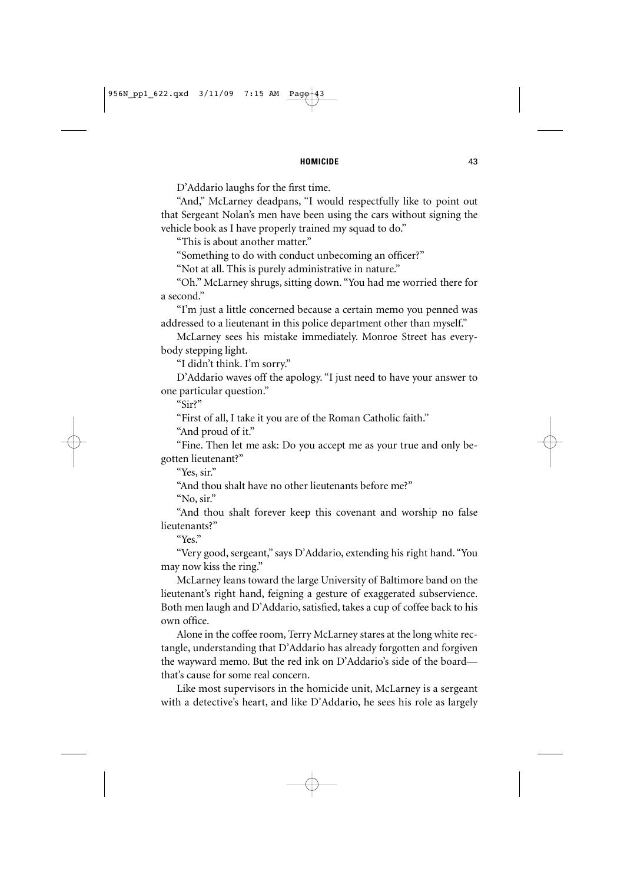D'Addario laughs for the first time.

"And," McLarney deadpans, "I would respectfully like to point out that Sergeant Nolan's men have been using the cars without signing the vehicle book as I have properly trained my squad to do."

"This is about another matter."

"Something to do with conduct unbecoming an officer?"

"Not at all. This is purely administrative in nature."

"Oh." McLarney shrugs, sitting down. "You had me worried there for a second."

"I'm just a little concerned because a certain memo you penned was addressed to a lieutenant in this police department other than myself."

McLarney sees his mistake immediately. Monroe Street has everybody stepping light.

"I didn't think. I'm sorry."

D'Addario waves off the apology. "I just need to have your answer to one particular question."

"Sir?"

"First of all, I take it you are of the Roman Catholic faith."

"And proud of it."

"Fine. Then let me ask: Do you accept me as your true and only begotten lieutenant?"

"Yes, sir."

"And thou shalt have no other lieutenants before me?"

"No, sir."

"And thou shalt forever keep this covenant and worship no false lieutenants?"

"Yes."

"Very good, sergeant," says D'Addario, extending his right hand. "You may now kiss the ring."

McLarney leans toward the large University of Baltimore band on the lieutenant's right hand, feigning a gesture of exaggerated subservience. Both men laugh and D'Addario, satisfied, takes a cup of coffee back to his own office.

Alone in the coffee room, Terry McLarney stares at the long white rectangle, understanding that D'Addario has already forgotten and forgiven the wayward memo. But the red ink on D'Addario's side of the board—that's cause for some real concern.

Like most supervisors in the homicide unit, McLarney is a sergeant with a detective's heart, and like D'Addario, he sees his role as largely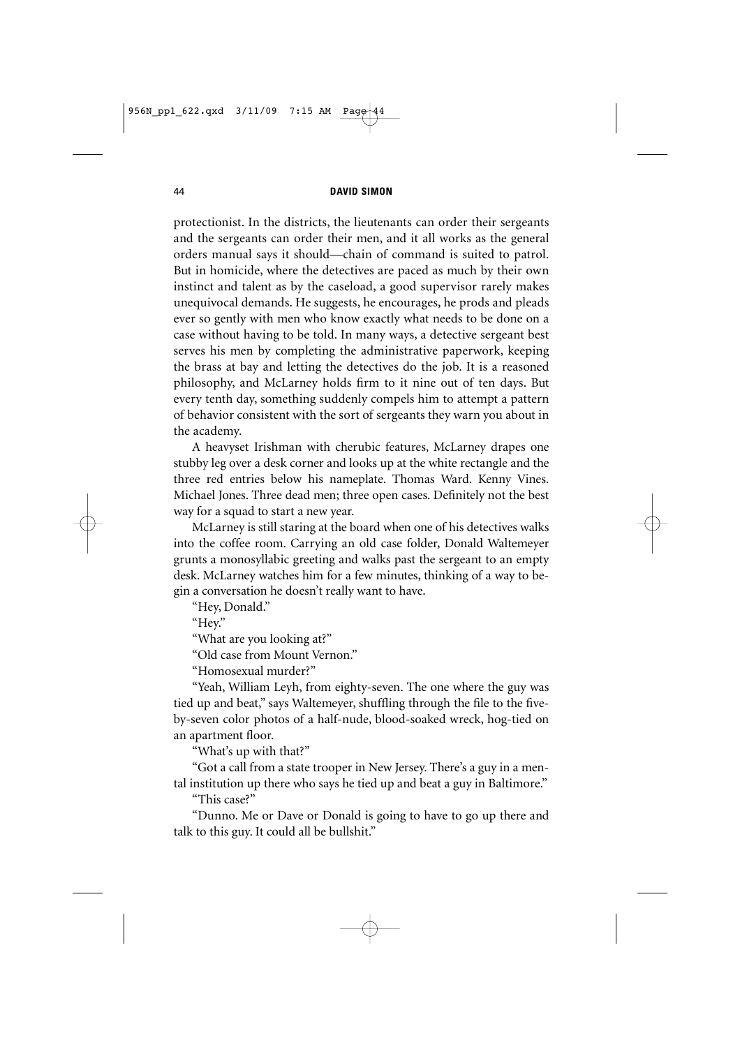protectionist. In the districts, the lieutenants can order their sergeants and the sergeants can order their men, and it all works as the general orders manual says it should—chain of command is suited to patrol. But in homicide, where the detectives are paced as much by their own instinct and talent as by the caseload, a good supervisor rarely makes unequivocal demands. He suggests, he encourages, he prods and pleads ever so gently with men who know exactly what needs to be done on a case without having to be told. In many ways, a detective sergeant best serves his men by completing the administrative paperwork, keeping the brass at bay and letting the detectives do the job. It is a reasoned philosophy, and McLarney holds firm to it nine out of ten days. But every tenth day, something suddenly compels him to attempt a pattern of behavior consistent with the sort of sergeants they warn you about in the academy.

A heavyset Irishman with cherubic features, McLarney drapes one stubby leg over a desk corner and looks up at the white rectangle and the three red entries below his nameplate. Thomas Ward. Kenny Vines. Michael Jones. Three dead men; three open cases. Definitely not the best way for a squad to start a new year.

McLarney is still staring at the board when one of his detectives walks into the coffee room. Carrying an old case folder, Donald Waltemeyer grunts a monosyllabic greeting and walks past the sergeant to an empty desk. McLarney watches him for a few minutes, thinking of a way to begin a conversation he doesn't really want to have.

"Hey, Donald."

"Hey."

"What are you looking at?"

"Old case from Mount Vernon."

"Homosexual murder?"

"Yeah, William Leyh, from eighty-seven. The one where the guy was tied up and beat," says Waltemeyer, shuffling through the file to the five-by-seven color photos of a half-nude, blood-soaked wreck, hog-tied on an apartment floor.

"What's up with that?"

"Got a call from a state trooper in New Jersey. There's a guy in a mental institution up there who says he tied up and beat a guy in Baltimore."

"This case?"

"Dunno. Me or Dave or Donald is going to have to go up there and talk to this guy. It could all be bullshit."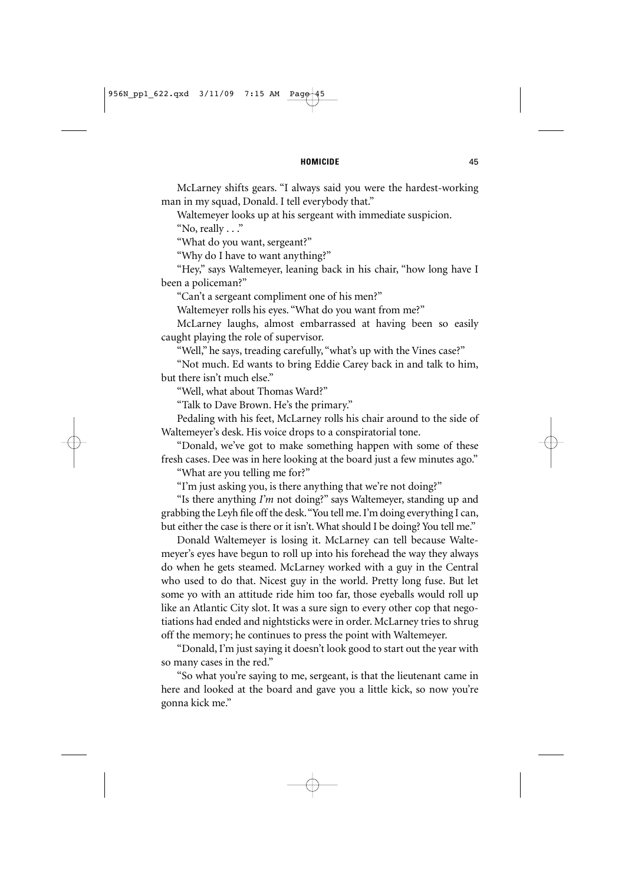McLarney shifts gears. "I always said you were the hardest-working man in my squad, Donald. I tell everybody that."

Waltemeyer looks up at his sergeant with immediate suspicion.

"No, really . . ."

"What do you want, sergeant?"

"Why do I have to want anything?"

"Hey," says Waltemeyer, leaning back in his chair, "how long have I been a policeman?"

"Can't a sergeant compliment one of his men?"

Waltemeyer rolls his eyes. "What do you want from me?"

McLarney laughs, almost embarrassed at having been so easily caught playing the role of supervisor.

"Well," he says, treading carefully, "what's up with the Vines case?"

"Not much. Ed wants to bring Eddie Carey back in and talk to him, but there isn't much else."

"Well, what about Thomas Ward?"

"Talk to Dave Brown. He's the primary."

Pedaling with his feet, McLarney rolls his chair around to the side of Waltemeyer's desk. His voice drops to a conspiratorial tone.

"Donald, we've got to make something happen with some of these fresh cases. Dee was in here looking at the board just a few minutes ago."

"What are you telling me for?"

"I'm just asking you, is there anything that we're not doing?"

"Is there anything *I'm* not doing?" says Waltemeyer, standing up and grabbing the Leyh file off the desk. "You tell me. I'm doing everything I can, but either the case is there or it isn't. What should I be doing? You tell me."

Donald Waltemeyer is losing it. McLarney can tell because Waltemeyer's eyes have begun to roll up into his forehead the way they always do when he gets steamed. McLarney worked with a guy in the Central who used to do that. Nicest guy in the world. Pretty long fuse. But let some yo with an attitude ride him too far, those eyeballs would roll up like an Atlantic City slot. It was a sure sign to every other cop that negotiations had ended and nightsticks were in order. McLarney tries to shrug off the memory; he continues to press the point with Waltemeyer.

"Donald, I'm just saying it doesn't look good to start out the year with so many cases in the red."

"So what you're saying to me, sergeant, is that the lieutenant came in here and looked at the board and gave you a little kick, so now you're gonna kick me."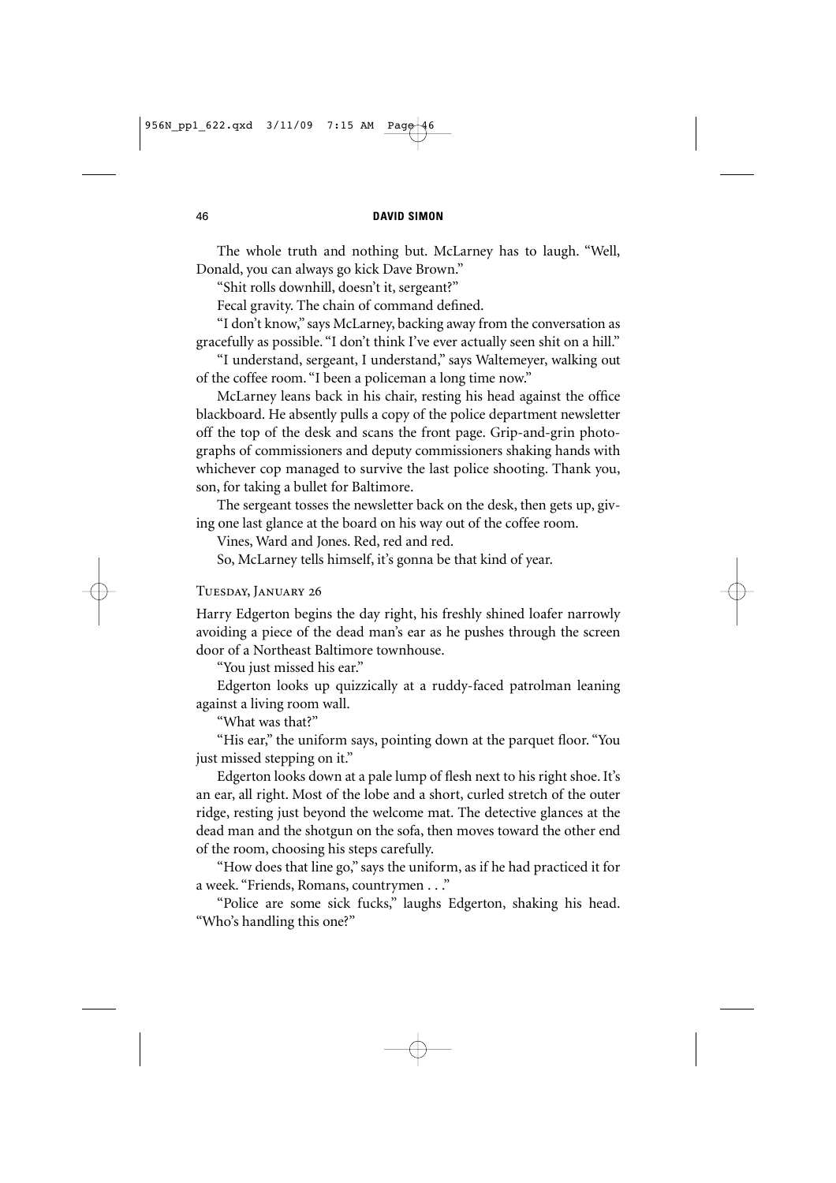The whole truth and nothing but. McLarney has to laugh. "Well, Donald, you can always go kick Dave Brown."

"Shit rolls downhill, doesn't it, sergeant?"

Fecal gravity. The chain of command defined.

"I don't know," says McLarney, backing away from the conversation as gracefully as possible. "I don't think I've ever actually seen shit on a hill."

"I understand, sergeant, I understand," says Waltemeyer, walking out of the coffee room. "I been a policeman a long time now."

McLarney leans back in his chair, resting his head against the office blackboard. He absently pulls a copy of the police department newsletter off the top of the desk and scans the front page. Grip-and-grin photographs of commissioners and deputy commissioners shaking hands with whichever cop managed to survive the last police shooting. Thank you, son, for taking a bullet for Baltimore.

The sergeant tosses the newsletter back on the desk, then gets up, giving one last glance at the board on his way out of the coffee room.

Vines, Ward and Jones. Red, red and red.

So, McLarney tells himself, it's gonna be that kind of year.

Tuesday, January 26

Harry Edgerton begins the day right, his freshly shined loafer narrowly avoiding a piece of the dead man's ear as he pushes through the screen door of a Northeast Baltimore townhouse.

"You just missed his ear."

Edgerton looks up quizzically at a ruddy-faced patrolman leaning against a living room wall.

"What was that?"

"His ear," the uniform says, pointing down at the parquet floor. "You just missed stepping on it."

Edgerton looks down at a pale lump of flesh next to his right shoe. It's an ear, all right. Most of the lobe and a short, curled stretch of the outer ridge, resting just beyond the welcome mat. The detective glances at the dead man and the shotgun on the sofa, then moves toward the other end of the room, choosing his steps carefully.

"How does that line go," says the uniform, as if he had practiced it for a week. "Friends, Romans, countrymen . . ."

"Police are some sick fucks," laughs Edgerton, shaking his head. "Who's handling this one?"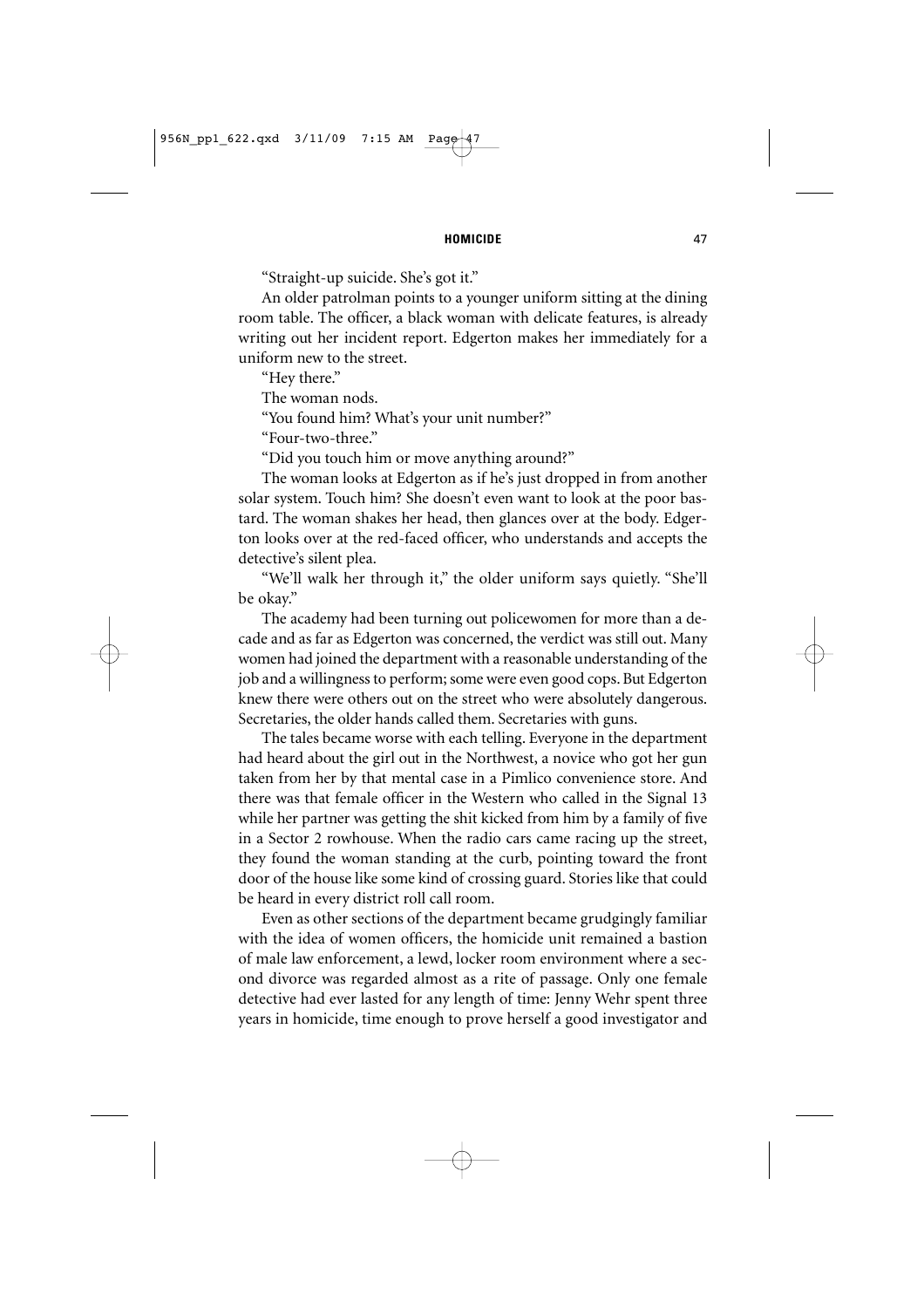"Straight-up suicide. She's got it."

An older patrolman points to a younger uniform sitting at the dining room table. The officer, a black woman with delicate features, is already writing out her incident report. Edgerton makes her immediately for a uniform new to the street.

"Hey there."

The woman nods.

"You found him? What's your unit number?"

"Four-two-three."

"Did you touch him or move anything around?"

The woman looks at Edgerton as if he's just dropped in from another solar system. Touch him? She doesn't even want to look at the poor bastard. The woman shakes her head, then glances over at the body. Edgerton looks over at the red-faced officer, who understands and accepts the detective's silent plea.

"We'll walk her through it," the older uniform says quietly. "She'll be okay."

The academy had been turning out policewomen for more than a decade and as far as Edgerton was concerned, the verdict was still out. Many women had joined the department with a reasonable understanding of the job and a willingness to perform; some were even good cops. But Edgerton knew there were others out on the street who were absolutely dangerous. Secretaries, the older hands called them. Secretaries with guns.

The tales became worse with each telling. Everyone in the department had heard about the girl out in the Northwest, a novice who got her gun taken from her by that mental case in a Pimlico convenience store. And there was that female officer in the Western who called in the Signal 13 while her partner was getting the shit kicked from him by a family of five in a Sector 2 rowhouse. When the radio cars came racing up the street, they found the woman standing at the curb, pointing toward the front door of the house like some kind of crossing guard. Stories like that could be heard in every district roll call room.

Even as other sections of the department became grudgingly familiar with the idea of women officers, the homicide unit remained a bastion of male law enforcement, a lewd, locker room environment where a second divorce was regarded almost as a rite of passage. Only one female detective had ever lasted for any length of time: Jenny Wehr spent three years in homicide, time enough to prove herself a good investigator and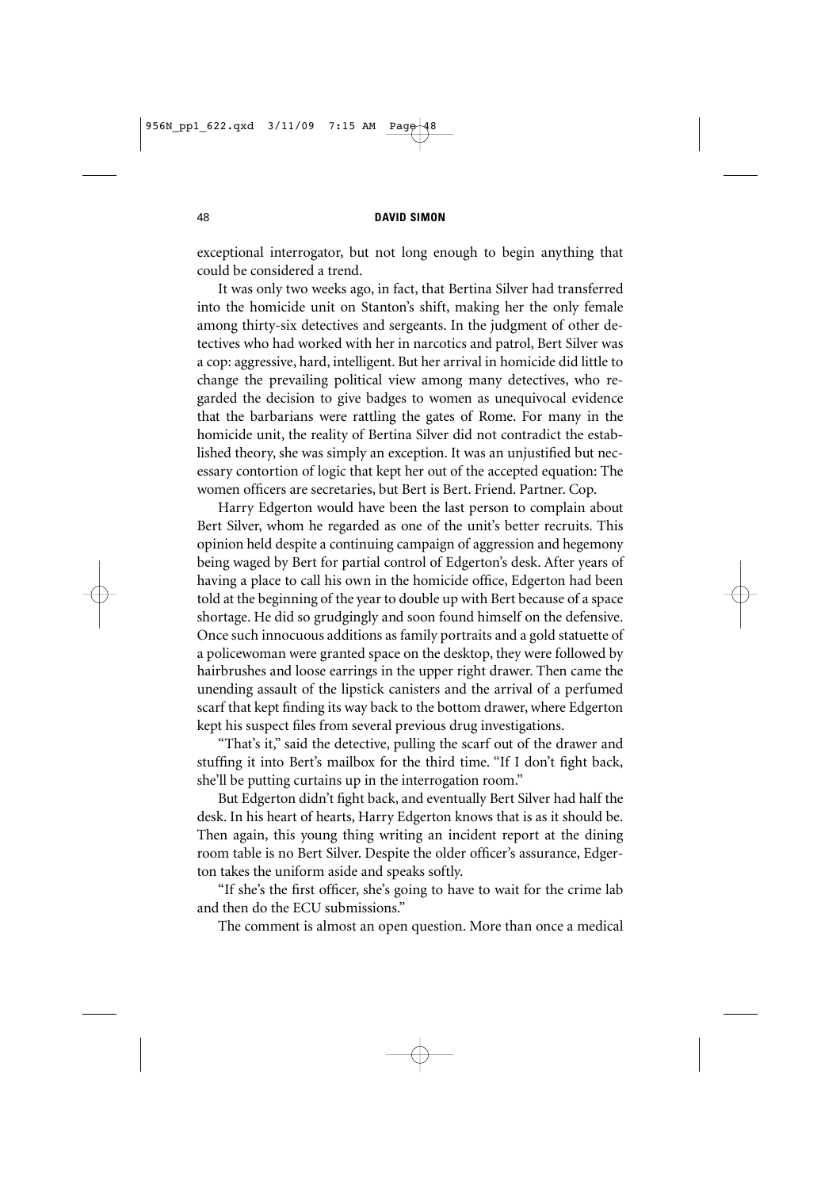exceptional interrogator, but not long enough to begin anything that could be considered a trend.

It was only two weeks ago, in fact, that Bertina Silver had transferred into the homicide unit on Stanton's shift, making her the only female among thirty-six detectives and sergeants. In the judgment of other detectives who had worked with her in narcotics and patrol, Bert Silver was a cop: aggressive, hard, intelligent. But her arrival in homicide did little to change the prevailing political view among many detectives, who regarded the decision to give badges to women as unequivocal evidence that the barbarians were rattling the gates of Rome. For many in the homicide unit, the reality of Bertina Silver did not contradict the established theory, she was simply an exception. It was an unjustified but necessary contortion of logic that kept her out of the accepted equation: The women officers are secretaries, but Bert is Bert. Friend. Partner. Cop.

Harry Edgerton would have been the last person to complain about Bert Silver, whom he regarded as one of the unit's better recruits. This opinion held despite a continuing campaign of aggression and hegemony being waged by Bert for partial control of Edgerton's desk. After years of having a place to call his own in the homicide office, Edgerton had been told at the beginning of the year to double up with Bert because of a space shortage. He did so grudgingly and soon found himself on the defensive. Once such innocuous additions as family portraits and a gold statuette of a policewoman were granted space on the desktop, they were followed by hairbrushes and loose earrings in the upper right drawer. Then came the unending assault of the lipstick canisters and the arrival of a perfumed scarf that kept finding its way back to the bottom drawer, where Edgerton kept his suspect files from several previous drug investigations.

"That's it," said the detective, pulling the scarf out of the drawer and stuffing it into Bert's mailbox for the third time. "If I don't fight back, she'll be putting curtains up in the interrogation room."

But Edgerton didn't fight back, and eventually Bert Silver had half the desk. In his heart of hearts, Harry Edgerton knows that is as it should be. Then again, this young thing writing an incident report at the dining room table is no Bert Silver. Despite the older officer's assurance, Edgerton takes the uniform aside and speaks softly.

"If she's the first officer, she's going to have to wait for the crime lab and then do the ECU submissions."

The comment is almost an open question. More than once a medical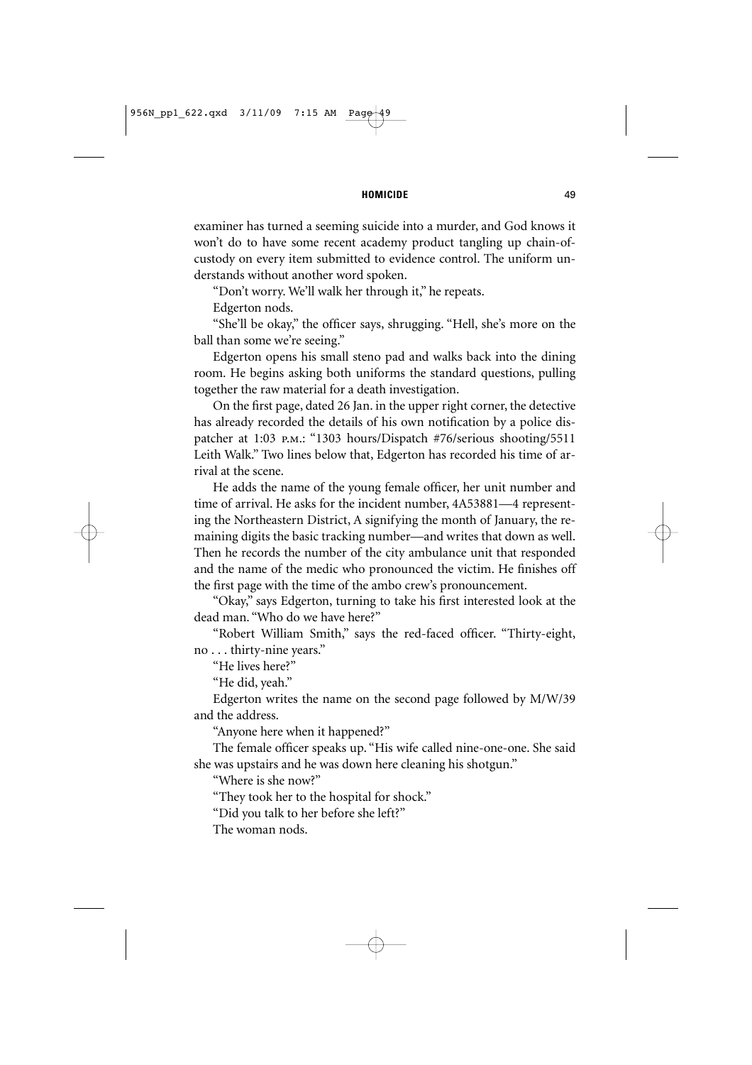examiner has turned a seeming suicide into a murder, and God knows it won't do to have some recent academy product tangling up chain-of-custody on every item submitted to evidence control. The uniform understands without another word spoken.

"Don't worry. We'll walk her through it," he repeats.

Edgerton nods.

"She'll be okay," the officer says, shrugging. "Hell, she's more on the ball than some we're seeing."

Edgerton opens his small steno pad and walks back into the dining room. He begins asking both uniforms the standard questions, pulling together the raw material for a death investigation.

On the first page, dated 26 Jan. in the upper right corner, the detective has already recorded the details of his own notification by a police dispatcher at 1:03 P.M.: "1303 hours/Dispatch #76/serious shooting/5511 Leith Walk." Two lines below that, Edgerton has recorded his time of arrival at the scene.

He adds the name of the young female officer, her unit number and time of arrival. He asks for the incident number, 4A53881—4 representing the Northeastern District, A signifying the month of January, the remaining digits the basic tracking number—and writes that down as well. Then he records the number of the city ambulance unit that responded and the name of the medic who pronounced the victim. He finishes off the first page with the time of the ambo crew's pronouncement.

"Okay," says Edgerton, turning to take his first interested look at the dead man. "Who do we have here?"

"Robert William Smith," says the red-faced officer. "Thirty-eight, no . . . thirty-nine years."

"He lives here?"

"He did, yeah."

Edgerton writes the name on the second page followed by M/W/39 and the address.

"Anyone here when it happened?"

The female officer speaks up. "His wife called nine-one-one. She said she was upstairs and he was down here cleaning his shotgun."

"Where is she now?"

"They took her to the hospital for shock."

"Did you talk to her before she left?"

The woman nods.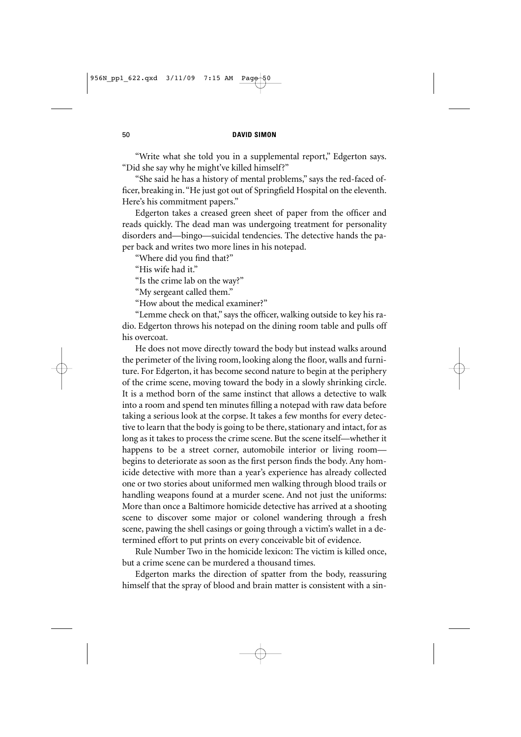"Write what she told you in a supplemental report," Edgerton says. "Did she say why he might've killed himself?"

"She said he has a history of mental problems," says the red-faced officer, breaking in. "He just got out of Springfield Hospital on the eleventh. Here's his commitment papers."

Edgerton takes a creased green sheet of paper from the officer and reads quickly. The dead man was undergoing treatment for personality disorders and—bingo—suicidal tendencies. The detective hands the paper back and writes two more lines in his notepad.

"Where did you find that?"

"His wife had it."

"Is the crime lab on the way?"

"My sergeant called them."

"How about the medical examiner?"

"Lemme check on that," says the officer, walking outside to key his radio. Edgerton throws his notepad on the dining room table and pulls off his overcoat.

He does not move directly toward the body but instead walks around the perimeter of the living room, looking along the floor, walls and furniture. For Edgerton, it has become second nature to begin at the periphery of the crime scene, moving toward the body in a slowly shrinking circle. It is a method born of the same instinct that allows a detective to walk into a room and spend ten minutes filling a notepad with raw data before taking a serious look at the corpse. It takes a few months for every detective to learn that the body is going to be there, stationary and intact, for as long as it takes to process the crime scene. But the scene itself—whether it happens to be a street corner, automobile interior or living room—begins to deteriorate as soon as the first person finds the body. Any homicide detective with more than a year's experience has already collected one or two stories about uniformed men walking through blood trails or handling weapons found at a murder scene. And not just the uniforms: More than once a Baltimore homicide detective has arrived at a shooting scene to discover some major or colonel wandering through a fresh scene, pawing the shell casings or going through a victim's wallet in a determined effort to put prints on every conceivable bit of evidence.

Rule Number Two in the homicide lexicon: The victim is killed once, but a crime scene can be murdered a thousand times.

Edgerton marks the direction of spatter from the body, reassuring himself that the spray of blood and brain matter is consistent with a sin-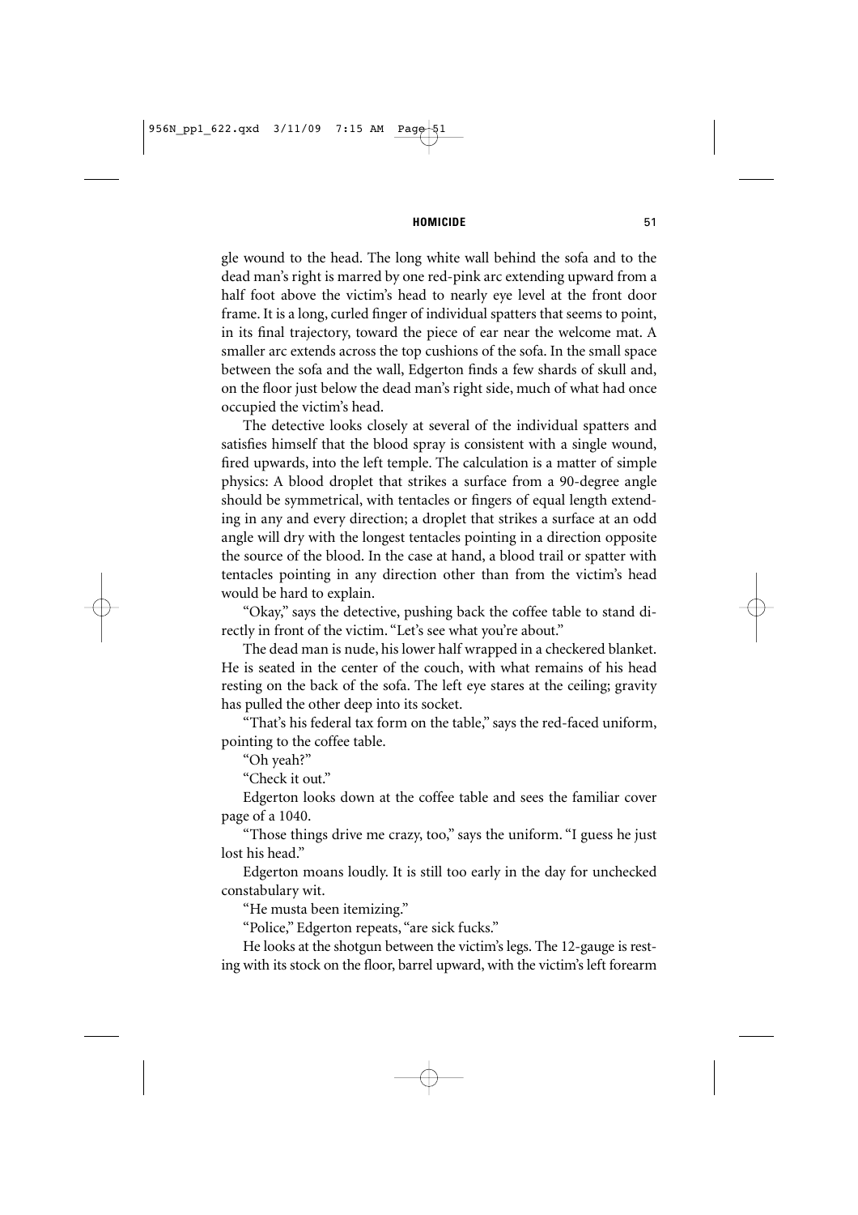gle wound to the head. The long white wall behind the sofa and to the dead man's right is marred by one red-pink arc extending upward from a half foot above the victim's head to nearly eye level at the front door frame. It is a long, curled finger of individual spatters that seems to point, in its final trajectory, toward the piece of ear near the welcome mat. A smaller arc extends across the top cushions of the sofa. In the small space between the sofa and the wall, Edgerton finds a few shards of skull and, on the floor just below the dead man's right side, much of what had once occupied the victim's head.

The detective looks closely at several of the individual spatters and satisfies himself that the blood spray is consistent with a single wound, fired upwards, into the left temple. The calculation is a matter of simple physics: A blood droplet that strikes a surface from a 90-degree angle should be symmetrical, with tentacles or fingers of equal length extending in any and every direction; a droplet that strikes a surface at an odd angle will dry with the longest tentacles pointing in a direction opposite the source of the blood. In the case at hand, a blood trail or spatter with tentacles pointing in any direction other than from the victim's head would be hard to explain.

"Okay," says the detective, pushing back the coffee table to stand directly in front of the victim. "Let's see what you're about."

The dead man is nude, his lower half wrapped in a checkered blanket. He is seated in the center of the couch, with what remains of his head resting on the back of the sofa. The left eye stares at the ceiling; gravity has pulled the other deep into its socket.

"That's his federal tax form on the table," says the red-faced uniform, pointing to the coffee table.

"Oh yeah?"

"Check it out."

Edgerton looks down at the coffee table and sees the familiar cover page of a 1040.

"Those things drive me crazy, too," says the uniform. "I guess he just lost his head."

Edgerton moans loudly. It is still too early in the day for unchecked constabulary wit.

"He musta been itemizing."

"Police," Edgerton repeats, "are sick fucks."

He looks at the shotgun between the victim's legs. The 12-gauge is resting with its stock on the floor, barrel upward, with the victim's left forearm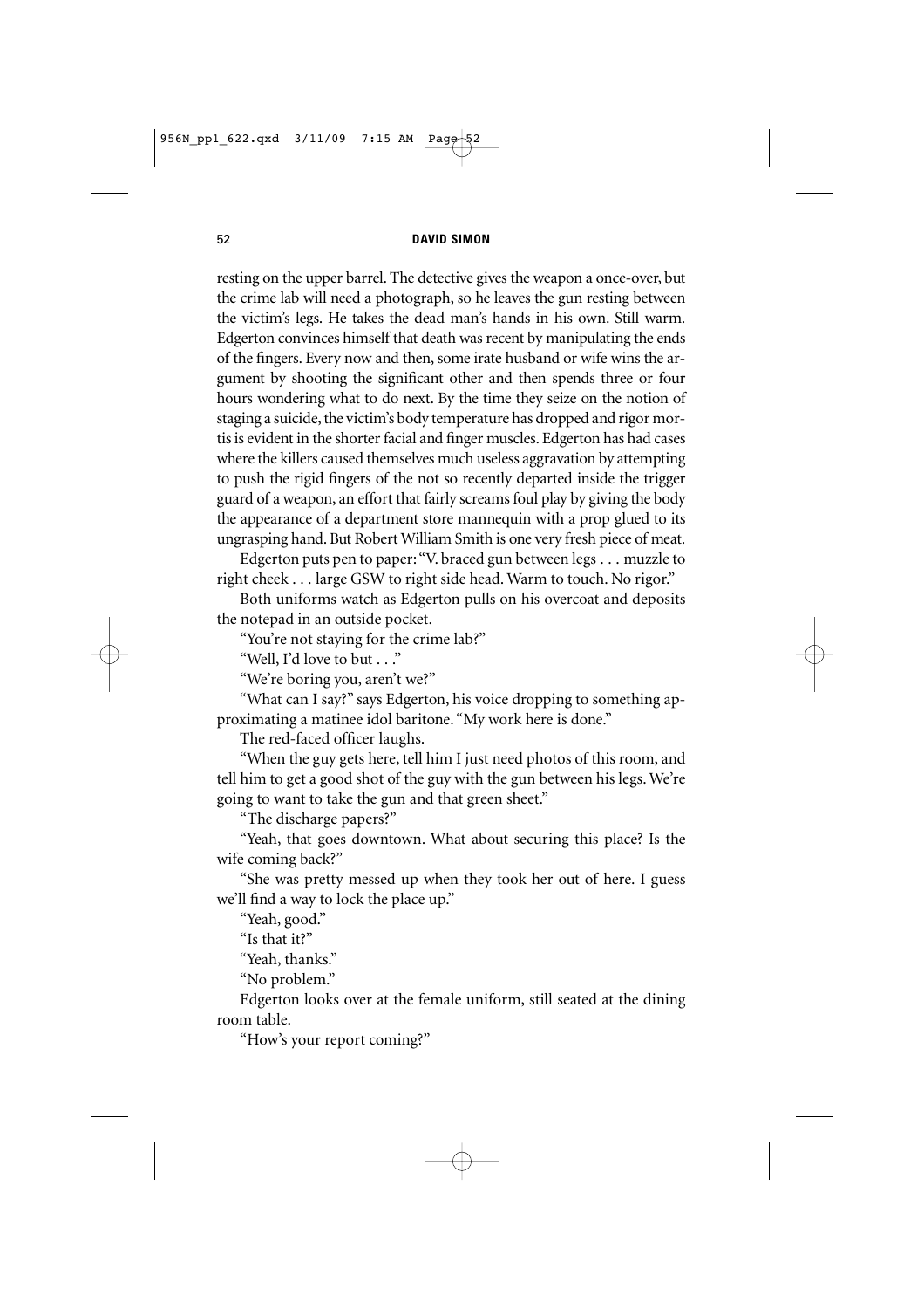resting on the upper barrel. The detective gives the weapon a once-over, but the crime lab will need a photograph, so he leaves the gun resting between the victim's legs. He takes the dead man's hands in his own. Still warm. Edgerton convinces himself that death was recent by manipulating the ends of the fingers. Every now and then, some irate husband or wife wins the argument by shooting the significant other and then spends three or four hours wondering what to do next. By the time they seize on the notion of staging a suicide, the victim's body temperature has dropped and rigor mortis is evident in the shorter facial and finger muscles. Edgerton has had cases where the killers caused themselves much useless aggravation by attempting to push the rigid fingers of the not so recently departed inside the trigger guard of a weapon, an effort that fairly screams foul play by giving the body the appearance of a department store mannequin with a prop glued to its ungrasping hand. But Robert William Smith is one very fresh piece of meat.

Edgerton puts pen to paper: "V. braced gun between legs . . . muzzle to right cheek . . . large GSW to right side head. Warm to touch. No rigor."

Both uniforms watch as Edgerton pulls on his overcoat and deposits the notepad in an outside pocket.

"You're not staying for the crime lab?"

"Well, I'd love to but . . ."

"We're boring you, aren't we?"

"What can I say?" says Edgerton, his voice dropping to something approximating a matinee idol baritone. "My work here is done."

The red-faced officer laughs.

"When the guy gets here, tell him I just need photos of this room, and tell him to get a good shot of the guy with the gun between his legs. We're going to want to take the gun and that green sheet."

"The discharge papers?"

"Yeah, that goes downtown. What about securing this place? Is the wife coming back?"

"She was pretty messed up when they took her out of here. I guess we'll find a way to lock the place up."

"Yeah, good."

"Is that it?"

"Yeah, thanks."

"No problem."

Edgerton looks over at the female uniform, still seated at the dining room table.

"How's your report coming?"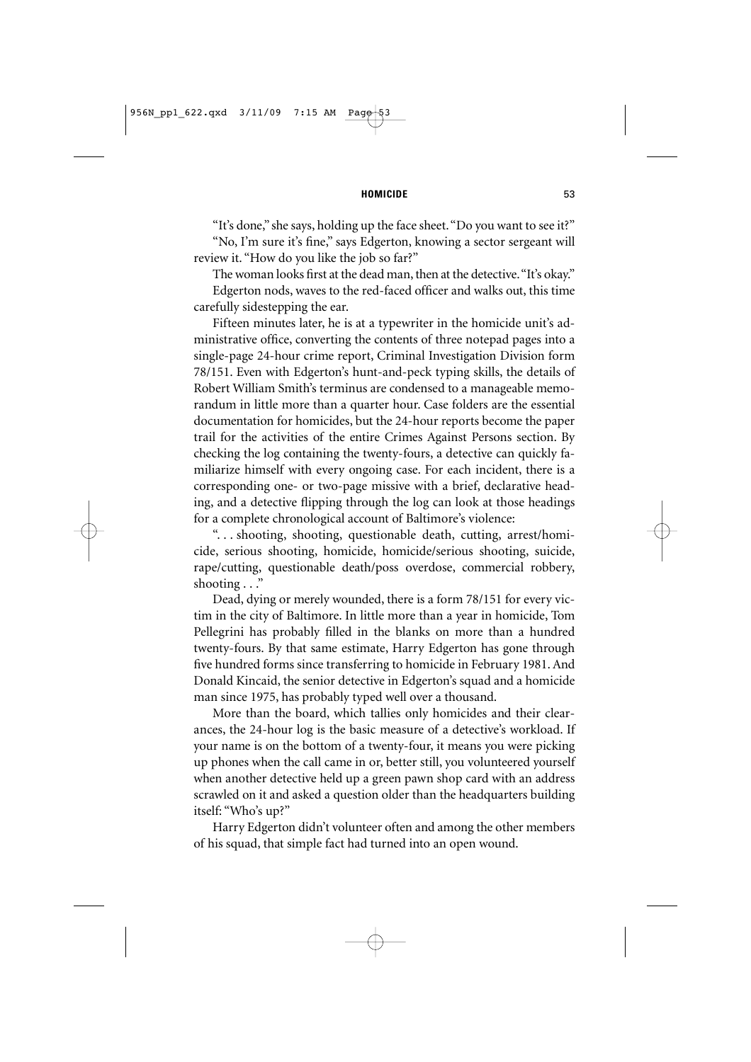"It's done," she says, holding up the face sheet. "Do you want to see it?"

"No, I'm sure it's fine," says Edgerton, knowing a sector sergeant will review it. "How do you like the job so far?"

The woman looks first at the dead man, then at the detective. "It's okay."

Edgerton nods, waves to the red-faced officer and walks out, this time carefully sidestepping the ear.

Fifteen minutes later, he is at a typewriter in the homicide unit's administrative office, converting the contents of three notepad pages into a single-page 24-hour crime report, Criminal Investigation Division form 78/151. Even with Edgerton's hunt-and-peck typing skills, the details of Robert William Smith's terminus are condensed to a manageable memorandum in little more than a quarter hour. Case folders are the essential documentation for homicides, but the 24-hour reports become the paper trail for the activities of the entire Crimes Against Persons section. By checking the log containing the twenty-fours, a detective can quickly familiarize himself with every ongoing case. For each incident, there is a corresponding one- or two-page missive with a brief, declarative heading, and a detective flipping through the log can look at those headings for a complete chronological account of Baltimore's violence:

". . . shooting, shooting, questionable death, cutting, arrest/homicide, serious shooting, homicide, homicide/serious shooting, suicide, rape/cutting, questionable death/poss overdose, commercial robbery, shooting . . ."

Dead, dying or merely wounded, there is a form 78/151 for every victim in the city of Baltimore. In little more than a year in homicide, Tom Pellegrini has probably filled in the blanks on more than a hundred twenty-fours. By that same estimate, Harry Edgerton has gone through five hundred forms since transferring to homicide in February 1981. And Donald Kincaid, the senior detective in Edgerton's squad and a homicide man since 1975, has probably typed well over a thousand.

More than the board, which tallies only homicides and their clearances, the 24-hour log is the basic measure of a detective's workload. If your name is on the bottom of a twenty-four, it means you were picking up phones when the call came in or, better still, you volunteered yourself when another detective held up a green pawn shop card with an address scrawled on it and asked a question older than the headquarters building itself: "Who's up?"

Harry Edgerton didn't volunteer often and among the other members of his squad, that simple fact had turned into an open wound.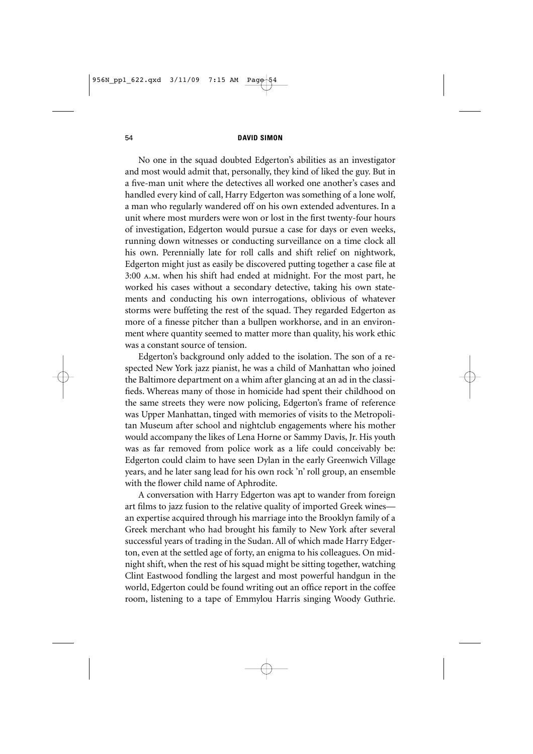No one in the squad doubted Edgerton's abilities as an investigator and most would admit that, personally, they kind of liked the guy. But in a five-man unit where the detectives all worked one another's cases and handled every kind of call, Harry Edgerton was something of a lone wolf, a man who regularly wandered off on his own extended adventures. In a unit where most murders were won or lost in the first twenty-four hours of investigation, Edgerton would pursue a case for days or even weeks, running down witnesses or conducting surveillance on a time clock all his own. Perennially late for roll calls and shift relief on nightwork, Edgerton might just as easily be discovered putting together a case file at 3:00 A.M. when his shift had ended at midnight. For the most part, he worked his cases without a secondary detective, taking his own statements and conducting his own interrogations, oblivious of whatever storms were buffeting the rest of the squad. They regarded Edgerton as more of a finesse pitcher than a bullpen workhorse, and in an environment where quantity seemed to matter more than quality, his work ethic was a constant source of tension.

Edgerton's background only added to the isolation. The son of a respected New York jazz pianist, he was a child of Manhattan who joined the Baltimore department on a whim after glancing at an ad in the classifieds. Whereas many of those in homicide had spent their childhood on the same streets they were now policing, Edgerton's frame of reference was Upper Manhattan, tinged with memories of visits to the Metropolitan Museum after school and nightclub engagements where his mother would accompany the likes of Lena Horne or Sammy Davis, Jr. His youth was as far removed from police work as a life could conceivably be: Edgerton could claim to have seen Dylan in the early Greenwich Village years, and he later sang lead for his own rock 'n' roll group, an ensemble with the flower child name of Aphrodite.

A conversation with Harry Edgerton was apt to wander from foreign art films to jazz fusion to the relative quality of imported Greek wines—an expertise acquired through his marriage into the Brooklyn family of a Greek merchant who had brought his family to New York after several successful years of trading in the Sudan. All of which made Harry Edgerton, even at the settled age of forty, an enigma to his colleagues. On midnight shift, when the rest of his squad might be sitting together, watching Clint Eastwood fondling the largest and most powerful handgun in the world, Edgerton could be found writing out an office report in the coffee room, listening to a tape of Emmylou Harris singing Woody Guthrie.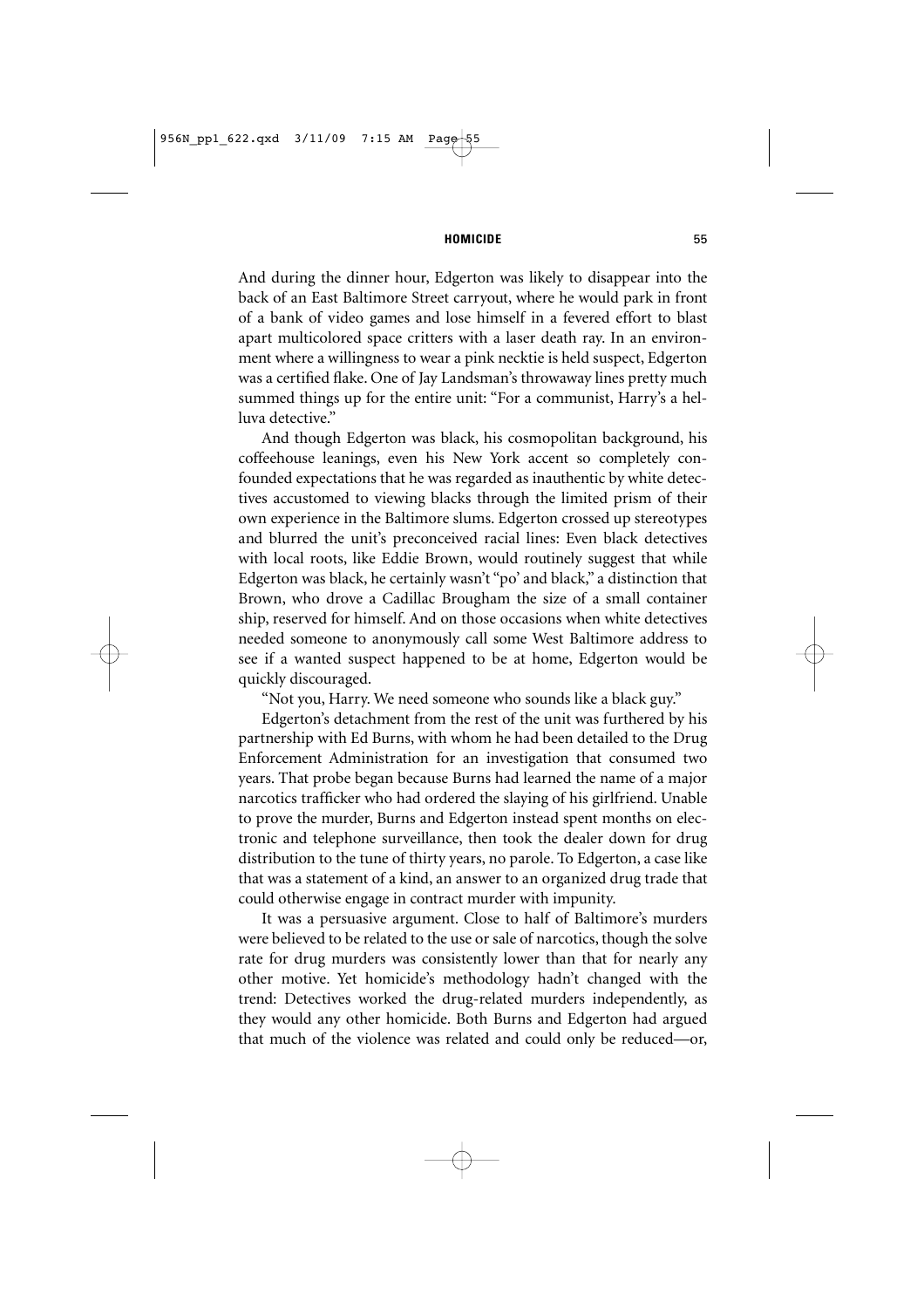And during the dinner hour, Edgerton was likely to disappear into the back of an East Baltimore Street carryout, where he would park in front of a bank of video games and lose himself in a fevered effort to blast apart multicolored space critters with a laser death ray. In an environment where a willingness to wear a pink necktie is held suspect, Edgerton was a certified flake. One of Jay Landsman's throwaway lines pretty much summed things up for the entire unit: "For a communist, Harry's a helluva detective."

And though Edgerton was black, his cosmopolitan background, his coffeehouse leanings, even his New York accent so completely confounded expectations that he was regarded as inauthentic by white detectives accustomed to viewing blacks through the limited prism of their own experience in the Baltimore slums. Edgerton crossed up stereotypes and blurred the unit's preconceived racial lines: Even black detectives with local roots, like Eddie Brown, would routinely suggest that while Edgerton was black, he certainly wasn't "po' and black," a distinction that Brown, who drove a Cadillac Brougham the size of a small container ship, reserved for himself. And on those occasions when white detectives needed someone to anonymously call some West Baltimore address to see if a wanted suspect happened to be at home, Edgerton would be quickly discouraged.

"Not you, Harry. We need someone who sounds like a black guy."

Edgerton's detachment from the rest of the unit was furthered by his partnership with Ed Burns, with whom he had been detailed to the Drug Enforcement Administration for an investigation that consumed two years. That probe began because Burns had learned the name of a major narcotics trafficker who had ordered the slaying of his girlfriend. Unable to prove the murder, Burns and Edgerton instead spent months on electronic and telephone surveillance, then took the dealer down for drug distribution to the tune of thirty years, no parole. To Edgerton, a case like that was a statement of a kind, an answer to an organized drug trade that could otherwise engage in contract murder with impunity.

It was a persuasive argument. Close to half of Baltimore's murders were believed to be related to the use or sale of narcotics, though the solve rate for drug murders was consistently lower than that for nearly any other motive. Yet homicide's methodology hadn't changed with the trend: Detectives worked the drug-related murders independently, as they would any other homicide. Both Burns and Edgerton had argued that much of the violence was related and could only be reduced—or,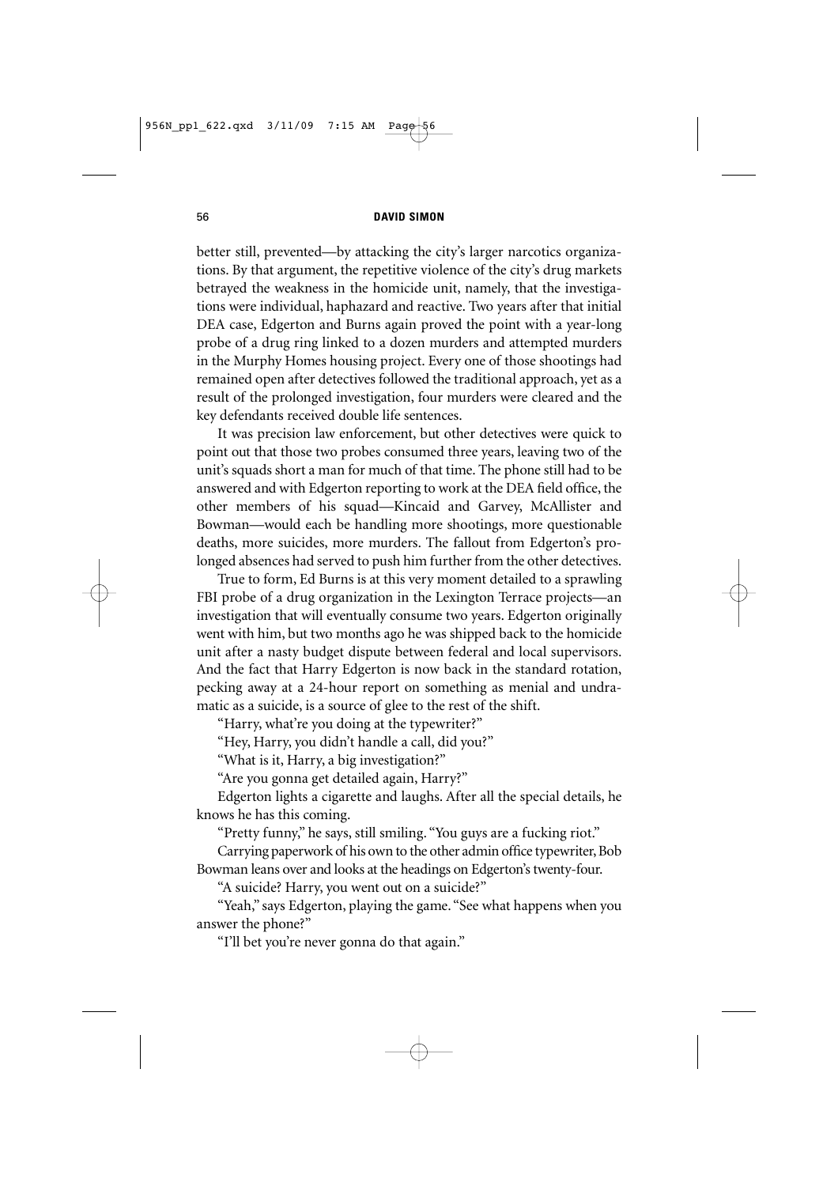better still, prevented—by attacking the city's larger narcotics organizations. By that argument, the repetitive violence of the city's drug markets betrayed the weakness in the homicide unit, namely, that the investigations were individual, haphazard and reactive. Two years after that initial DEA case, Edgerton and Burns again proved the point with a year-long probe of a drug ring linked to a dozen murders and attempted murders in the Murphy Homes housing project. Every one of those shootings had remained open after detectives followed the traditional approach, yet as a result of the prolonged investigation, four murders were cleared and the key defendants received double life sentences.

It was precision law enforcement, but other detectives were quick to point out that those two probes consumed three years, leaving two of the unit's squads short a man for much of that time. The phone still had to be answered and with Edgerton reporting to work at the DEA field office, the other members of his squad—Kincaid and Garvey, McAllister and Bowman—would each be handling more shootings, more questionable deaths, more suicides, more murders. The fallout from Edgerton's prolonged absences had served to push him further from the other detectives.

True to form, Ed Burns is at this very moment detailed to a sprawling FBI probe of a drug organization in the Lexington Terrace projects—an investigation that will eventually consume two years. Edgerton originally went with him, but two months ago he was shipped back to the homicide unit after a nasty budget dispute between federal and local supervisors. And the fact that Harry Edgerton is now back in the standard rotation, pecking away at a 24-hour report on something as menial and undramatic as a suicide, is a source of glee to the rest of the shift.

"Harry, what're you doing at the typewriter?"

"Hey, Harry, you didn't handle a call, did you?"

"What is it, Harry, a big investigation?"

"Are you gonna get detailed again, Harry?"

Edgerton lights a cigarette and laughs. After all the special details, he knows he has this coming.

"Pretty funny," he says, still smiling. "You guys are a fucking riot."

Carrying paperwork of his own to the other admin office typewriter, Bob Bowman leans over and looks at the headings on Edgerton's twenty-four.

"A suicide? Harry, you went out on a suicide?"

"Yeah," says Edgerton, playing the game. "See what happens when you answer the phone?"

"I'll bet you're never gonna do that again."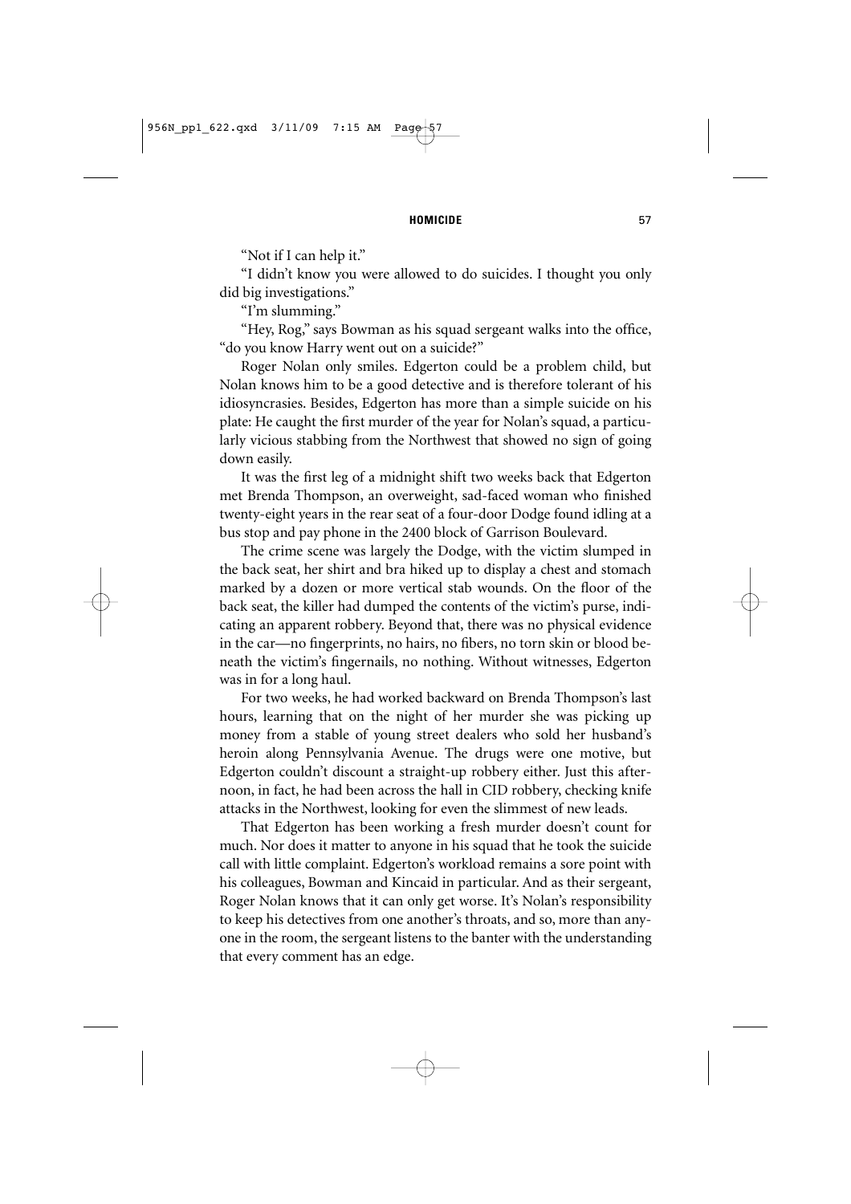"Not if I can help it."

"I didn't know you were allowed to do suicides. I thought you only did big investigations."

"I'm slumming."

"Hey, Rog," says Bowman as his squad sergeant walks into the office, "do you know Harry went out on a suicide?"

Roger Nolan only smiles. Edgerton could be a problem child, but Nolan knows him to be a good detective and is therefore tolerant of his idiosyncrasies. Besides, Edgerton has more than a simple suicide on his plate: He caught the first murder of the year for Nolan's squad, a particularly vicious stabbing from the Northwest that showed no sign of going down easily.

It was the first leg of a midnight shift two weeks back that Edgerton met Brenda Thompson, an overweight, sad-faced woman who finished twenty-eight years in the rear seat of a four-door Dodge found idling at a bus stop and pay phone in the 2400 block of Garrison Boulevard.

The crime scene was largely the Dodge, with the victim slumped in the back seat, her shirt and bra hiked up to display a chest and stomach marked by a dozen or more vertical stab wounds. On the floor of the back seat, the killer had dumped the contents of the victim's purse, indicating an apparent robbery. Beyond that, there was no physical evidence in the car—no fingerprints, no hairs, no fibers, no torn skin or blood beneath the victim's fingernails, no nothing. Without witnesses, Edgerton was in for a long haul.

For two weeks, he had worked backward on Brenda Thompson's last hours, learning that on the night of her murder she was picking up money from a stable of young street dealers who sold her husband's heroin along Pennsylvania Avenue. The drugs were one motive, but Edgerton couldn't discount a straight-up robbery either. Just this afternoon, in fact, he had been across the hall in CID robbery, checking knife attacks in the Northwest, looking for even the slimmest of new leads.

That Edgerton has been working a fresh murder doesn't count for much. Nor does it matter to anyone in his squad that he took the suicide call with little complaint. Edgerton's workload remains a sore point with his colleagues, Bowman and Kincaid in particular. And as their sergeant, Roger Nolan knows that it can only get worse. It's Nolan's responsibility to keep his detectives from one another's throats, and so, more than anyone in the room, the sergeant listens to the banter with the understanding that every comment has an edge.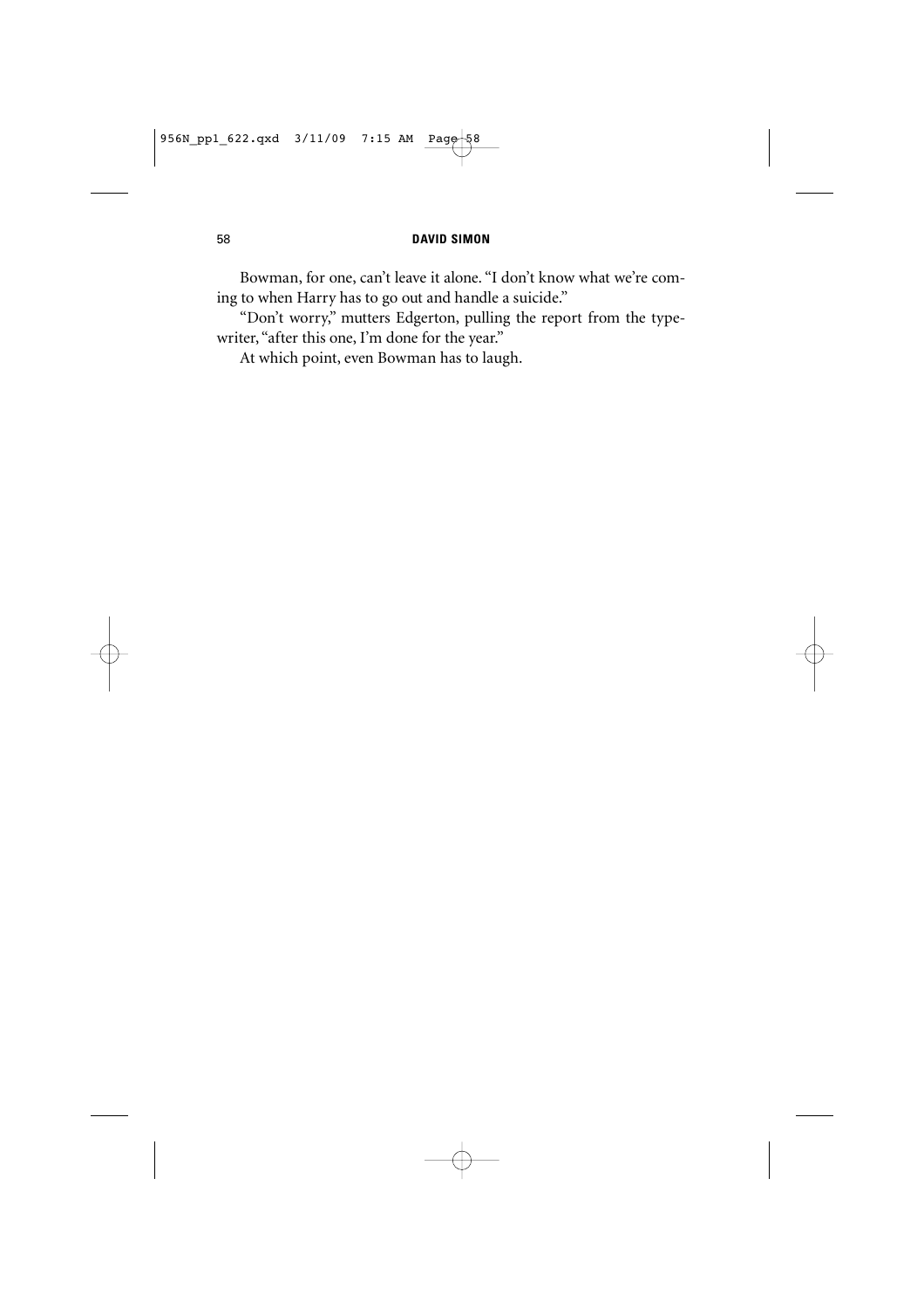Bowman, for one, can't leave it alone. "I don't know what we're coming to when Harry has to go out and handle a suicide."

"Don't worry," mutters Edgerton, pulling the report from the typewriter, "after this one, I'm done for the year."

At which point, even Bowman has to laugh.